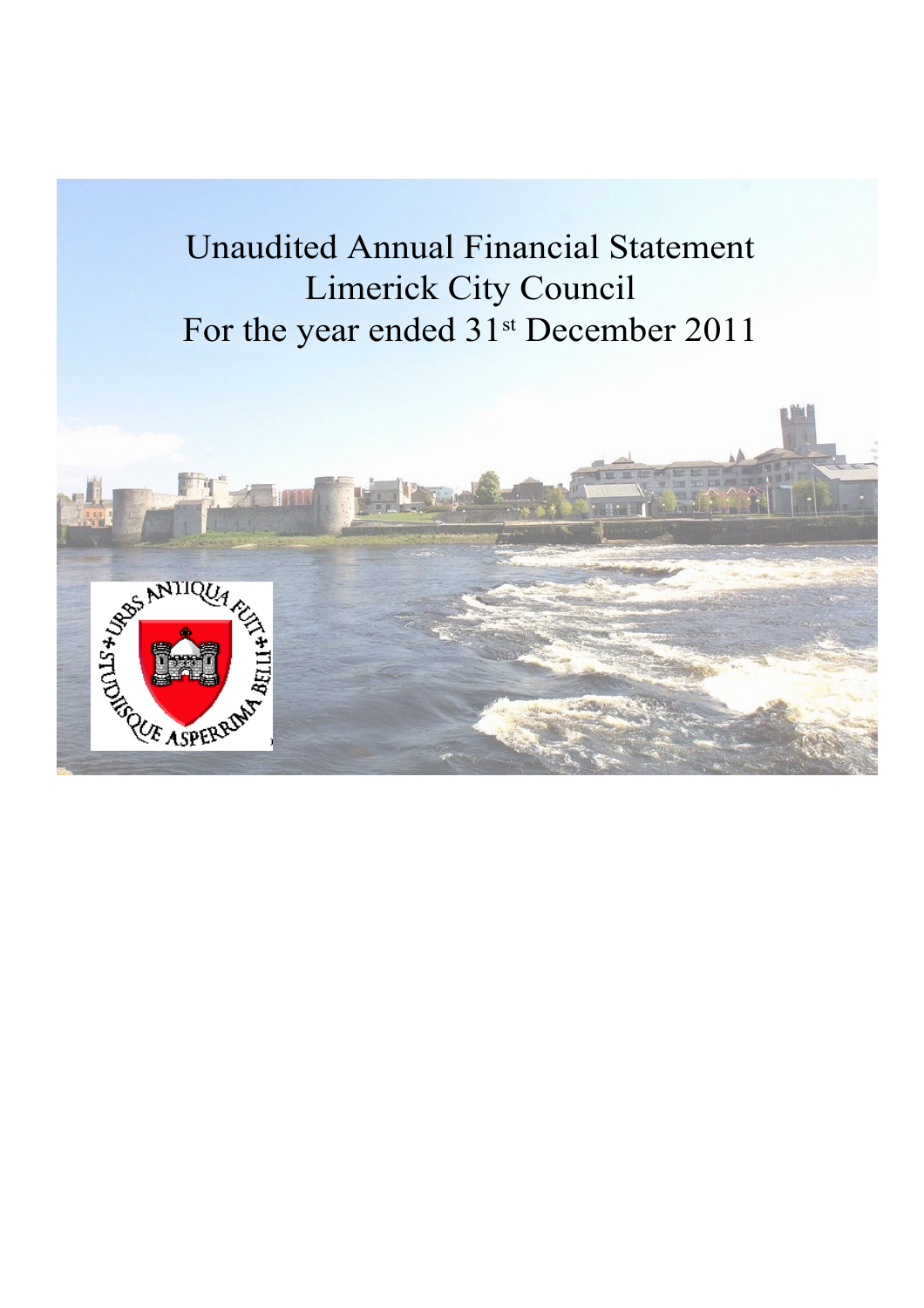# Unaudited Annual Financial Statement
# Limerick City Council
# For the year ended 31st December 2011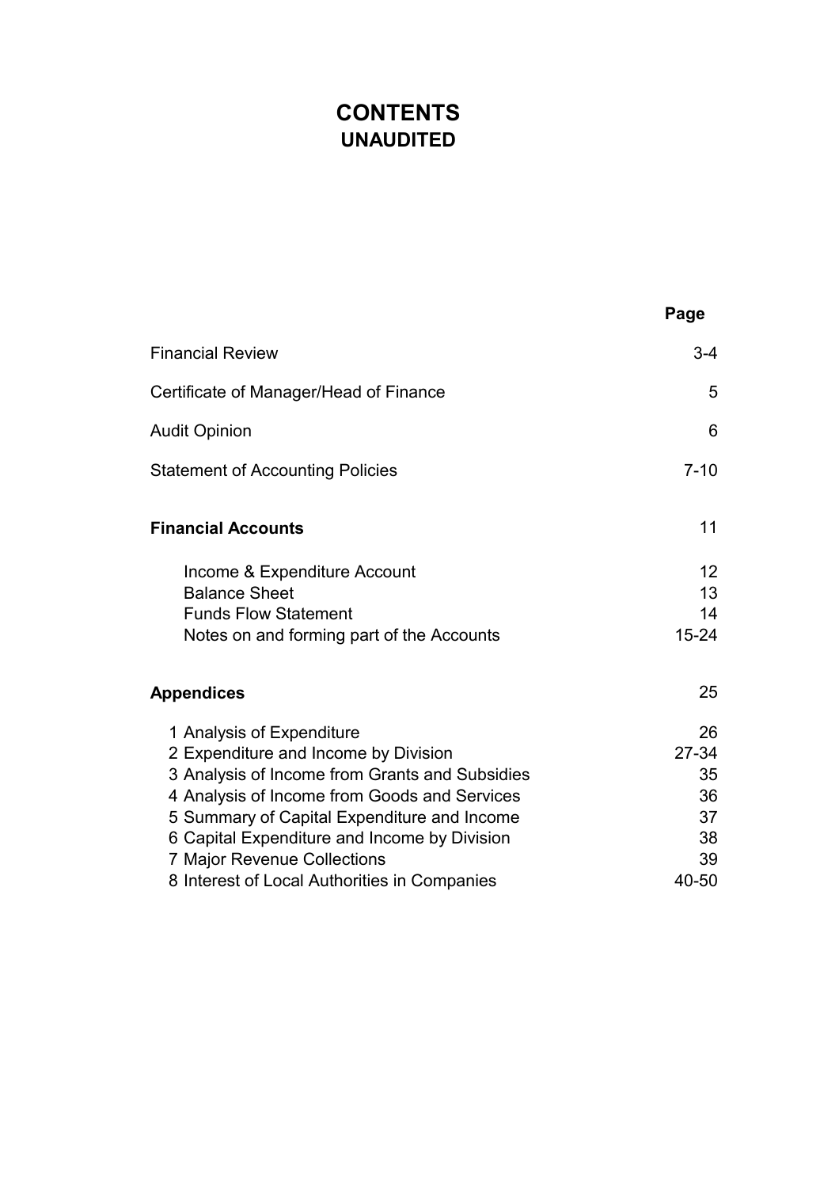# CONTENTS
## UNAUDITED

| | Page |
|---|---|
| Financial Review | 3-4 |
| Certificate of Manager/Head of Finance | 5 |
| Audit Opinion | 6 |
| Statement of Accounting Policies | 7-10 |
| **Financial Accounts** | 11 |
| Income & Expenditure Account | 12 |
| Balance Sheet | 13 |
| Funds Flow Statement | 14 |
| Notes on and forming part of the Accounts | 15-24 |
| **Appendices** | 25 |
| 1 Analysis of Expenditure | 26 |
| 2 Expenditure and Income by Division | 27-34 |
| 3 Analysis of Income from Grants and Subsidies | 35 |
| 4 Analysis of Income from Goods and Services | 36 |
| 5 Summary of Capital Expenditure and Income | 37 |
| 6 Capital Expenditure and Income by Division | 38 |
| 7 Major Revenue Collections | 39 |
| 8 Interest of Local Authorities in Companies | 40-50 |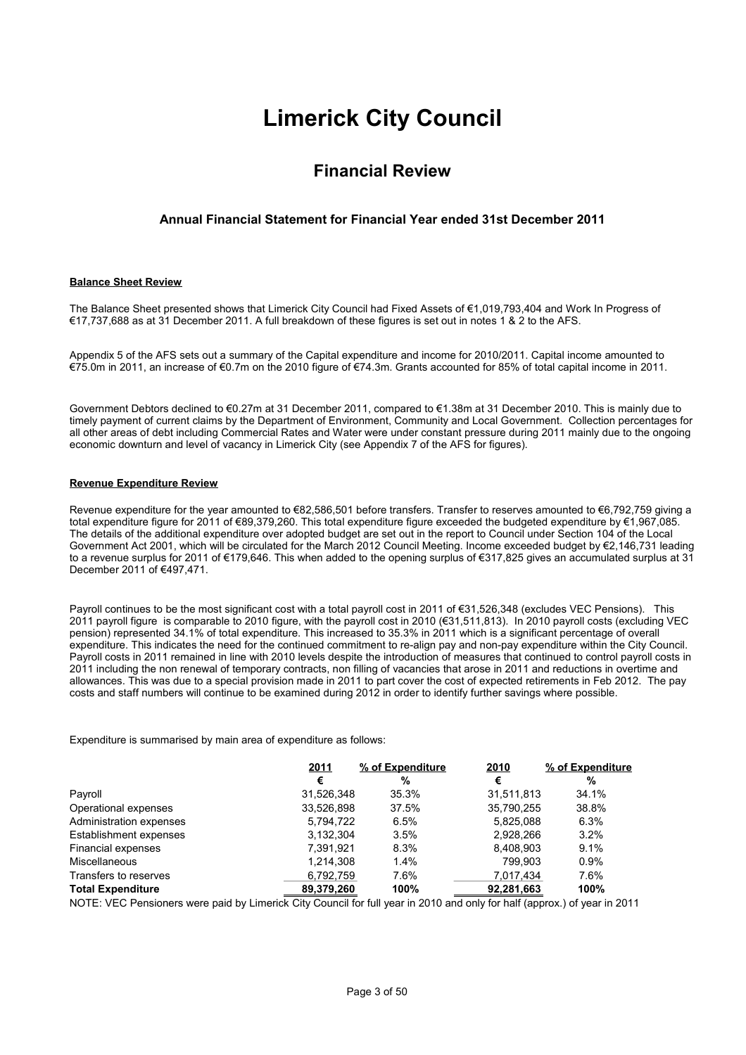# Limerick City Council

## Financial Review

### Annual Financial Statement for Financial Year ended 31st December 2011

**Balance Sheet Review**

The Balance Sheet presented shows that Limerick City Council had Fixed Assets of €1,019,793,404 and Work In Progress of €17,737,688 as at 31 December 2011. A full breakdown of these figures is set out in notes 1 & 2 to the AFS.

Appendix 5 of the AFS sets out a summary of the Capital expenditure and income for 2010/2011. Capital income amounted to €75.0m in 2011, an increase of €0.7m on the 2010 figure of €74.3m. Grants accounted for 85% of total capital income in 2011.

Government Debtors declined to €0.27m at 31 December 2011, compared to €1.38m at 31 December 2010. This is mainly due to timely payment of current claims by the Department of Environment, Community and Local Government. Collection percentages for all other areas of debt including Commercial Rates and Water were under constant pressure during 2011 mainly due to the ongoing economic downturn and level of vacancy in Limerick City (see Appendix 7 of the AFS for figures).

**Revenue Expenditure Review**

Revenue expenditure for the year amounted to €82,586,501 before transfers. Transfer to reserves amounted to €6,792,759 giving a total expenditure figure for 2011 of €89,379,260. This total expenditure figure exceeded the budgeted expenditure by €1,967,085. The details of the additional expenditure over adopted budget are set out in the report to Council under Section 104 of the Local Government Act 2001, which will be circulated for the March 2012 Council Meeting. Income exceeded budget by €2,146,731 leading to a revenue surplus for 2011 of €179,646. This when added to the opening surplus of €317,825 gives an accumulated surplus at 31 December 2011 of €497,471.

Payroll continues to be the most significant cost with a total payroll cost in 2011 of €31,526,348 (excludes VEC Pensions). This 2011 payroll figure is comparable to 2010 figure, with the payroll cost in 2010 (€31,511,813). In 2010 payroll costs (excluding VEC pension) represented 34.1% of total expenditure. This increased to 35.3% in 2011 which is a significant percentage of overall expenditure. This indicates the need for the continued commitment to re-align pay and non-pay expenditure within the City Council. Payroll costs in 2011 remained in line with 2010 levels despite the introduction of measures that continued to control payroll costs in 2011 including the non renewal of temporary contracts, non filling of vacancies that arose in 2011 and reductions in overtime and allowances. This was due to a special provision made in 2011 to part cover the cost of expected retirements in Feb 2012. The pay costs and staff numbers will continue to be examined during 2012 in order to identify further savings where possible.

Expenditure is summarised by main area of expenditure as follows:

| | 2011 | % of Expenditure | 2010 | % of Expenditure |
|---|---|---|---|---|
| | € | % | € | % |
| Payroll | 31,526,348 | 35.3% | 31,511,813 | 34.1% |
| Operational expenses | 33,526,898 | 37.5% | 35,790,255 | 38.8% |
| Administration expenses | 5,794,722 | 6.5% | 5,825,088 | 6.3% |
| Establishment expenses | 3,132,304 | 3.5% | 2,928,266 | 3.2% |
| Financial expenses | 7,391,921 | 8.3% | 8,408,903 | 9.1% |
| Miscellaneous | 1,214,308 | 1.4% | 799,903 | 0.9% |
| Transfers to reserves | 6,792,759 | 7.6% | 7,017,434 | 7.6% |
| **Total Expenditure** | **89,379,260** | **100%** | **92,281,663** | **100%** |

NOTE: VEC Pensioners were paid by Limerick City Council for full year in 2010 and only for half (approx.) of year in 2011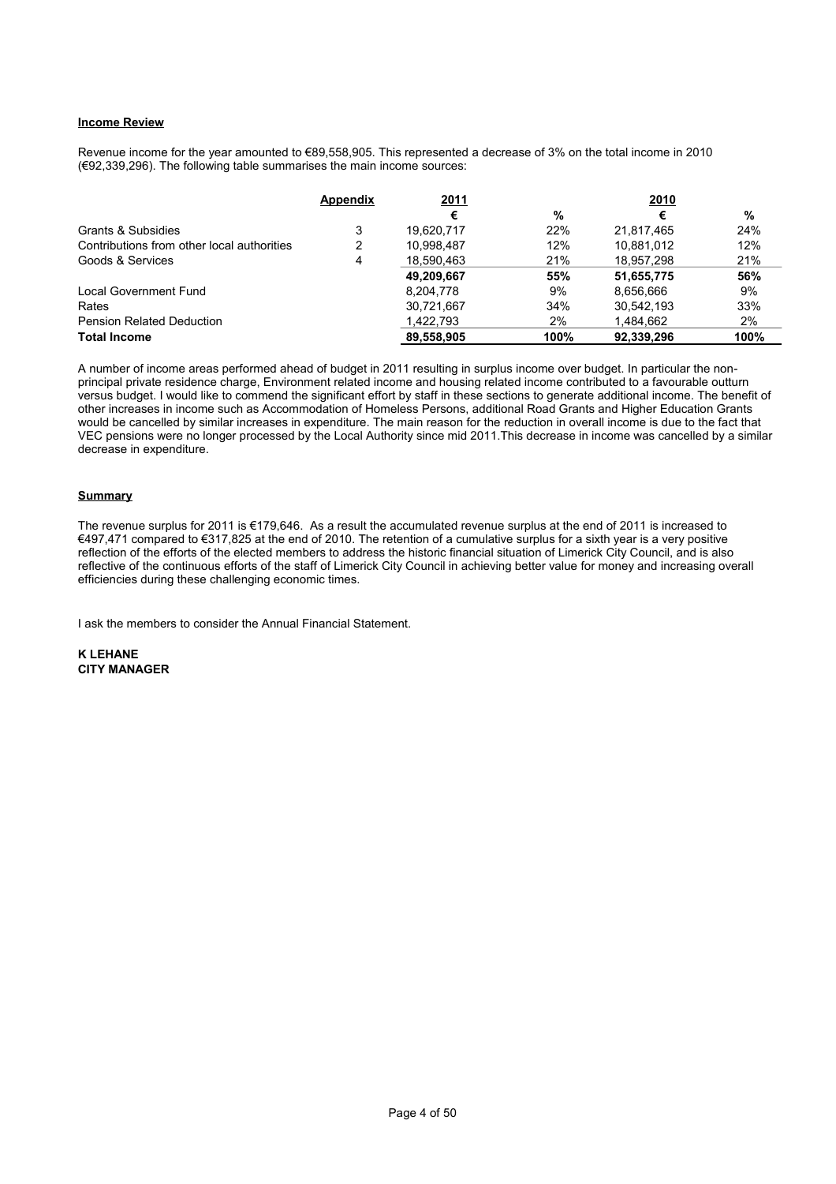**Income Review**

Revenue income for the year amounted to €89,558,905. This represented a decrease of 3% on the total income in 2010 (€92,339,296). The following table summarises the main income sources:

| | Appendix | 2011 | | 2010 | |
|---|---|---|---|---|---|
| | | € | % | € | % |
| Grants & Subsidies | 3 | 19,620,717 | 22% | 21,817,465 | 24% |
| Contributions from other local authorities | 2 | 10,998,487 | 12% | 10,881,012 | 12% |
| Goods & Services | 4 | 18,590,463 | 21% | 18,957,298 | 21% |
| | | **49,209,667** | **55%** | **51,655,775** | **56%** |
| Local Government Fund | | 8,204,778 | 9% | 8,656,666 | 9% |
| Rates | | 30,721,667 | 34% | 30,542,193 | 33% |
| Pension Related Deduction | | 1,422,793 | 2% | 1,484,662 | 2% |
| **Total Income** | | **89,558,905** | **100%** | **92,339,296** | **100%** |

A number of income areas performed ahead of budget in 2011 resulting in surplus income over budget. In particular the non-principal private residence charge, Environment related income and housing related income contributed to a favourable outturn versus budget. I would like to commend the significant effort by staff in these sections to generate additional income. The benefit of other increases in income such as Accommodation of Homeless Persons, additional Road Grants and Higher Education Grants would be cancelled by similar increases in expenditure. The main reason for the reduction in overall income is due to the fact that VEC pensions were no longer processed by the Local Authority since mid 2011.This decrease in income was cancelled by a similar decrease in expenditure.

**Summary**

The revenue surplus for 2011 is €179,646. As a result the accumulated revenue surplus at the end of 2011 is increased to €497,471 compared to €317,825 at the end of 2010. The retention of a cumulative surplus for a sixth year is a very positive reflection of the efforts of the elected members to address the historic financial situation of Limerick City Council, and is also reflective of the continuous efforts of the staff of Limerick City Council in achieving better value for money and increasing overall efficiencies during these challenging economic times.

I ask the members to consider the Annual Financial Statement.

**K LEHANE**
**CITY MANAGER**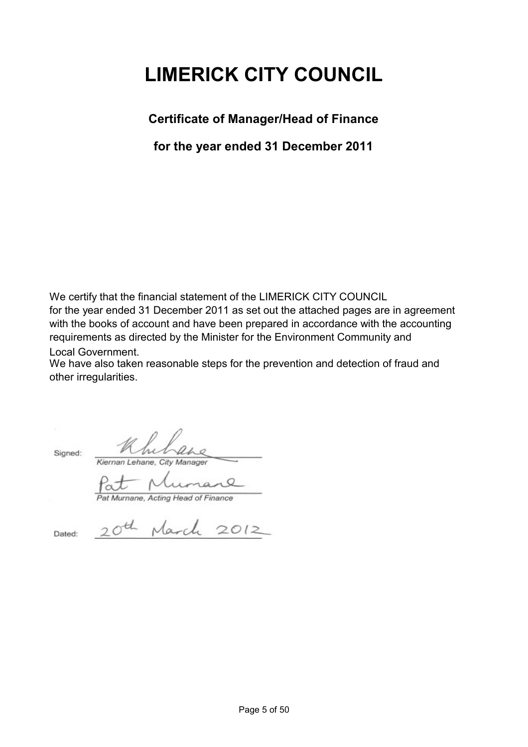# LIMERICK CITY COUNCIL

## Certificate of Manager/Head of Finance

## for the year ended 31 December 2011

We certify that the financial statement of the LIMERICK CITY COUNCIL for the year ended 31 December 2011 as set out the attached pages are in agreement with the books of account and have been prepared in accordance with the accounting requirements as directed by the Minister for the Environment Community and Local Government.

We have also taken reasonable steps for the prevention and detection of fraud and other irregularities.

Signed: K Lehane

*Kiernan Lehane, City Manager*

Pat Murnane

*Pat Murnane, Acting Head of Finance*

Dated: 20th March 2012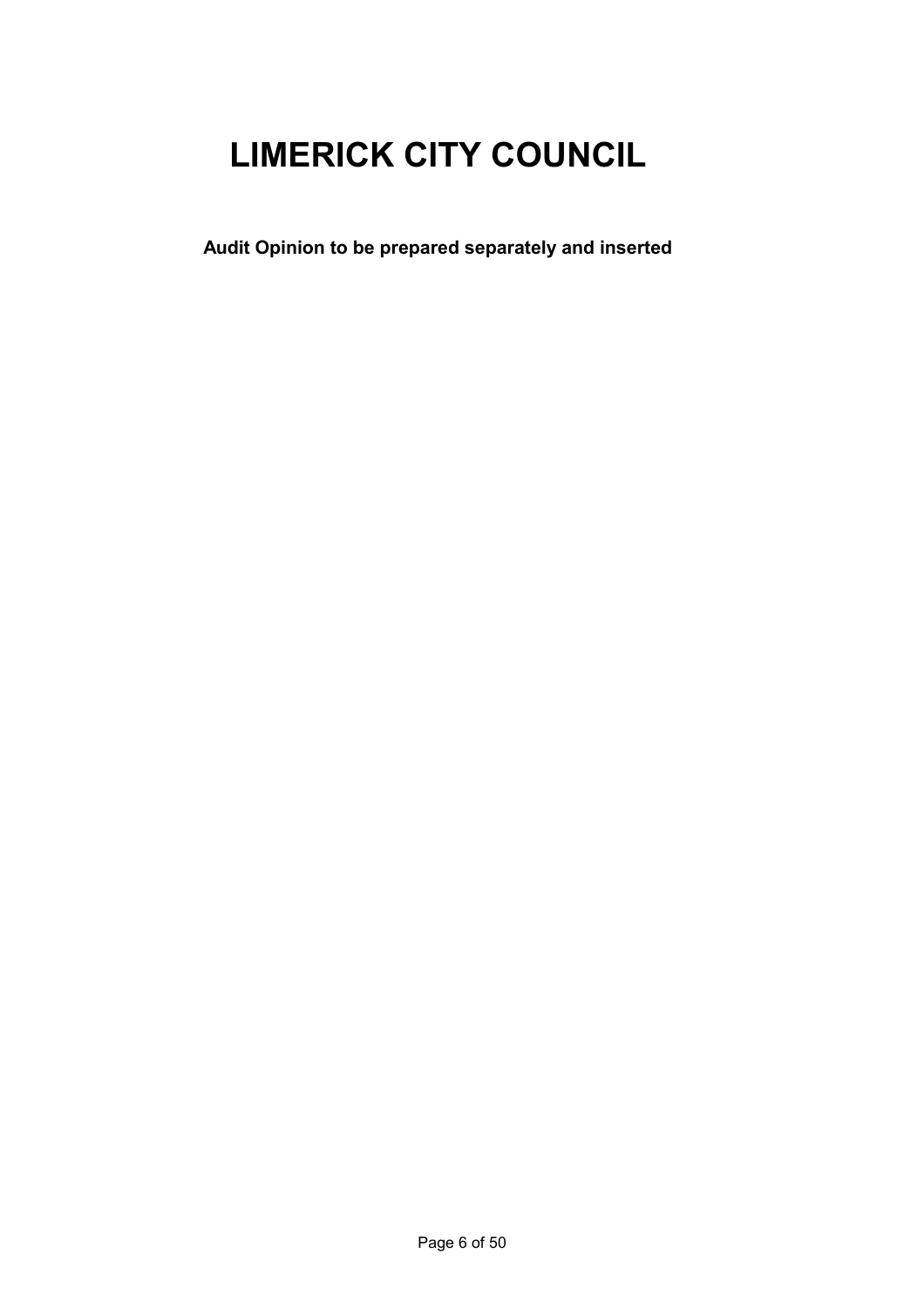# LIMERICK CITY COUNCIL

**Audit Opinion to be prepared separately and inserted**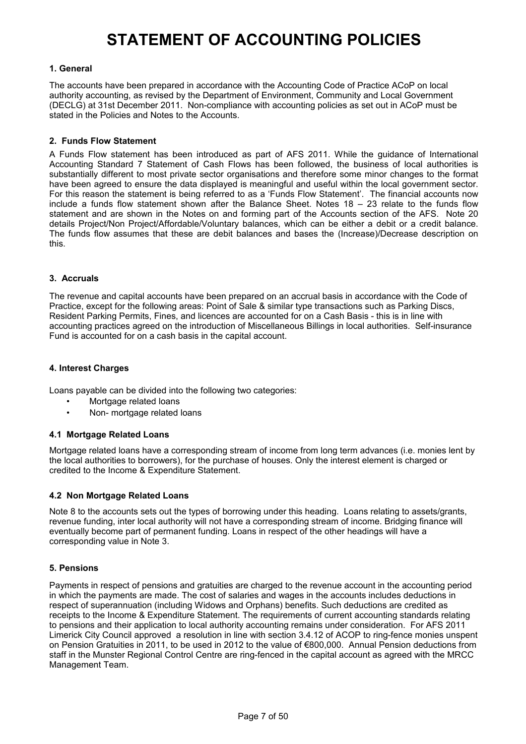# STATEMENT OF ACCOUNTING POLICIES

### 1. General

The accounts have been prepared in accordance with the Accounting Code of Practice ACoP on local authority accounting, as revised by the Department of Environment, Community and Local Government (DECLG) at 31st December 2011. Non-compliance with accounting policies as set out in ACoP must be stated in the Policies and Notes to the Accounts.

### 2. Funds Flow Statement

A Funds Flow statement has been introduced as part of AFS 2011. While the guidance of International Accounting Standard 7 Statement of Cash Flows has been followed, the business of local authorities is substantially different to most private sector organisations and therefore some minor changes to the format have been agreed to ensure the data displayed is meaningful and useful within the local government sector. For this reason the statement is being referred to as a 'Funds Flow Statement'. The financial accounts now include a funds flow statement shown after the Balance Sheet. Notes 18 – 23 relate to the funds flow statement and are shown in the Notes on and forming part of the Accounts section of the AFS. Note 20 details Project/Non Project/Affordable/Voluntary balances, which can be either a debit or a credit balance. The funds flow assumes that these are debit balances and bases the (Increase)/Decrease description on this.

### 3. Accruals

The revenue and capital accounts have been prepared on an accrual basis in accordance with the Code of Practice, except for the following areas: Point of Sale & similar type transactions such as Parking Discs, Resident Parking Permits, Fines, and licences are accounted for on a Cash Basis - this is in line with accounting practices agreed on the introduction of Miscellaneous Billings in local authorities. Self-insurance Fund is accounted for on a cash basis in the capital account.

### 4. Interest Charges

Loans payable can be divided into the following two categories:

- Mortgage related loans
- Non- mortgage related loans

#### 4.1 Mortgage Related Loans

Mortgage related loans have a corresponding stream of income from long term advances (i.e. monies lent by the local authorities to borrowers), for the purchase of houses. Only the interest element is charged or credited to the Income & Expenditure Statement.

#### 4.2 Non Mortgage Related Loans

Note 8 to the accounts sets out the types of borrowing under this heading. Loans relating to assets/grants, revenue funding, inter local authority will not have a corresponding stream of income. Bridging finance will eventually become part of permanent funding. Loans in respect of the other headings will have a corresponding value in Note 3.

### 5. Pensions

Payments in respect of pensions and gratuities are charged to the revenue account in the accounting period in which the payments are made. The cost of salaries and wages in the accounts includes deductions in respect of superannuation (including Widows and Orphans) benefits. Such deductions are credited as receipts to the Income & Expenditure Statement. The requirements of current accounting standards relating to pensions and their application to local authority accounting remains under consideration. For AFS 2011 Limerick City Council approved a resolution in line with section 3.4.12 of ACOP to ring-fence monies unspent on Pension Gratuities in 2011, to be used in 2012 to the value of €800,000. Annual Pension deductions from staff in the Munster Regional Control Centre are ring-fenced in the capital account as agreed with the MRCC Management Team.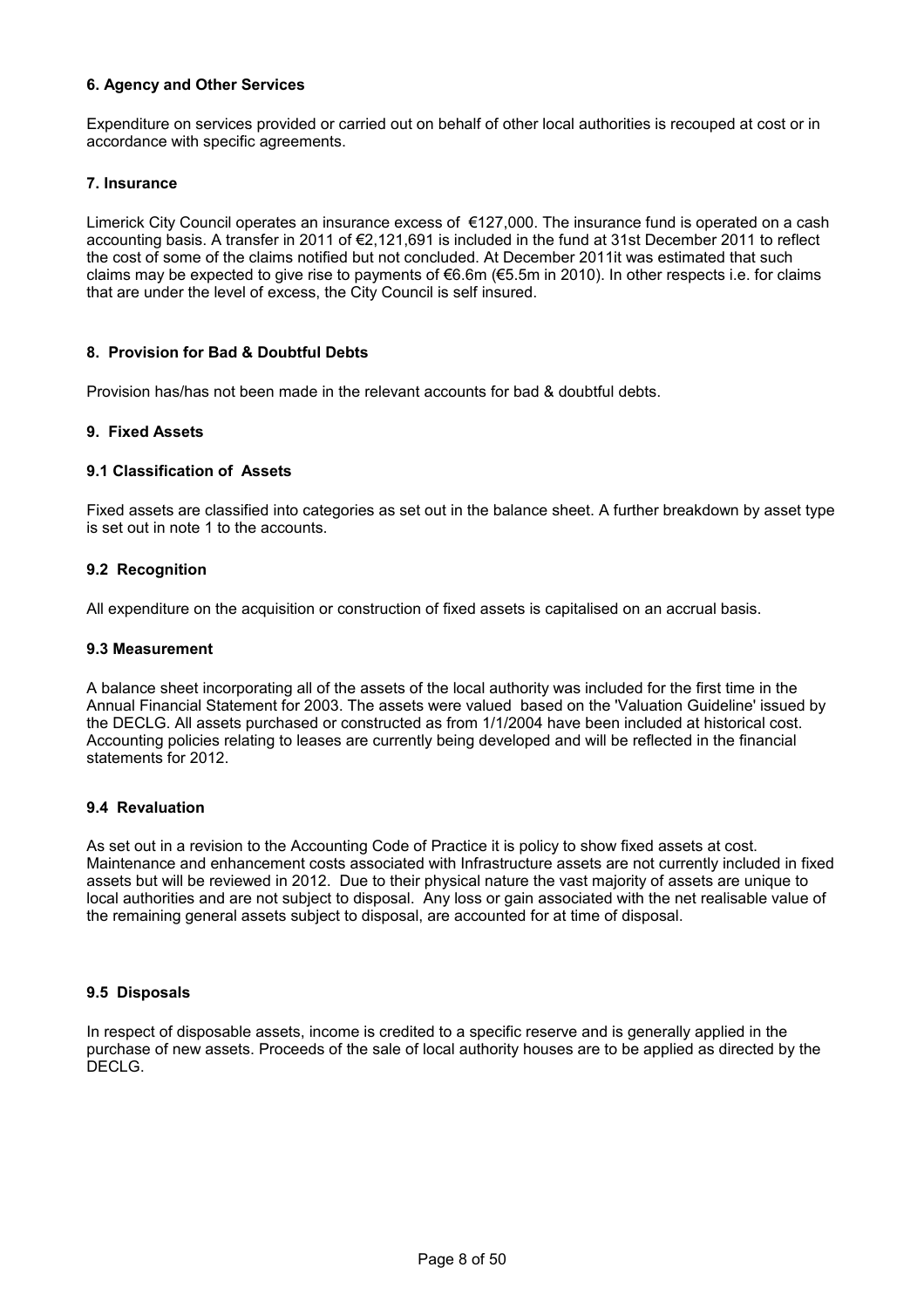### 6. Agency and Other Services

Expenditure on services provided or carried out on behalf of other local authorities is recouped at cost or in accordance with specific agreements.

### 7. Insurance

Limerick City Council operates an insurance excess of €127,000. The insurance fund is operated on a cash accounting basis. A transfer in 2011 of €2,121,691 is included in the fund at 31st December 2011 to reflect the cost of some of the claims notified but not concluded. At December 2011it was estimated that such claims may be expected to give rise to payments of €6.6m (€5.5m in 2010). In other respects i.e. for claims that are under the level of excess, the City Council is self insured.

### 8. Provision for Bad & Doubtful Debts

Provision has/has not been made in the relevant accounts for bad & doubtful debts.

### 9. Fixed Assets

#### 9.1 Classification of Assets

Fixed assets are classified into categories as set out in the balance sheet. A further breakdown by asset type is set out in note 1 to the accounts.

#### 9.2 Recognition

All expenditure on the acquisition or construction of fixed assets is capitalised on an accrual basis.

#### 9.3 Measurement

A balance sheet incorporating all of the assets of the local authority was included for the first time in the Annual Financial Statement for 2003. The assets were valued based on the 'Valuation Guideline' issued by the DECLG. All assets purchased or constructed as from 1/1/2004 have been included at historical cost. Accounting policies relating to leases are currently being developed and will be reflected in the financial statements for 2012.

#### 9.4 Revaluation

As set out in a revision to the Accounting Code of Practice it is policy to show fixed assets at cost. Maintenance and enhancement costs associated with Infrastructure assets are not currently included in fixed assets but will be reviewed in 2012. Due to their physical nature the vast majority of assets are unique to local authorities and are not subject to disposal. Any loss or gain associated with the net realisable value of the remaining general assets subject to disposal, are accounted for at time of disposal.

#### 9.5 Disposals

In respect of disposable assets, income is credited to a specific reserve and is generally applied in the purchase of new assets. Proceeds of the sale of local authority houses are to be applied as directed by the DECLG.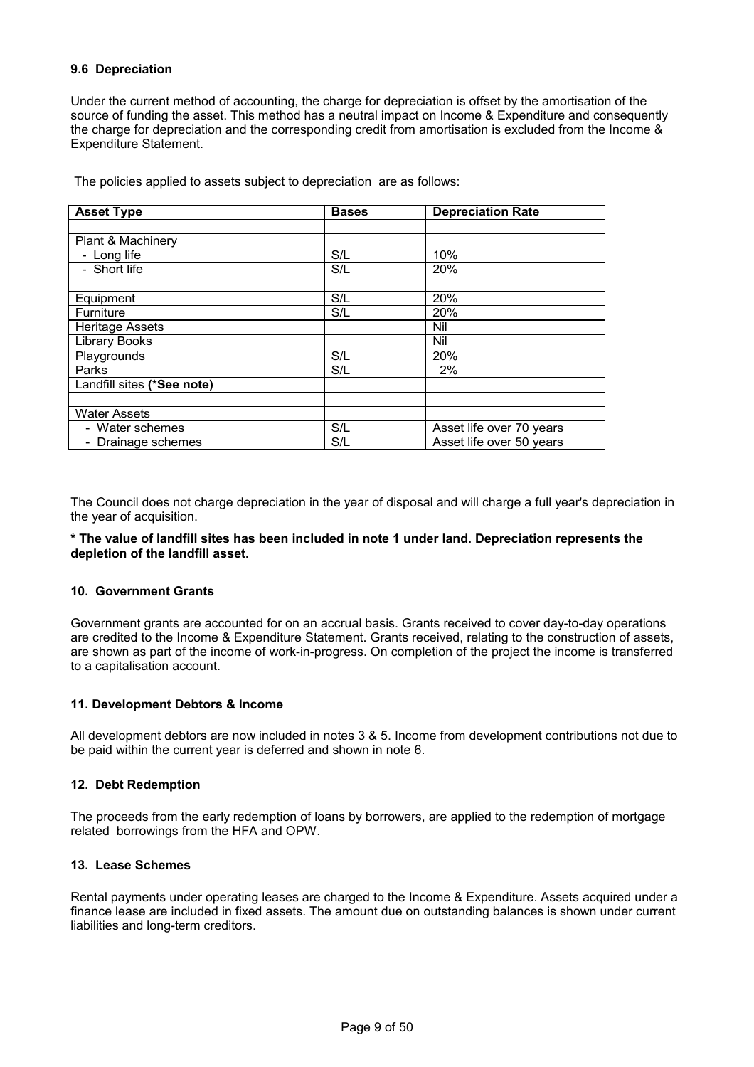### 9.6 Depreciation

Under the current method of accounting, the charge for depreciation is offset by the amortisation of the source of funding the asset. This method has a neutral impact on Income & Expenditure and consequently the charge for depreciation and the corresponding credit from amortisation is excluded from the Income & Expenditure Statement.

The policies applied to assets subject to depreciation are as follows:

| Asset Type | Bases | Depreciation Rate |
|---|---|---|
| | | |
| Plant & Machinery | | |
| - Long life | S/L | 10% |
| - Short life | S/L | 20% |
| | | |
| Equipment | S/L | 20% |
| Furniture | S/L | 20% |
| Heritage Assets | | Nil |
| Library Books | | Nil |
| Playgrounds | S/L | 20% |
| Parks | S/L | 2% |
| Landfill sites **(*See note)** | | |
| | | |
| Water Assets | | |
| - Water schemes | S/L | Asset life over 70 years |
| - Drainage schemes | S/L | Asset life over 50 years |

The Council does not charge depreciation in the year of disposal and will charge a full year's depreciation in the year of acquisition.

**\* The value of landfill sites has been included in note 1 under land. Depreciation represents the depletion of the landfill asset.**

### 10. Government Grants

Government grants are accounted for on an accrual basis. Grants received to cover day-to-day operations are credited to the Income & Expenditure Statement. Grants received, relating to the construction of assets, are shown as part of the income of work-in-progress. On completion of the project the income is transferred to a capitalisation account.

### 11. Development Debtors & Income

All development debtors are now included in notes 3 & 5. Income from development contributions not due to be paid within the current year is deferred and shown in note 6.

### 12. Debt Redemption

The proceeds from the early redemption of loans by borrowers, are applied to the redemption of mortgage related borrowings from the HFA and OPW.

### 13. Lease Schemes

Rental payments under operating leases are charged to the Income & Expenditure. Assets acquired under a finance lease are included in fixed assets. The amount due on outstanding balances is shown under current liabilities and long-term creditors.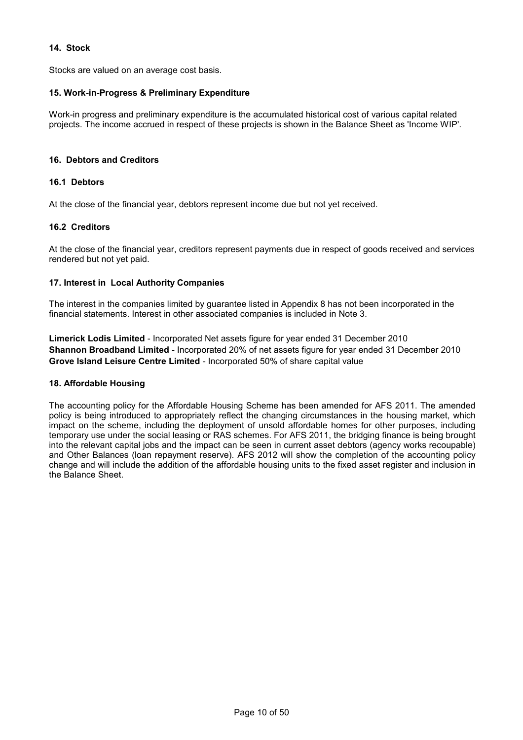### 14. Stock

Stocks are valued on an average cost basis.

### 15. Work-in-Progress & Preliminary Expenditure

Work-in progress and preliminary expenditure is the accumulated historical cost of various capital related projects. The income accrued in respect of these projects is shown in the Balance Sheet as 'Income WIP'.

### 16. Debtors and Creditors

#### 16.1 Debtors

At the close of the financial year, debtors represent income due but not yet received.

#### 16.2 Creditors

At the close of the financial year, creditors represent payments due in respect of goods received and services rendered but not yet paid.

### 17. Interest in Local Authority Companies

The interest in the companies limited by guarantee listed in Appendix 8 has not been incorporated in the financial statements. Interest in other associated companies is included in Note 3.

**Limerick Lodis Limited** - Incorporated Net assets figure for year ended 31 December 2010
**Shannon Broadband Limited** - Incorporated 20% of net assets figure for year ended 31 December 2010
**Grove Island Leisure Centre Limited** - Incorporated 50% of share capital value

### 18. Affordable Housing

The accounting policy for the Affordable Housing Scheme has been amended for AFS 2011. The amended policy is being introduced to appropriately reflect the changing circumstances in the housing market, which impact on the scheme, including the deployment of unsold affordable homes for other purposes, including temporary use under the social leasing or RAS schemes. For AFS 2011, the bridging finance is being brought into the relevant capital jobs and the impact can be seen in current asset debtors (agency works recoupable) and Other Balances (loan repayment reserve). AFS 2012 will show the completion of the accounting policy change and will include the addition of the affordable housing units to the fixed asset register and inclusion in the Balance Sheet.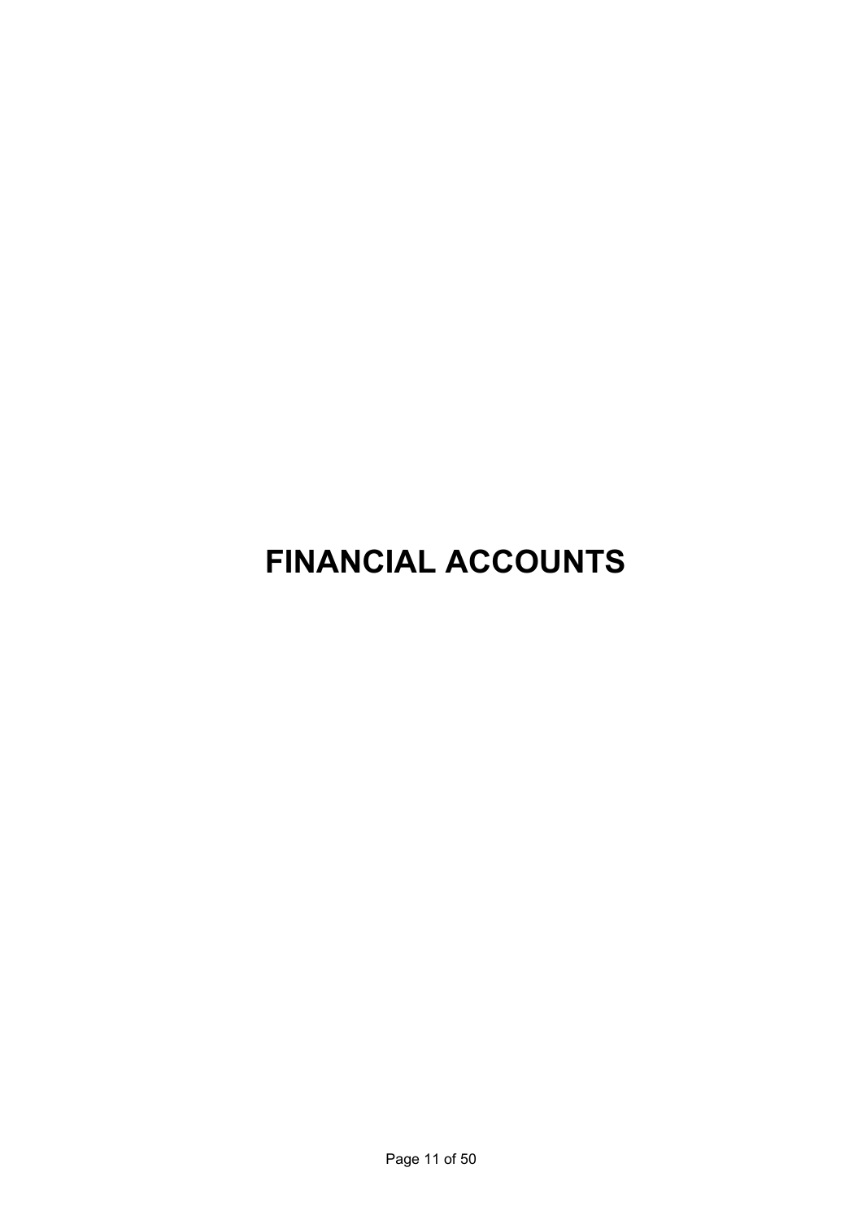# FINANCIAL ACCOUNTS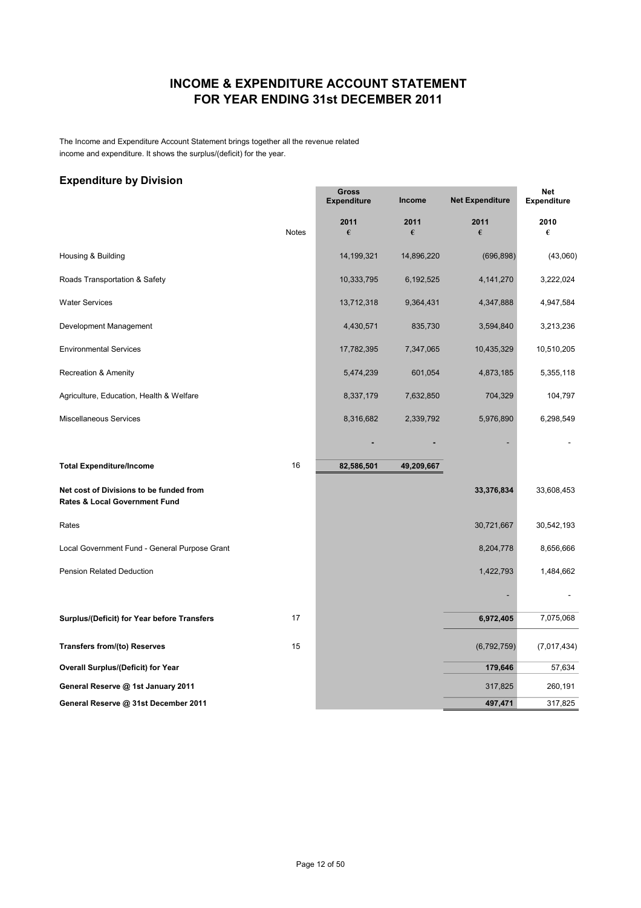# INCOME & EXPENDITURE ACCOUNT STATEMENT
# FOR YEAR ENDING 31st DECEMBER 2011

The Income and Expenditure Account Statement brings together all the revenue related income and expenditure. It shows the surplus/(deficit) for the year.

## Expenditure by Division

| | Notes | Gross Expenditure 2011 € | Income 2011 € | Net Expenditure 2011 € | Net Expenditure 2010 € |
|---|---|---|---|---|---|
| Housing & Building | | 14,199,321 | 14,896,220 | (696,898) | (43,060) |
| Roads Transportation & Safety | | 10,333,795 | 6,192,525 | 4,141,270 | 3,222,024 |
| Water Services | | 13,712,318 | 9,364,431 | 4,347,888 | 4,947,584 |
| Development Management | | 4,430,571 | 835,730 | 3,594,840 | 3,213,236 |
| Environmental Services | | 17,782,395 | 7,347,065 | 10,435,329 | 10,510,205 |
| Recreation & Amenity | | 5,474,239 | 601,054 | 4,873,185 | 5,355,118 |
| Agriculture, Education, Health & Welfare | | 8,337,179 | 7,632,850 | 704,329 | 104,797 |
| Miscellaneous Services | | 8,316,682 | 2,339,792 | 5,976,890 | 6,298,549 |
| | | - | - | - | - |
| **Total Expenditure/Income** | 16 | **82,586,501** | **49,209,667** | | |
| **Net cost of Divisions to be funded from Rates & Local Government Fund** | | | | **33,376,834** | 33,608,453 |
| Rates | | | | 30,721,667 | 30,542,193 |
| Local Government Fund - General Purpose Grant | | | | 8,204,778 | 8,656,666 |
| Pension Related Deduction | | | | 1,422,793 | 1,484,662 |
| | | | | - | - |
| **Surplus/(Deficit) for Year before Transfers** | 17 | | | **6,972,405** | 7,075,068 |
| **Transfers from/(to) Reserves** | 15 | | | (6,792,759) | (7,017,434) |
| **Overall Surplus/(Deficit) for Year** | | | | **179,646** | 57,634 |
| **General Reserve @ 1st January 2011** | | | | 317,825 | 260,191 |
| **General Reserve @ 31st December 2011** | | | | **497,471** | 317,825 |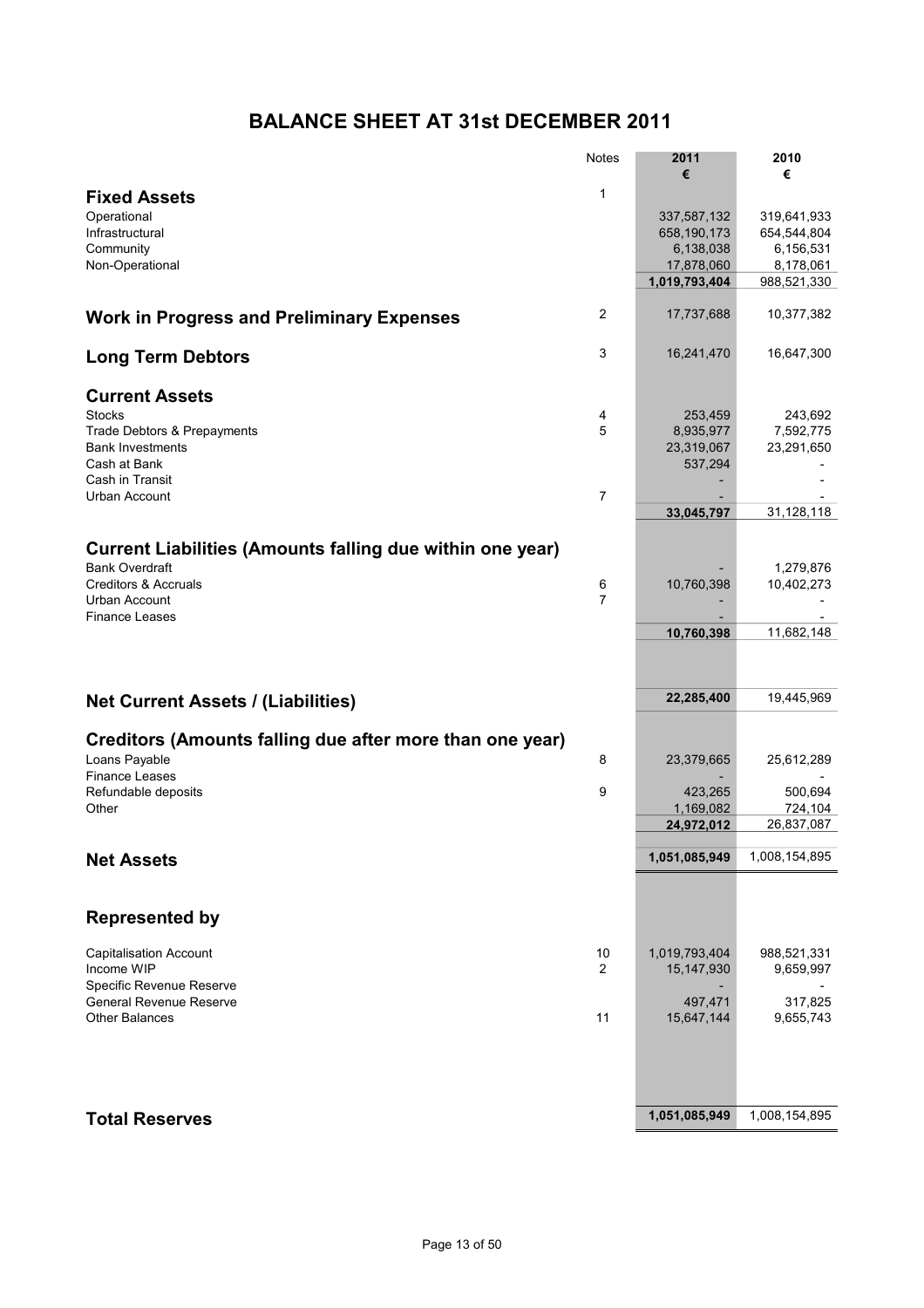# BALANCE SHEET AT 31st DECEMBER 2011

| | Notes | 2011<br>€ | 2010<br>€ |
|---|---|---|---|
| **Fixed Assets** | 1 | | |
| Operational | | 337,587,132 | 319,641,933 |
| Infrastructural | | 658,190,173 | 654,544,804 |
| Community | | 6,138,038 | 6,156,531 |
| Non-Operational | | 17,878,060 | 8,178,061 |
| | | **1,019,793,404** | 988,521,330 |
| **Work in Progress and Preliminary Expenses** | 2 | 17,737,688 | 10,377,382 |
| **Long Term Debtors** | 3 | 16,241,470 | 16,647,300 |
| **Current Assets** | | | |
| Stocks | 4 | 253,459 | 243,692 |
| Trade Debtors & Prepayments | 5 | 8,935,977 | 7,592,775 |
| Bank Investments | | 23,319,067 | 23,291,650 |
| Cash at Bank | | 537,294 | - |
| Cash in Transit | | - | - |
| Urban Account | 7 | - | - |
| | | **33,045,797** | 31,128,118 |
| **Current Liabilities (Amounts falling due within one year)** | | | |
| Bank Overdraft | | - | 1,279,876 |
| Creditors & Accruals | 6 | 10,760,398 | 10,402,273 |
| Urban Account | 7 | - | - |
| Finance Leases | | - | - |
| | | **10,760,398** | 11,682,148 |
| **Net Current Assets / (Liabilities)** | | **22,285,400** | 19,445,969 |
| **Creditors (Amounts falling due after more than one year)** | | | |
| Loans Payable | 8 | 23,379,665 | 25,612,289 |
| Finance Leases | | - | - |
| Refundable deposits | 9 | 423,265 | 500,694 |
| Other | | 1,169,082 | 724,104 |
| | | **24,972,012** | 26,837,087 |
| **Net Assets** | | **1,051,085,949** | 1,008,154,895 |
| **Represented by** | | | |
| Capitalisation Account | 10 | 1,019,793,404 | 988,521,331 |
| Income WIP | 2 | 15,147,930 | 9,659,997 |
| Specific Revenue Reserve | | - | - |
| General Revenue Reserve | | 497,471 | 317,825 |
| Other Balances | 11 | 15,647,144 | 9,655,743 |
| **Total Reserves** | | **1,051,085,949** | 1,008,154,895 |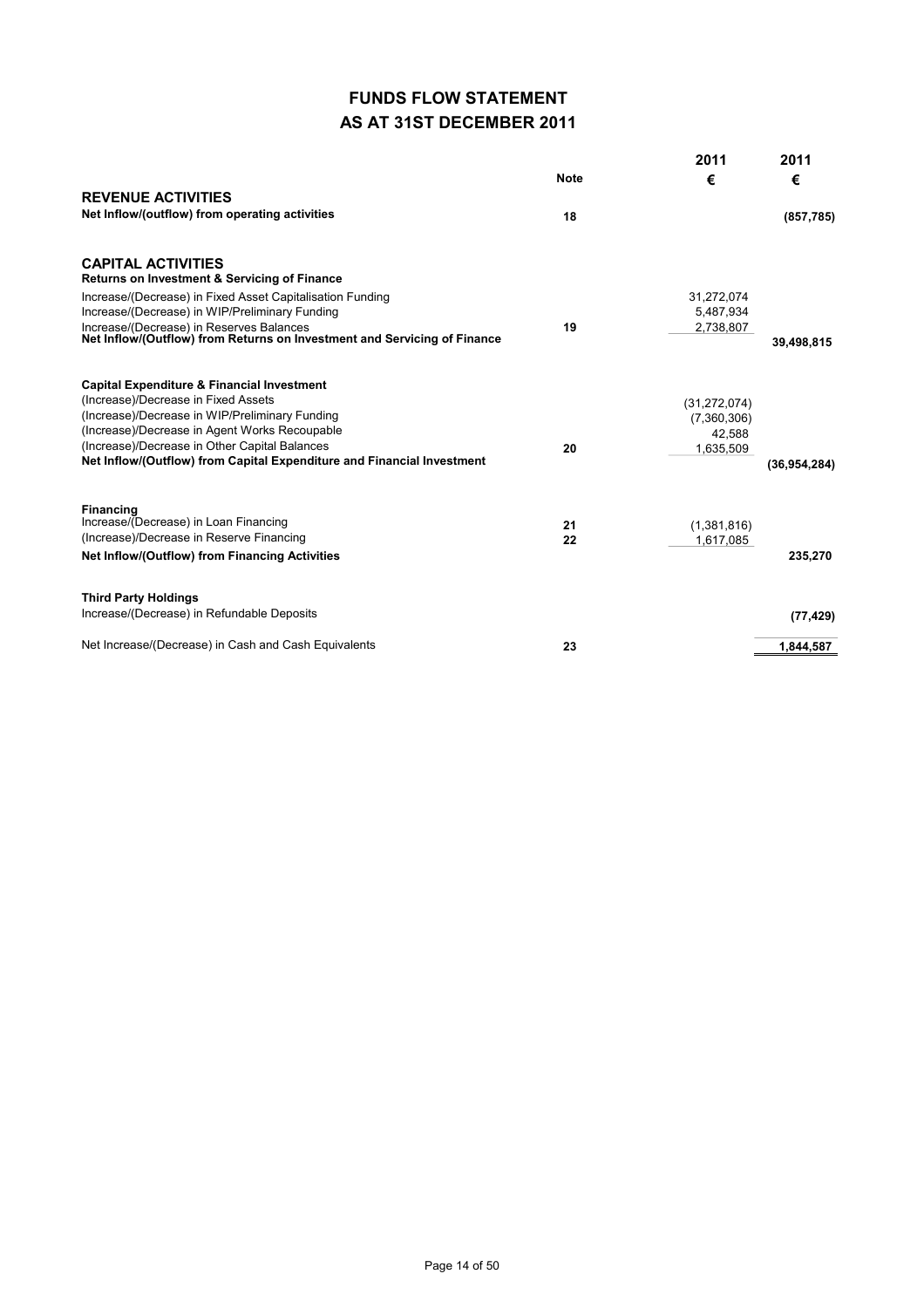# FUNDS FLOW STATEMENT
## AS AT 31ST DECEMBER 2011

| | Note | 2011 € | 2011 € |
|---|---|---|---|
| **REVENUE ACTIVITIES** | | | |
| **Net Inflow/(outflow) from operating activities** | 18 | | (857,785) |
| | | | |
| **CAPITAL ACTIVITIES** | | | |
| **Returns on Investment & Servicing of Finance** | | | |
| Increase/(Decrease) in Fixed Asset Capitalisation Funding | | 31,272,074 | |
| Increase/(Decrease) in WIP/Preliminary Funding | | 5,487,934 | |
| Increase/(Decrease) in Reserves Balances | 19 | 2,738,807 | |
| **Net Inflow/(Outflow) from Returns on Investment and Servicing of Finance** | | | 39,498,815 |
| | | | |
| **Capital Expenditure & Financial Investment** | | | |
| (Increase)/Decrease in Fixed Assets | | (31,272,074) | |
| (Increase)/Decrease in WIP/Preliminary Funding | | (7,360,306) | |
| (Increase)/Decrease in Agent Works Recoupable | | 42,588 | |
| (Increase)/Decrease in Other Capital Balances | 20 | 1,635,509 | |
| **Net Inflow/(Outflow) from Capital Expenditure and Financial Investment** | | | (36,954,284) |
| | | | |
| **Financing** | | | |
| Increase/(Decrease) in Loan Financing | 21 | (1,381,816) | |
| (Increase)/Decrease in Reserve Financing | 22 | 1,617,085 | |
| **Net Inflow/(Outflow) from Financing Activities** | | | 235,270 |
| | | | |
| **Third Party Holdings** | | | |
| Increase/(Decrease) in Refundable Deposits | | | (77,429) |
| | | | |
| Net Increase/(Decrease) in Cash and Cash Equivalents | 23 | | 1,844,587 |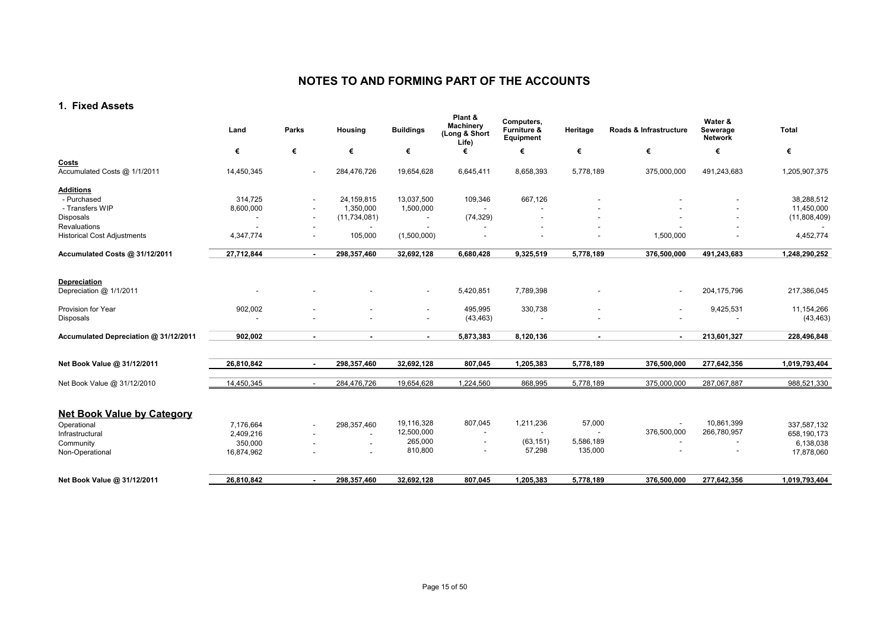# NOTES TO AND FORMING PART OF THE ACCOUNTS

## 1. Fixed Assets

| | Land | Parks | Housing | Buildings | Plant & Machinery (Long & Short Life) | Computers, Furniture & Equipment | Heritage | Roads & Infrastructure | Water & Sewerage Network | Total |
|---|---|---|---|---|---|---|---|---|---|---|
| | € | € | € | € | € | € | € | € | € | € |
| **Costs** | | | | | | | | | | |
| Accumulated Costs @ 1/1/2011 | 14,450,345 | - | 284,476,726 | 19,654,628 | 6,645,411 | 8,658,393 | 5,778,189 | 375,000,000 | 491,243,683 | 1,205,907,375 |
| **Additions** | | | | | | | | | | |
| - Purchased | 314,725 | - | 24,159,815 | 13,037,500 | 109,346 | 667,126 | - | - | - | 38,288,512 |
| - Transfers WIP | 8,600,000 | - | 1,350,000 | 1,500,000 | - | - | - | - | - | 11,450,000 |
| Disposals | - | - | (11,734,081) | - | (74,329) | - | - | - | - | (11,808,409) |
| Revaluations | - | - | - | - | - | - | - | - | - | - |
| Historical Cost Adjustments | 4,347,774 | - | 105,000 | (1,500,000) | - | - | - | 1,500,000 | - | 4,452,774 |
| **Accumulated Costs @ 31/12/2011** | **27,712,844** | **-** | **298,357,460** | **32,692,128** | **6,680,428** | **9,325,519** | **5,778,189** | **376,500,000** | **491,243,683** | **1,248,290,252** |
| **Depreciation** | | | | | | | | | | |
| Depreciation @ 1/1/2011 | - | - | - | - | 5,420,851 | 7,789,398 | - | - | 204,175,796 | 217,386,045 |
| Provision for Year | 902,002 | - | - | - | 495,995 | 330,738 | - | - | 9,425,531 | 11,154,266 |
| Disposals | - | - | - | - | (43,463) | - | - | - | - | (43,463) |
| **Accumulated Depreciation @ 31/12/2011** | **902,002** | **-** | **-** | **-** | **5,873,383** | **8,120,136** | **-** | **-** | **213,601,327** | **228,496,848** |
| **Net Book Value @ 31/12/2011** | **26,810,842** | **-** | **298,357,460** | **32,692,128** | **807,045** | **1,205,383** | **5,778,189** | **376,500,000** | **277,642,356** | **1,019,793,404** |
| Net Book Value @ 31/12/2010 | 14,450,345 | - | 284,476,726 | 19,654,628 | 1,224,560 | 868,995 | 5,778,189 | 375,000,000 | 287,067,887 | 988,521,330 |
| **Net Book Value by Category** | | | | | | | | | | |
| Operational | 7,176,664 | - | 298,357,460 | 19,116,328 | 807,045 | 1,211,236 | 57,000 | - | 10,861,399 | 337,587,132 |
| Infrastructural | 2,409,216 | - | - | 12,500,000 | - | - | - | 376,500,000 | 266,780,957 | 658,190,173 |
| Community | 350,000 | - | - | 265,000 | - | (63,151) | 5,586,189 | - | - | 6,138,038 |
| Non-Operational | 16,874,962 | - | - | 810,800 | - | 57,298 | 135,000 | - | - | 17,878,060 |
| **Net Book Value @ 31/12/2011** | **26,810,842** | **-** | **298,357,460** | **32,692,128** | **807,045** | **1,205,383** | **5,778,189** | **376,500,000** | **277,642,356** | **1,019,793,404** |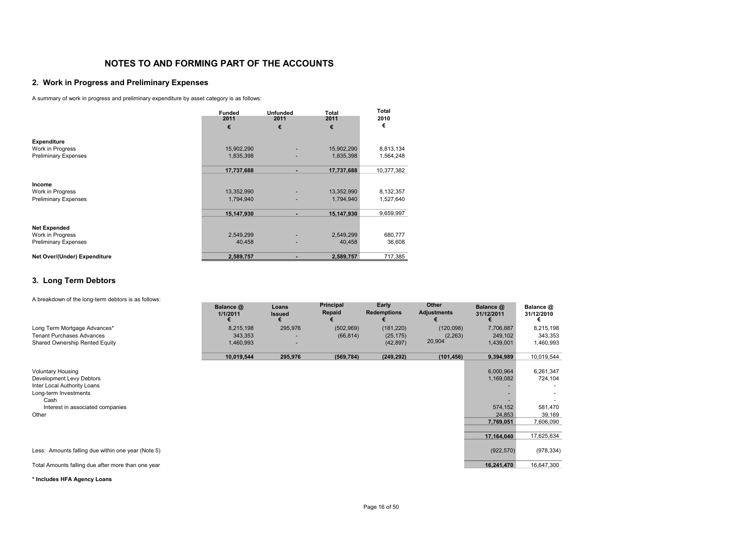# NOTES TO AND FORMING PART OF THE ACCOUNTS

## 2. Work in Progress and Preliminary Expenses

A summary of work in progress and preliminary expenditure by asset category is as follows:

| | Funded 2011 € | Unfunded 2011 € | Total 2011 € | Total 2010 € |
|---|---|---|---|---|
| **Expenditure** | | | | |
| Work in Progress | 15,902,290 | - | 15,902,290 | 8,813,134 |
| Preliminary Expenses | 1,835,398 | - | 1,835,398 | 1,564,248 |
| | **17,737,688** | **-** | **17,737,688** | 10,377,382 |
| **Income** | | | | |
| Work in Progress | 13,352,990 | - | 13,352,990 | 8,132,357 |
| Preliminary Expenses | 1,794,940 | - | 1,794,940 | 1,527,640 |
| | **15,147,930** | **-** | **15,147,930** | 9,659,997 |
| **Net Expended** | | | | |
| Work in Progress | 2,549,299 | - | 2,549,299 | 680,777 |
| Preliminary Expenses | 40,458 | - | 40,458 | 36,608 |
| **Net Over/(Under) Expenditure** | **2,589,757** | **-** | **2,589,757** | 717,385 |

## 3. Long Term Debtors

A breakdown of the long-term debtors is as follows:

| | Balance @ 1/1/2011 € | Loans Issued € | Principal Repaid € | Early Redemptions € | Other Adjustments € | Balance @ 31/12/2011 € | Balance @ 31/12/2010 € |
|---|---|---|---|---|---|---|---|
| Long Term Mortgage Advances* | 8,215,198 | 295,976 | (502,969) | (181,220) | (120,098) | 7,706,887 | 8,215,198 |
| Tenant Purchases Advances | 343,353 | - | (66,814) | (25,175) | (2,263) | 249,102 | 343,353 |
| Shared Ownership Rented Equity | 1,460,993 | - | | (42,897) | 20,904 | 1,439,001 | 1,460,993 |
| | **10,019,544** | **295,976** | **(569,784)** | **(249,292)** | **(101,456)** | **9,394,989** | 10,019,544 |
| Voluntary Housing | | | | | | 6,000,964 | 6,261,347 |
| Development Levy Debtors | | | | | | 1,169,082 | 724,104 |
| Inter Local Authority Loans | | | | | | - | - |
| Long-term Investments | | | | | | - | - |
| Cash | | | | | | - | - |
| Interest in associated companies | | | | | | 574,152 | 581,470 |
| Other | | | | | | 24,853 | 39,169 |
| | | | | | | **7,769,051** | 7,606,090 |
| | | | | | | **17,164,040** | 17,625,634 |
| Less: Amounts falling due within one year (Note 5) | | | | | | (922,570) | (978,334) |
| Total Amounts falling due after more than one year | | | | | | **16,241,470** | 16,647,300 |

**\* Includes HFA Agency Loans**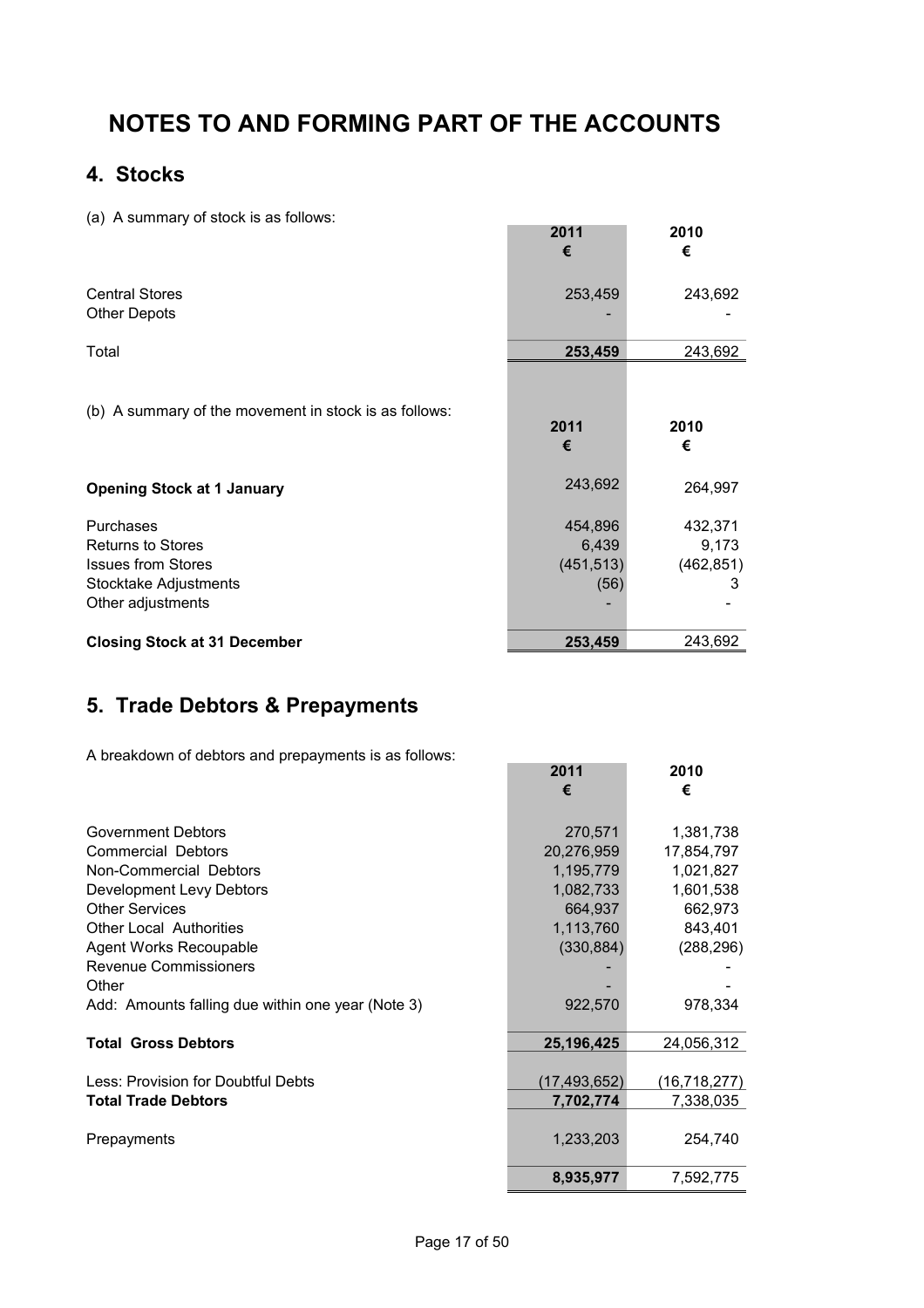# NOTES TO AND FORMING PART OF THE ACCOUNTS

## 4. Stocks

(a) A summary of stock is as follows:

| | 2011 € | 2010 € |
|---|---|---|
| Central Stores | 253,459 | 243,692 |
| Other Depots | - | - |
| Total | **253,459** | 243,692 |

(b) A summary of the movement in stock is as follows:

| | 2011 € | 2010 € |
|---|---|---|
| **Opening Stock at 1 January** | 243,692 | 264,997 |
| Purchases | 454,896 | 432,371 |
| Returns to Stores | 6,439 | 9,173 |
| Issues from Stores | (451,513) | (462,851) |
| Stocktake Adjustments | (56) | 3 |
| Other adjustments | - | - |
| **Closing Stock at 31 December** | **253,459** | 243,692 |

## 5. Trade Debtors & Prepayments

A breakdown of debtors and prepayments is as follows:

| | 2011 € | 2010 € |
|---|---|---|
| Government Debtors | 270,571 | 1,381,738 |
| Commercial Debtors | 20,276,959 | 17,854,797 |
| Non-Commercial Debtors | 1,195,779 | 1,021,827 |
| Development Levy Debtors | 1,082,733 | 1,601,538 |
| Other Services | 664,937 | 662,973 |
| Other Local Authorities | 1,113,760 | 843,401 |
| Agent Works Recoupable | (330,884) | (288,296) |
| Revenue Commissioners | - | - |
| Other | - | - |
| Add: Amounts falling due within one year (Note 3) | 922,570 | 978,334 |
| **Total Gross Debtors** | **25,196,425** | 24,056,312 |
| Less: Provision for Doubtful Debts | (17,493,652) | (16,718,277) |
| **Total Trade Debtors** | **7,702,774** | 7,338,035 |
| Prepayments | 1,233,203 | 254,740 |
| | **8,935,977** | 7,592,775 |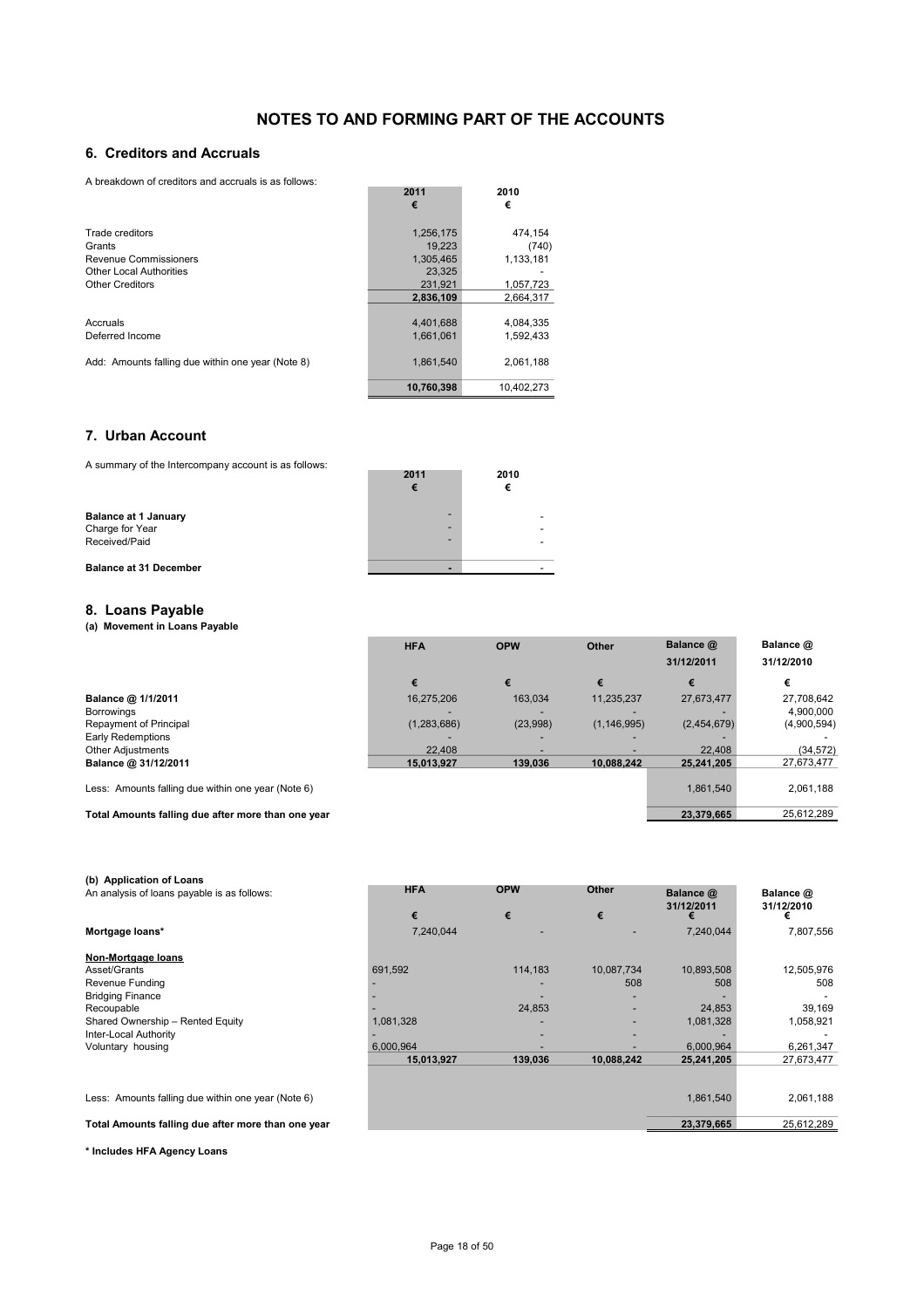# NOTES TO AND FORMING PART OF THE ACCOUNTS

## 6. Creditors and Accruals

A breakdown of creditors and accruals is as follows:

| | 2011 € | 2010 € |
|---|---|---|
| Trade creditors | 1,256,175 | 474,154 |
| Grants | 19,223 | (740) |
| Revenue Commissioners | 1,305,465 | 1,133,181 |
| Other Local Authorities | 23,325 | - |
| Other Creditors | 231,921 | 1,057,723 |
| | **2,836,109** | 2,664,317 |
| Accruals | 4,401,688 | 4,084,335 |
| Deferred Income | 1,661,061 | 1,592,433 |
| Add: Amounts falling due within one year (Note 8) | 1,861,540 | 2,061,188 |
| | **10,760,398** | 10,402,273 |

## 7. Urban Account

A summary of the Intercompany account is as follows:

| | 2011 € | 2010 € |
|---|---|---|
| **Balance at 1 January** | - | - |
| Charge for Year | - | - |
| Received/Paid | - | - |
| **Balance at 31 December** | **-** | - |

## 8. Loans Payable

### (a) Movement in Loans Payable

| | HFA | OPW | Other | Balance @ 31/12/2011 | Balance @ 31/12/2010 |
|---|---|---|---|---|---|
| | € | € | € | € | € |
| **Balance @ 1/1/2011** | 16,275,206 | 163,034 | 11,235,237 | 27,673,477 | 27,708,642 |
| Borrowings | - | - | - | - | 4,900,000 |
| Repayment of Principal | (1,283,686) | (23,998) | (1,146,995) | (2,454,679) | (4,900,594) |
| Early Redemptions | - | - | - | - | - |
| Other Adjustments | 22,408 | - | - | 22,408 | (34,572) |
| **Balance @ 31/12/2011** | **15,013,927** | **139,036** | **10,088,242** | **25,241,205** | 27,673,477 |
| Less: Amounts falling due within one year (Note 6) | | | | 1,861,540 | 2,061,188 |
| **Total Amounts falling due after more than one year** | | | | **23,379,665** | 25,612,289 |

### (b) Application of Loans

An analysis of loans payable is as follows:

| | HFA | OPW | Other | Balance @ 31/12/2011 | Balance @ 31/12/2010 |
|---|---|---|---|---|---|
| | € | € | € | € | € |
| **Mortgage loans*** | 7,240,044 | - | - | 7,240,044 | 7,807,556 |
| **Non-Mortgage loans** | | | | | |
| Asset/Grants | 691,592 | 114,183 | 10,087,734 | 10,893,508 | 12,505,976 |
| Revenue Funding | - | - | 508 | 508 | 508 |
| Bridging Finance | - | - | - | - | - |
| Recoupable | - | 24,853 | - | 24,853 | 39,169 |
| Shared Ownership – Rented Equity | 1,081,328 | - | - | 1,081,328 | 1,058,921 |
| Inter-Local Authority | - | - | - | - | - |
| Voluntary housing | 6,000,964 | - | - | 6,000,964 | 6,261,347 |
| | **15,013,927** | **139,036** | **10,088,242** | **25,241,205** | 27,673,477 |
| Less: Amounts falling due within one year (Note 6) | | | | 1,861,540 | 2,061,188 |
| **Total Amounts falling due after more than one year** | | | | **23,379,665** | 25,612,289 |

**\* Includes HFA Agency Loans**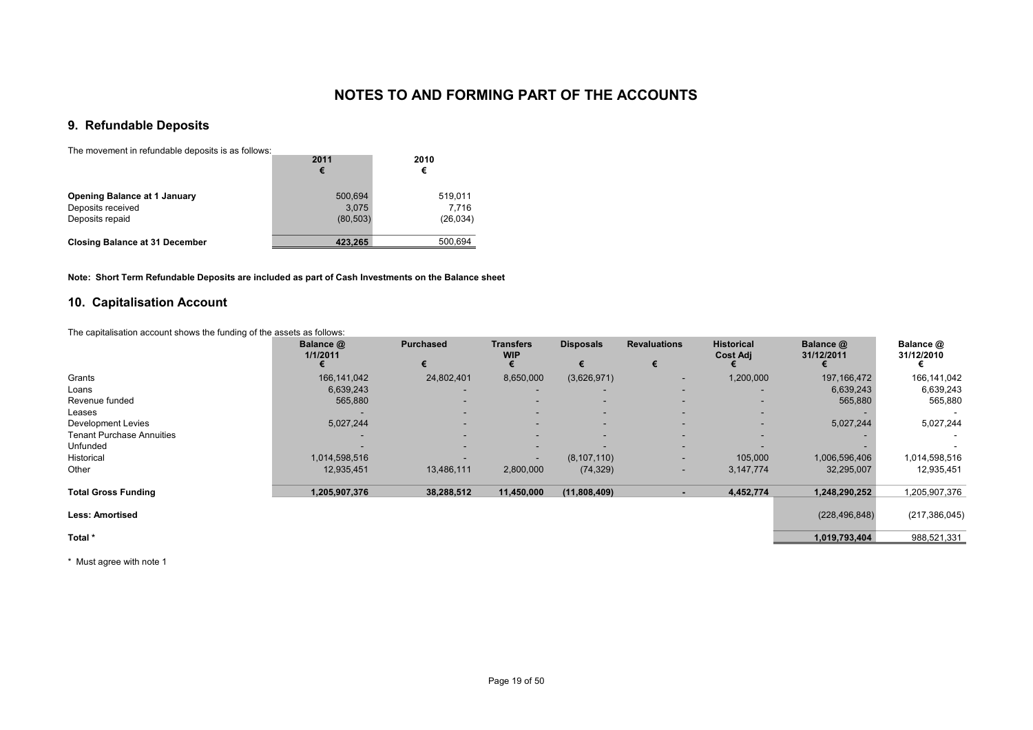# NOTES TO AND FORMING PART OF THE ACCOUNTS

## 9. Refundable Deposits

The movement in refundable deposits is as follows:

| | 2011<br>€ | 2010<br>€ |
|---|---|---|
| **Opening Balance at 1 January** | 500,694 | 519,011 |
| Deposits received | 3,075 | 7,716 |
| Deposits repaid | (80,503) | (26,034) |
| **Closing Balance at 31 December** | **423,265** | 500,694 |

**Note: Short Term Refundable Deposits are included as part of Cash Investments on the Balance sheet**

## 10. Capitalisation Account

The capitalisation account shows the funding of the assets as follows:

| | Balance @ 1/1/2011<br>€ | Purchased<br>€ | Transfers WIP<br>€ | Disposals<br>€ | Revaluations<br>€ | Historical Cost Adj<br>€ | Balance @ 31/12/2011<br>€ | Balance @ 31/12/2010<br>€ |
|---|---|---|---|---|---|---|---|---|
| Grants | 166,141,042 | 24,802,401 | 8,650,000 | (3,626,971) | - | 1,200,000 | 197,166,472 | 166,141,042 |
| Loans | 6,639,243 | - | - | - | - | - | 6,639,243 | 6,639,243 |
| Revenue funded | 565,880 | - | - | - | - | - | 565,880 | 565,880 |
| Leases | - | - | - | - | - | - | - | - |
| Development Levies | 5,027,244 | - | - | - | - | - | 5,027,244 | 5,027,244 |
| Tenant Purchase Annuities | - | - | - | - | - | - | - | - |
| Unfunded | - | - | - | - | - | - | - | - |
| Historical | 1,014,598,516 | - | - | (8,107,110) | - | 105,000 | 1,006,596,406 | 1,014,598,516 |
| Other | 12,935,451 | 13,486,111 | 2,800,000 | (74,329) | - | 3,147,774 | 32,295,007 | 12,935,451 |
| **Total Gross Funding** | **1,205,907,376** | **38,288,512** | **11,450,000** | **(11,808,409)** | **-** | **4,452,774** | **1,248,290,252** | 1,205,907,376 |
| **Less: Amortised** | | | | | | | (228,496,848) | (217,386,045) |
| **Total *** | | | | | | | **1,019,793,404** | 988,521,331 |

* Must agree with note 1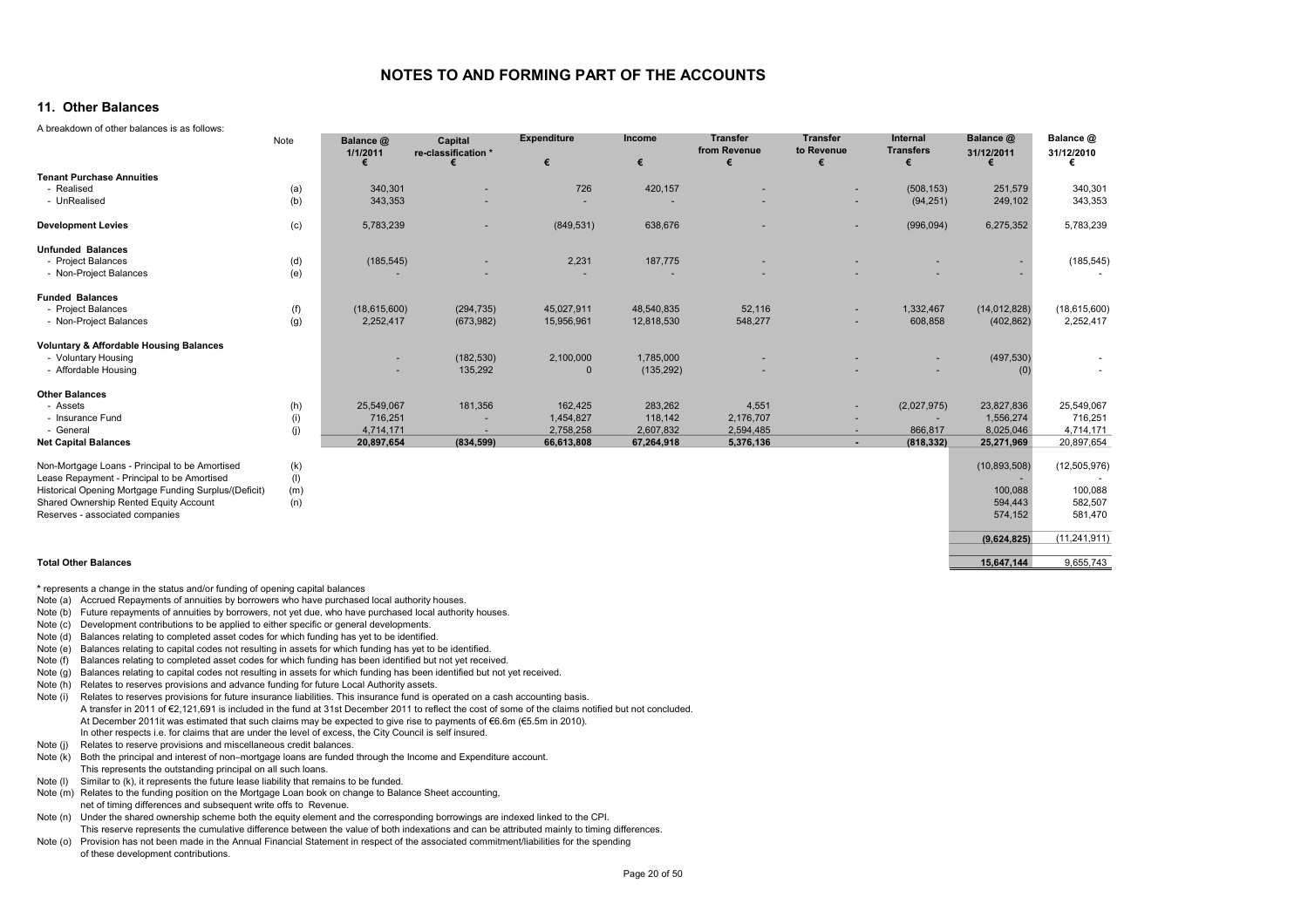# NOTES TO AND FORMING PART OF THE ACCOUNTS

## 11. Other Balances

A breakdown of other balances is as follows:

| | Note | Balance @ 1/1/2011 € | Capital re-classification * € | Expenditure € | Income € | Transfer from Revenue € | Transfer to Revenue € | Internal Transfers € | Balance @ 31/12/2011 € | Balance @ 31/12/2010 € |
|---|---|---|---|---|---|---|---|---|---|---|
| **Tenant Purchase Annuities** | | | | | | | | | | |
| - Realised | (a) | 340,301 | - | 726 | 420,157 | - | - | (508,153) | 251,579 | 340,301 |
| - UnRealised | (b) | 343,353 | - | - | - | - | - | (94,251) | 249,102 | 343,353 |
| **Development Levies** | (c) | 5,783,239 | - | (849,531) | 638,676 | - | - | (996,094) | 6,275,352 | 5,783,239 |
| **Unfunded Balances** | | | | | | | | | | |
| - Project Balances | (d) | (185,545) | - | 2,231 | 187,775 | - | - | - | - | (185,545) |
| - Non-Project Balances | (e) | - | - | - | - | - | - | - | - | - |
| **Funded Balances** | | | | | | | | | | |
| - Project Balances | (f) | (18,615,600) | (294,735) | 45,027,911 | 48,540,835 | 52,116 | - | 1,332,467 | (14,012,828) | (18,615,600) |
| - Non-Project Balances | (g) | 2,252,417 | (673,982) | 15,956,961 | 12,818,530 | 548,277 | - | 608,858 | (402,862) | 2,252,417 |
| **Voluntary & Affordable Housing Balances** | | | | | | | | | | |
| - Voluntary Housing | | - | (182,530) | 2,100,000 | 1,785,000 | - | - | - | (497,530) | - |
| - Affordable Housing | | - | 135,292 | 0 | (135,292) | - | - | - | (0) | - |
| **Other Balances** | | | | | | | | | | |
| - Assets | (h) | 25,549,067 | 181,356 | 162,425 | 283,262 | 4,551 | - | (2,027,975) | 23,827,836 | 25,549,067 |
| - Insurance Fund | (i) | 716,251 | - | 1,454,827 | 118,142 | 2,176,707 | - | - | 1,556,274 | 716,251 |
| - General | (j) | 4,714,171 | - | 2,758,258 | 2,607,832 | 2,594,485 | - | 866,817 | 8,025,046 | 4,714,171 |
| **Net Capital Balances** | | **20,897,654** | **(834,599)** | **66,613,808** | **67,264,918** | **5,376,136** | **-** | **(818,332)** | **25,271,969** | 20,897,654 |
| Non-Mortgage Loans - Principal to be Amortised | (k) | | | | | | | | (10,893,508) | (12,505,976) |
| Lease Repayment - Principal to be Amortised | (l) | | | | | | | | - | - |
| Historical Opening Mortgage Funding Surplus/(Deficit) | (m) | | | | | | | | 100,088 | 100,088 |
| Shared Ownership Rented Equity Account | (n) | | | | | | | | 594,443 | 582,507 |
| Reserves - associated companies | | | | | | | | | 574,152 | 581,470 |
| | | | | | | | | | **(9,624,825)** | (11,241,911) |
| **Total Other Balances** | | | | | | | | | **15,647,144** | 9,655,743 |

**\*** represents a change in the status and/or funding of opening capital balances

Note (a) Accrued Repayments of annuities by borrowers who have purchased local authority houses.

Note (b) Future repayments of annuities by borrowers, not yet due, who have purchased local authority houses.

Note (c) Development contributions to be applied to either specific or general developments.

Note (d) Balances relating to completed asset codes for which funding has yet to be identified.

Note (e) Balances relating to capital codes not resulting in assets for which funding has yet to be identified.

Note (f) Balances relating to completed asset codes for which funding has been identified but not yet received.

Note (g) Balances relating to capital codes not resulting in assets for which funding has been identified but not yet received.

Note (h) Relates to reserves provisions and advance funding for future Local Authority assets.

Note (i) Relates to reserves provisions for future insurance liabilities. This insurance fund is operated on a cash accounting basis.
A transfer in 2011 of €2,121,691 is included in the fund at 31st December 2011 to reflect the cost of some of the claims notified but not concluded.
At December 2011it was estimated that such claims may be expected to give rise to payments of €6.6m (€5.5m in 2010).
In other respects i.e. for claims that are under the level of excess, the City Council is self insured.

Note (j) Relates to reserve provisions and miscellaneous credit balances.

Note (k) Both the principal and interest of non–mortgage loans are funded through the Income and Expenditure account.
This represents the outstanding principal on all such loans.

Note (l) Similar to (k), it represents the future lease liability that remains to be funded.

Note (m) Relates to the funding position on the Mortgage Loan book on change to Balance Sheet accounting,
net of timing differences and subsequent write offs to Revenue.

Note (n) Under the shared ownership scheme both the equity element and the corresponding borrowings are indexed linked to the CPI.
This reserve represents the cumulative difference between the value of both indexations and can be attributed mainly to timing differences.

Note (o) Provision has not been made in the Annual Financial Statement in respect of the associated commitment/liabilities for the spending
of these development contributions.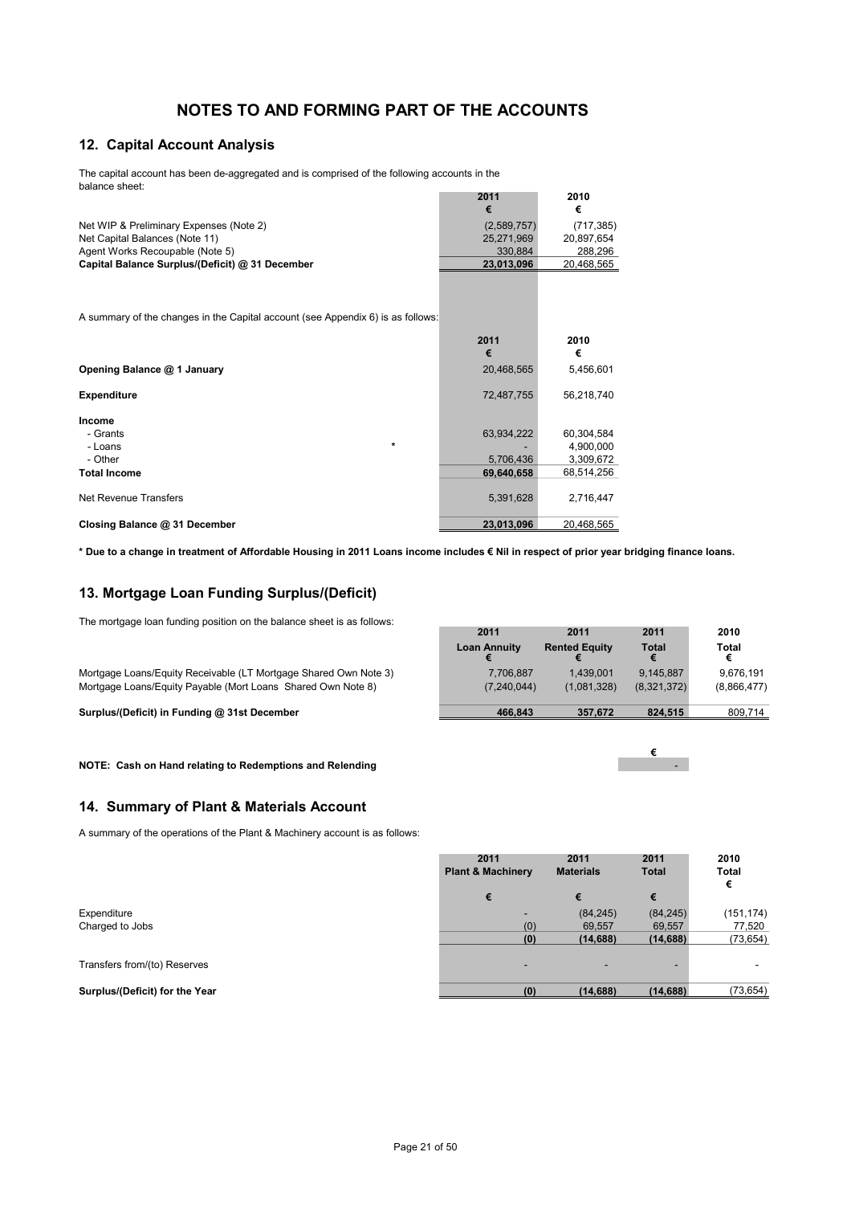# NOTES TO AND FORMING PART OF THE ACCOUNTS

## 12. Capital Account Analysis

The capital account has been de-aggregated and is comprised of the following accounts in the balance sheet:

| | 2011<br>€ | 2010<br>€ |
|---|---|---|
| Net WIP & Preliminary Expenses (Note 2) | (2,589,757) | (717,385) |
| Net Capital Balances (Note 11) | 25,271,969 | 20,897,654 |
| Agent Works Recoupable (Note 5) | 330,884 | 288,296 |
| **Capital Balance Surplus/(Deficit) @ 31 December** | **23,013,096** | **20,468,565** |

A summary of the changes in the Capital account (see Appendix 6) is as follows:

| | 2011<br>€ | 2010<br>€ |
|---|---|---|
| **Opening Balance @ 1 January** | 20,468,565 | 5,456,601 |
| **Expenditure** | 72,487,755 | 56,218,740 |
| **Income** | | |
| - Grants | 63,934,222 | 60,304,584 |
| - Loans * | - | 4,900,000 |
| - Other | 5,706,436 | 3,309,672 |
| **Total Income** | **69,640,658** | 68,514,256 |
| Net Revenue Transfers | 5,391,628 | 2,716,447 |
| **Closing Balance @ 31 December** | **23,013,096** | 20,468,565 |

**\* Due to a change in treatment of Affordable Housing in 2011 Loans income includes € Nil in respect of prior year bridging finance loans.**

## 13. Mortgage Loan Funding Surplus/(Deficit)

The mortgage loan funding position on the balance sheet is as follows:

| | 2011<br>Loan Annuity<br>€ | 2011<br>Rented Equity<br>€ | 2011<br>Total<br>€ | 2010<br>Total<br>€ |
|---|---|---|---|---|
| Mortgage Loans/Equity Receivable (LT Mortgage Shared Own Note 3) | 7,706,887 | 1,439,001 | 9,145,887 | 9,676,191 |
| Mortgage Loans/Equity Payable (Mort Loans Shared Own Note 8) | (7,240,044) | (1,081,328) | (8,321,372) | (8,866,477) |
| **Surplus/(Deficit) in Funding @ 31st December** | **466,843** | **357,672** | **824,515** | 809,714 |

| | € |
|---|---|
| **NOTE: Cash on Hand relating to Redemptions and Relending** | - |

## 14. Summary of Plant & Materials Account

A summary of the operations of the Plant & Machinery account is as follows:

| | 2011<br>Plant & Machinery<br>€ | 2011<br>Materials<br>€ | 2011<br>Total<br>€ | 2010<br>Total<br>€ |
|---|---|---|---|---|
| Expenditure | - | (84,245) | (84,245) | (151,174) |
| Charged to Jobs | (0) | 69,557 | 69,557 | 77,520 |
| | **(0)** | **(14,688)** | **(14,688)** | (73,654) |
| Transfers from/(to) Reserves | - | - | - | - |
| **Surplus/(Deficit) for the Year** | **(0)** | **(14,688)** | **(14,688)** | (73,654) |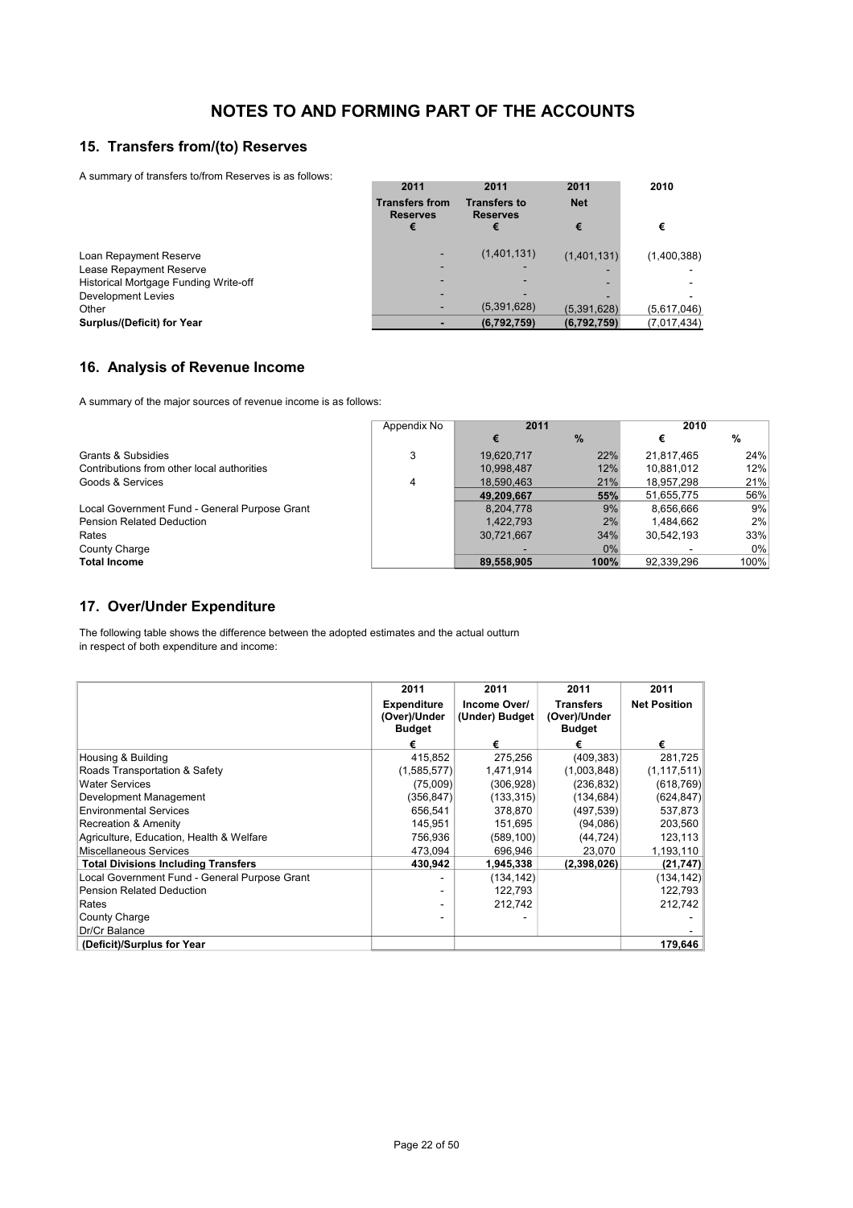# NOTES TO AND FORMING PART OF THE ACCOUNTS

## 15. Transfers from/(to) Reserves

A summary of transfers to/from Reserves is as follows:

| | 2011 | 2011 | 2011 | 2010 |
|---|---|---|---|---|
| | Transfers from Reserves | Transfers to Reserves | Net | |
| | € | € | € | € |
| Loan Repayment Reserve | - | (1,401,131) | (1,401,131) | (1,400,388) |
| Lease Repayment Reserve | - | - | - | - |
| Historical Mortgage Funding Write-off | - | - | - | - |
| Development Levies | - | - | - | - |
| Other | - | (5,391,628) | (5,391,628) | (5,617,046) |
| **Surplus/(Deficit) for Year** | **-** | **(6,792,759)** | **(6,792,759)** | (7,017,434) |

## 16. Analysis of Revenue Income

A summary of the major sources of revenue income is as follows:

| | Appendix No | 2011 | | 2010 | |
|---|---|---|---|---|---|
| | | € | % | € | % |
| Grants & Subsidies | 3 | 19,620,717 | 22% | 21,817,465 | 24% |
| Contributions from other local authorities | | 10,998,487 | 12% | 10,881,012 | 12% |
| Goods & Services | 4 | 18,590,463 | 21% | 18,957,298 | 21% |
| | | **49,209,667** | **55%** | 51,655,775 | 56% |
| Local Government Fund - General Purpose Grant | | 8,204,778 | 9% | 8,656,666 | 9% |
| Pension Related Deduction | | 1,422,793 | 2% | 1,484,662 | 2% |
| Rates | | 30,721,667 | 34% | 30,542,193 | 33% |
| County Charge | | - | 0% | - | 0% |
| **Total Income** | | **89,558,905** | **100%** | 92,339,296 | 100% |

## 17. Over/Under Expenditure

The following table shows the difference between the adopted estimates and the actual outturn in respect of both expenditure and income:

| | 2011 | 2011 | 2011 | 2011 |
|---|---|---|---|---|
| | Expenditure (Over)/Under Budget | Income Over/ (Under) Budget | Transfers (Over)/Under Budget | Net Position |
| | € | € | € | € |
| Housing & Building | 415,852 | 275,256 | (409,383) | 281,725 |
| Roads Transportation & Safety | (1,585,577) | 1,471,914 | (1,003,848) | (1,117,511) |
| Water Services | (75,009) | (306,928) | (236,832) | (618,769) |
| Development Management | (356,847) | (133,315) | (134,684) | (624,847) |
| Environmental Services | 656,541 | 378,870 | (497,539) | 537,873 |
| Recreation & Amenity | 145,951 | 151,695 | (94,086) | 203,560 |
| Agriculture, Education, Health & Welfare | 756,936 | (589,100) | (44,724) | 123,113 |
| Miscellaneous Services | 473,094 | 696,946 | 23,070 | 1,193,110 |
| **Total Divisions Including Transfers** | **430,942** | **1,945,338** | **(2,398,026)** | **(21,747)** |
| Local Government Fund - General Purpose Grant | - | (134,142) | | (134,142) |
| Pension Related Deduction | - | 122,793 | | 122,793 |
| Rates | - | 212,742 | | 212,742 |
| County Charge | - | - | | - |
| Dr/Cr Balance | | | | - |
| **(Deficit)/Surplus for Year** | | | | **179,646** |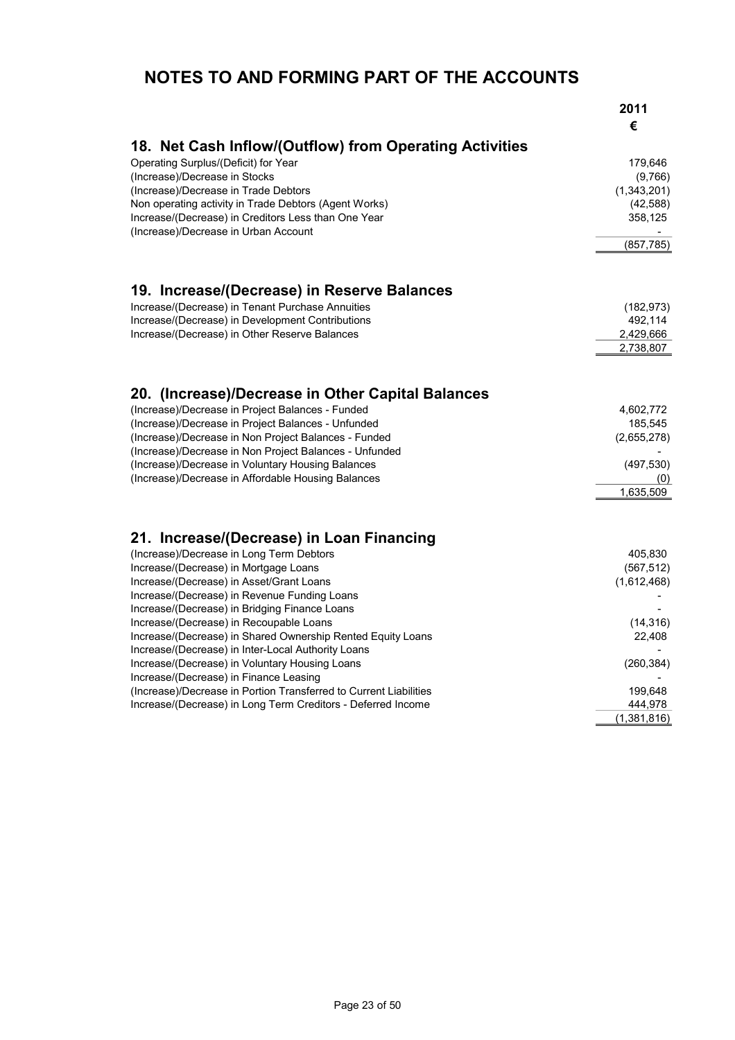# NOTES TO AND FORMING PART OF THE ACCOUNTS

| | 2011 € |
|---|---|
| **18. Net Cash Inflow/(Outflow) from Operating Activities** | |
| Operating Surplus/(Deficit) for Year | 179,646 |
| (Increase)/Decrease in Stocks | (9,766) |
| (Increase)/Decrease in Trade Debtors | (1,343,201) |
| Non operating activity in Trade Debtors (Agent Works) | (42,588) |
| Increase/(Decrease) in Creditors Less than One Year | 358,125 |
| (Increase)/Decrease in Urban Account | - |
| | (857,785) |

## 19. Increase/(Decrease) in Reserve Balances

| | 2011 € |
|---|---|
| Increase/(Decrease) in Tenant Purchase Annuities | (182,973) |
| Increase/(Decrease) in Development Contributions | 492,114 |
| Increase/(Decrease) in Other Reserve Balances | 2,429,666 |
| | 2,738,807 |

## 20. (Increase)/Decrease in Other Capital Balances

| | 2011 € |
|---|---|
| (Increase)/Decrease in Project Balances - Funded | 4,602,772 |
| (Increase)/Decrease in Project Balances - Unfunded | 185,545 |
| (Increase)/Decrease in Non Project Balances - Funded | (2,655,278) |
| (Increase)/Decrease in Non Project Balances - Unfunded | - |
| (Increase)/Decrease in Voluntary Housing Balances | (497,530) |
| (Increase)/Decrease in Affordable Housing Balances | (0) |
| | 1,635,509 |

## 21. Increase/(Decrease) in Loan Financing

| | 2011 € |
|---|---|
| (Increase)/Decrease in Long Term Debtors | 405,830 |
| Increase/(Decrease) in Mortgage Loans | (567,512) |
| Increase/(Decrease) in Asset/Grant Loans | (1,612,468) |
| Increase/(Decrease) in Revenue Funding Loans | - |
| Increase/(Decrease) in Bridging Finance Loans | - |
| Increase/(Decrease) in Recoupable Loans | (14,316) |
| Increase/(Decrease) in Shared Ownership Rented Equity Loans | 22,408 |
| Increase/(Decrease) in Inter-Local Authority Loans | - |
| Increase/(Decrease) in Voluntary Housing Loans | (260,384) |
| Increase/(Decrease) in Finance Leasing | - |
| (Increase)/Decrease in Portion Transferred to Current Liabilities | 199,648 |
| Increase/(Decrease) in Long Term Creditors - Deferred Income | 444,978 |
| | (1,381,816) |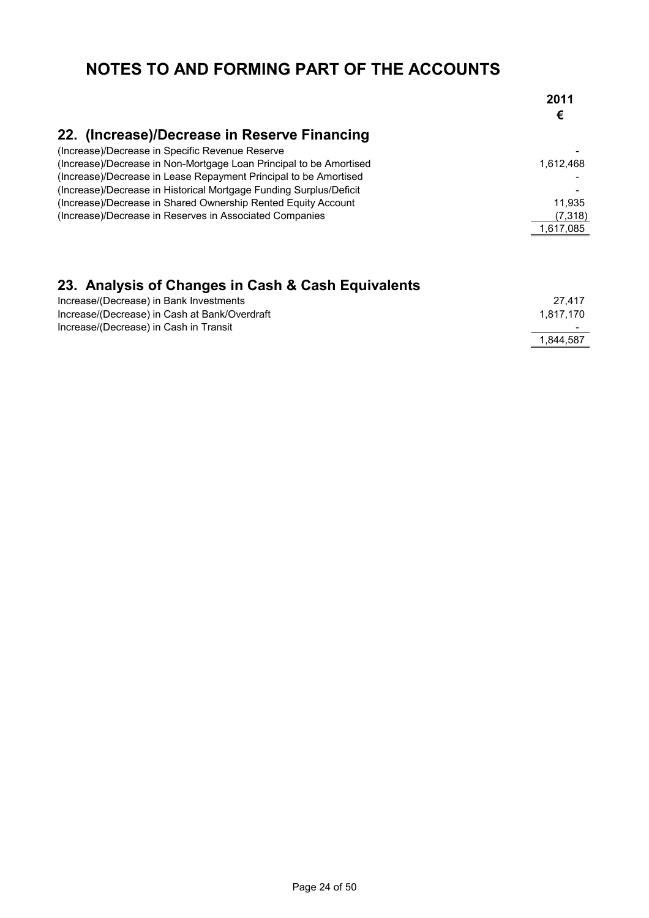# NOTES TO AND FORMING PART OF THE ACCOUNTS

## 22. (Increase)/Decrease in Reserve Financing

| | 2011 € |
|---|---|
| (Increase)/Decrease in Specific Revenue Reserve | - |
| (Increase)/Decrease in Non-Mortgage Loan Principal to be Amortised | 1,612,468 |
| (Increase)/Decrease in Lease Repayment Principal to be Amortised | - |
| (Increase)/Decrease in Historical Mortgage Funding Surplus/Deficit | - |
| (Increase)/Decrease in Shared Ownership Rented Equity Account | 11,935 |
| (Increase)/Decrease in Reserves in Associated Companies | (7,318) |
| | 1,617,085 |

## 23. Analysis of Changes in Cash & Cash Equivalents

| | 2011 € |
|---|---|
| Increase/(Decrease) in Bank Investments | 27,417 |
| Increase/(Decrease) in Cash at Bank/Overdraft | 1,817,170 |
| Increase/(Decrease) in Cash in Transit | - |
| | 1,844,587 |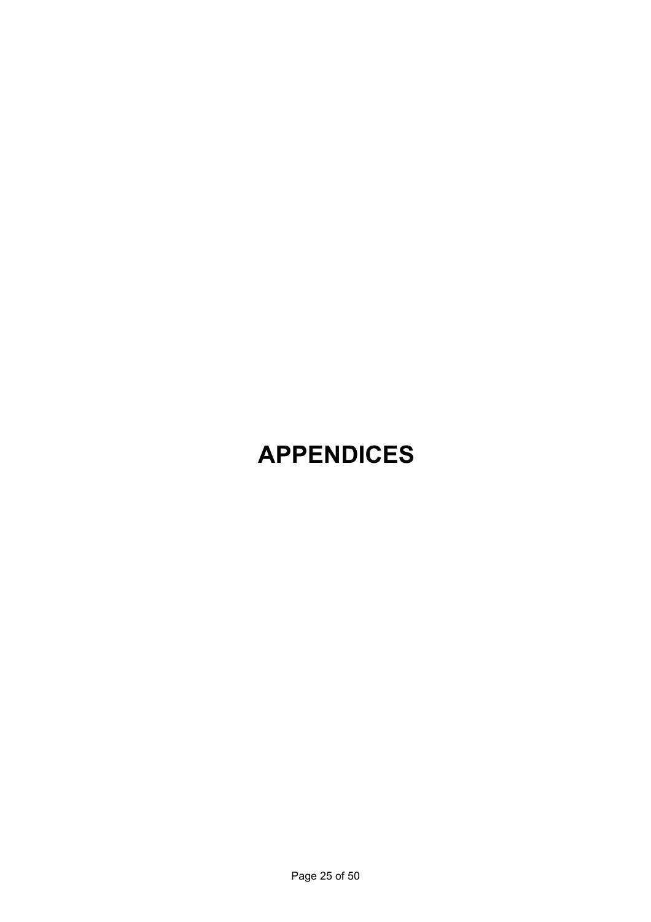# APPENDICES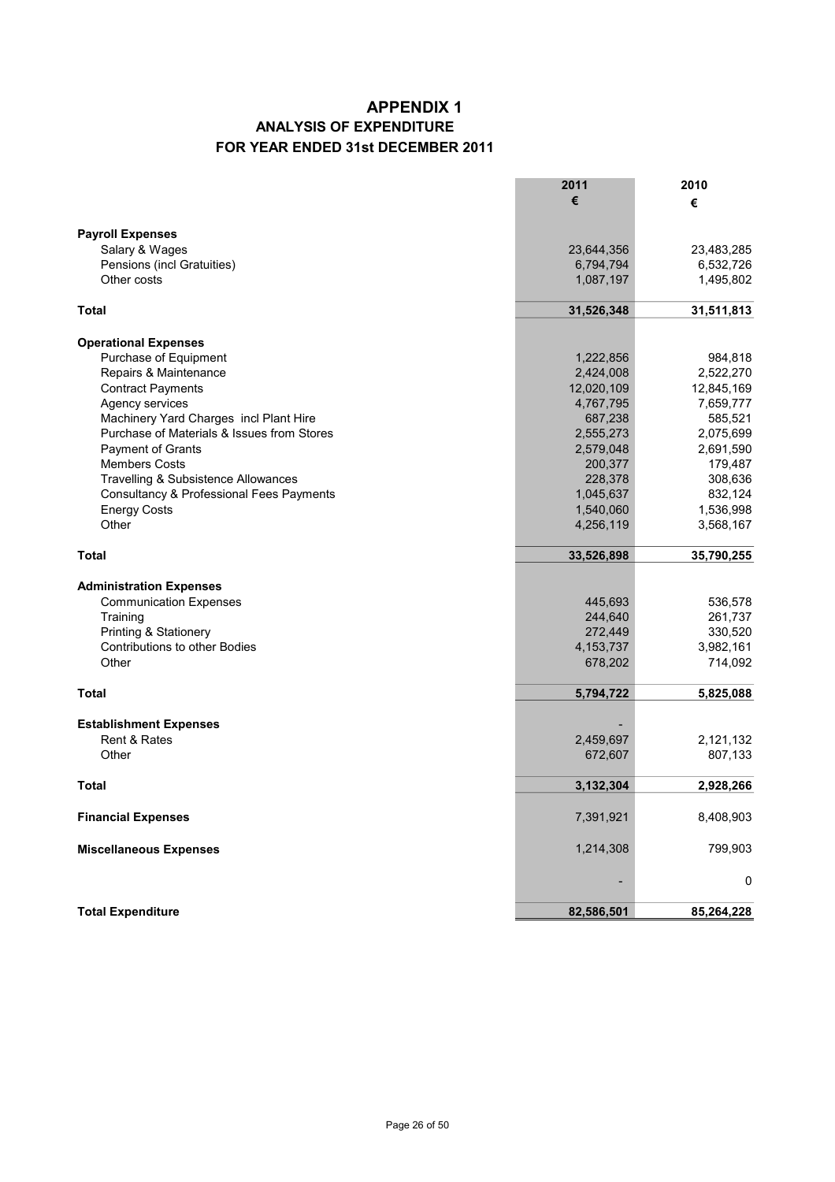# APPENDIX 1

## ANALYSIS OF EXPENDITURE

## FOR YEAR ENDED 31st DECEMBER 2011

| | 2011 € | 2010 € |
|---|---|---|
| **Payroll Expenses** | | |
| Salary & Wages | 23,644,356 | 23,483,285 |
| Pensions (incl Gratuities) | 6,794,794 | 6,532,726 |
| Other costs | 1,087,197 | 1,495,802 |
| **Total** | **31,526,348** | **31,511,813** |
| **Operational Expenses** | | |
| Purchase of Equipment | 1,222,856 | 984,818 |
| Repairs & Maintenance | 2,424,008 | 2,522,270 |
| Contract Payments | 12,020,109 | 12,845,169 |
| Agency services | 4,767,795 | 7,659,777 |
| Machinery Yard Charges incl Plant Hire | 687,238 | 585,521 |
| Purchase of Materials & Issues from Stores | 2,555,273 | 2,075,699 |
| Payment of Grants | 2,579,048 | 2,691,590 |
| Members Costs | 200,377 | 179,487 |
| Travelling & Subsistence Allowances | 228,378 | 308,636 |
| Consultancy & Professional Fees Payments | 1,045,637 | 832,124 |
| Energy Costs | 1,540,060 | 1,536,998 |
| Other | 4,256,119 | 3,568,167 |
| **Total** | **33,526,898** | **35,790,255** |
| **Administration Expenses** | | |
| Communication Expenses | 445,693 | 536,578 |
| Training | 244,640 | 261,737 |
| Printing & Stationery | 272,449 | 330,520 |
| Contributions to other Bodies | 4,153,737 | 3,982,161 |
| Other | 678,202 | 714,092 |
| **Total** | **5,794,722** | **5,825,088** |
| **Establishment Expenses** | - | |
| Rent & Rates | 2,459,697 | 2,121,132 |
| Other | 672,607 | 807,133 |
| **Total** | **3,132,304** | **2,928,266** |
| **Financial Expenses** | 7,391,921 | 8,408,903 |
| **Miscellaneous Expenses** | 1,214,308 | 799,903 |
| | - | 0 |
| **Total Expenditure** | **82,586,501** | **85,264,228** |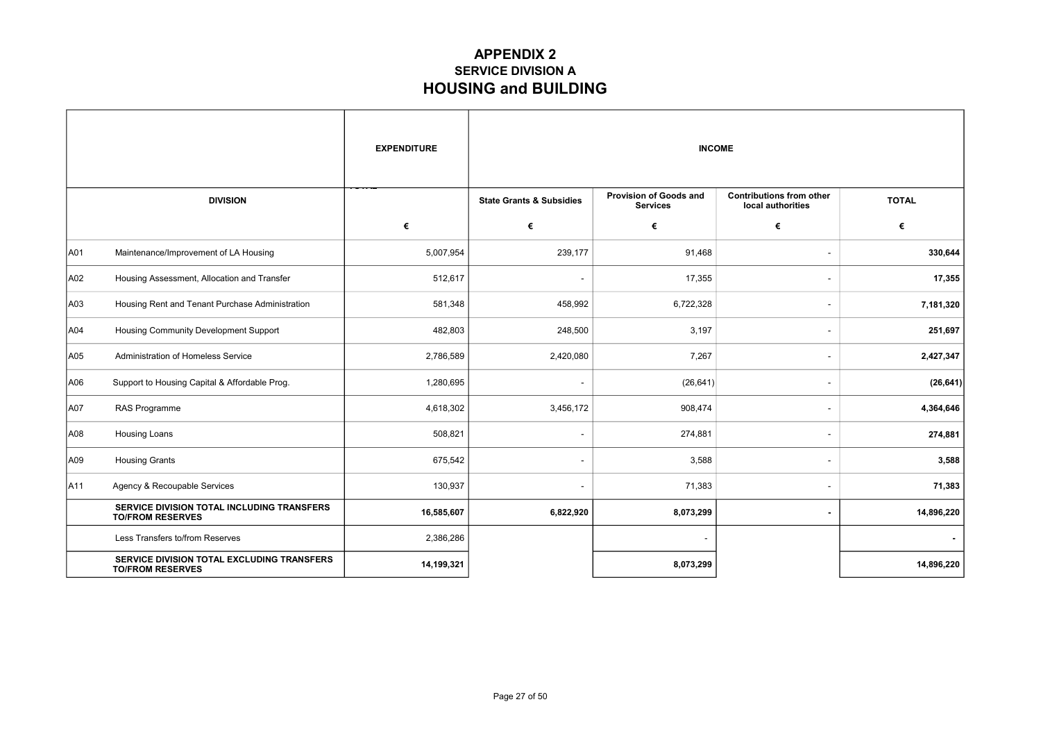# APPENDIX 2

## SERVICE DIVISION A

## HOUSING and BUILDING

| | DIVISION | EXPENDITURE | INCOME | | | |
|---|---|---|---|---|---|---|
| | | | State Grants & Subsidies | Provision of Goods and Services | Contributions from other local authorities | TOTAL |
| | | € | € | € | € | € |
| A01 | Maintenance/Improvement of LA Housing | 5,007,954 | 239,177 | 91,468 | - | **330,644** |
| A02 | Housing Assessment, Allocation and Transfer | 512,617 | - | 17,355 | - | **17,355** |
| A03 | Housing Rent and Tenant Purchase Administration | 581,348 | 458,992 | 6,722,328 | - | **7,181,320** |
| A04 | Housing Community Development Support | 482,803 | 248,500 | 3,197 | - | **251,697** |
| A05 | Administration of Homeless Service | 2,786,589 | 2,420,080 | 7,267 | - | **2,427,347** |
| A06 | Support to Housing Capital & Affordable Prog. | 1,280,695 | - | (26,641) | - | **(26,641)** |
| A07 | RAS Programme | 4,618,302 | 3,456,172 | 908,474 | - | **4,364,646** |
| A08 | Housing Loans | 508,821 | - | 274,881 | - | **274,881** |
| A09 | Housing Grants | 675,542 | - | 3,588 | - | **3,588** |
| A11 | Agency & Recoupable Services | 130,937 | - | 71,383 | - | **71,383** |
| | **SERVICE DIVISION TOTAL INCLUDING TRANSFERS TO/FROM RESERVES** | **16,585,607** | **6,822,920** | **8,073,299** | **-** | **14,896,220** |
| | Less Transfers to/from Reserves | 2,386,286 | | - | | **-** |
| | **SERVICE DIVISION TOTAL EXCLUDING TRANSFERS TO/FROM RESERVES** | **14,199,321** | | **8,073,299** | | **14,896,220** |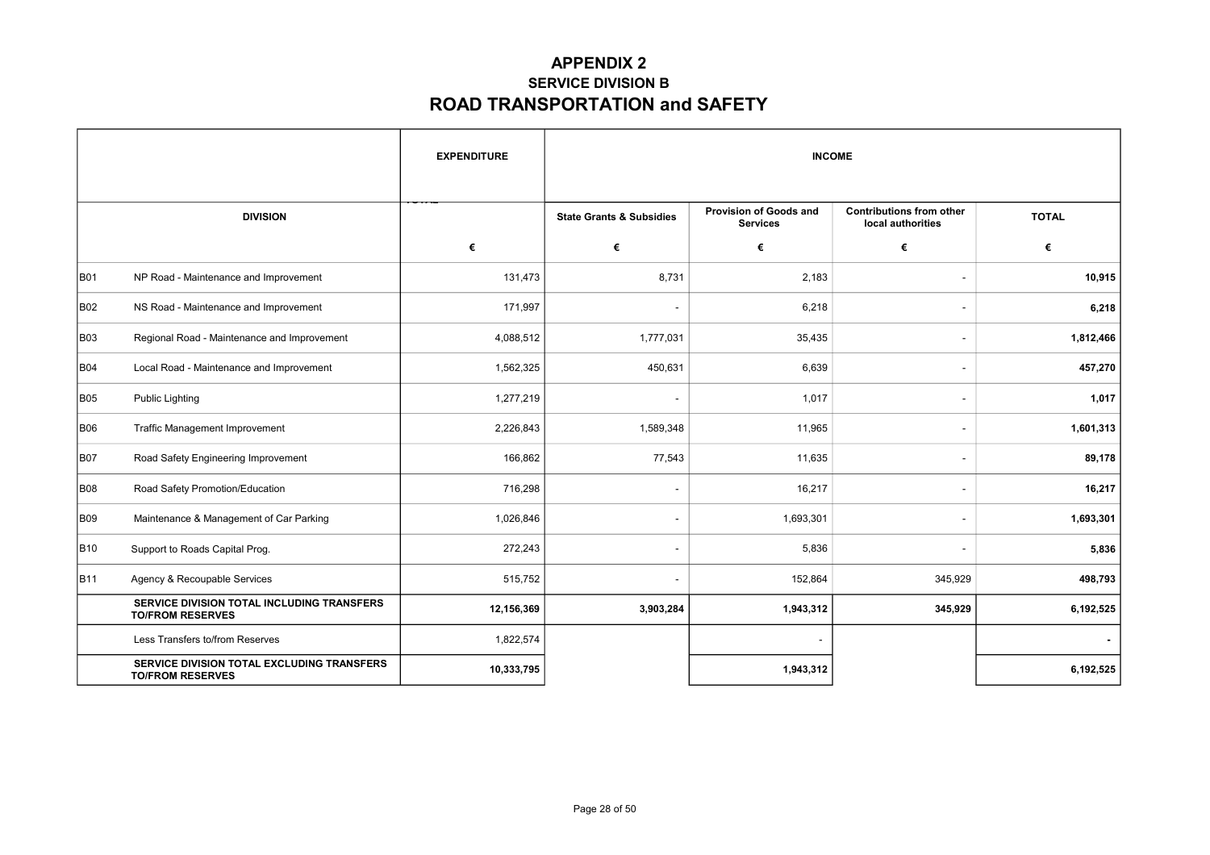# APPENDIX 2

## SERVICE DIVISION B

# ROAD TRANSPORTATION and SAFETY

| | DIVISION | EXPENDITURE | INCOME | | | |
|---|---|---|---|---|---|---|
| | | | State Grants & Subsidies | Provision of Goods and Services | Contributions from other local authorities | TOTAL |
| | | € | € | € | € | € |
| B01 | NP Road - Maintenance and Improvement | 131,473 | 8,731 | 2,183 | - | **10,915** |
| B02 | NS Road - Maintenance and Improvement | 171,997 | - | 6,218 | - | **6,218** |
| B03 | Regional Road - Maintenance and Improvement | 4,088,512 | 1,777,031 | 35,435 | - | **1,812,466** |
| B04 | Local Road - Maintenance and Improvement | 1,562,325 | 450,631 | 6,639 | - | **457,270** |
| B05 | Public Lighting | 1,277,219 | - | 1,017 | - | **1,017** |
| B06 | Traffic Management Improvement | 2,226,843 | 1,589,348 | 11,965 | - | **1,601,313** |
| B07 | Road Safety Engineering Improvement | 166,862 | 77,543 | 11,635 | - | **89,178** |
| B08 | Road Safety Promotion/Education | 716,298 | - | 16,217 | - | **16,217** |
| B09 | Maintenance & Management of Car Parking | 1,026,846 | - | 1,693,301 | - | **1,693,301** |
| B10 | Support to Roads Capital Prog. | 272,243 | - | 5,836 | - | **5,836** |
| B11 | Agency & Recoupable Services | 515,752 | - | 152,864 | 345,929 | **498,793** |
| | **SERVICE DIVISION TOTAL INCLUDING TRANSFERS TO/FROM RESERVES** | **12,156,369** | **3,903,284** | **1,943,312** | **345,929** | **6,192,525** |
| | Less Transfers to/from Reserves | 1,822,574 | | - | | **-** |
| | **SERVICE DIVISION TOTAL EXCLUDING TRANSFERS TO/FROM RESERVES** | **10,333,795** | | **1,943,312** | | **6,192,525** |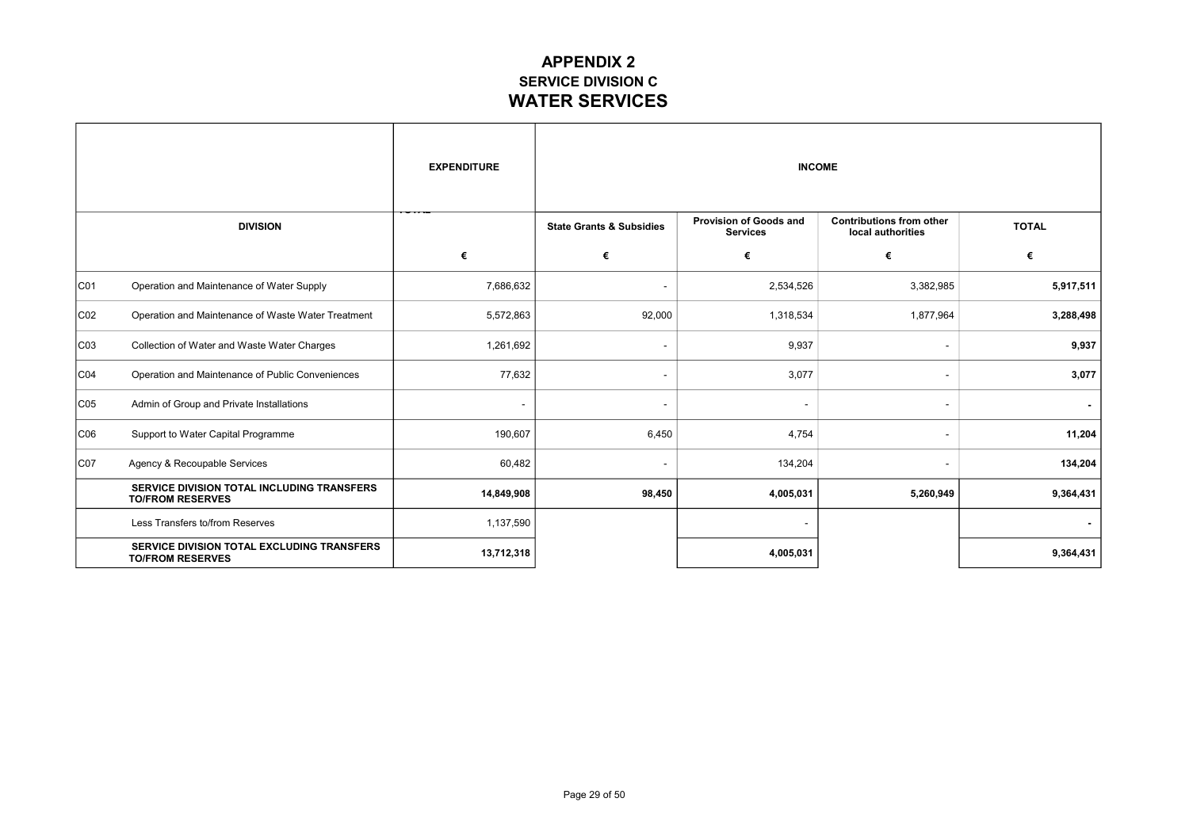# APPENDIX 2

## SERVICE DIVISION C

## WATER SERVICES

| | | EXPENDITURE | INCOME | | | |
|---|---|---|---|---|---|---|
| DIVISION | | | State Grants & Subsidies | Provision of Goods and Services | Contributions from other local authorities | TOTAL |
| | | € | € | € | € | € |
| C01 | Operation and Maintenance of Water Supply | 7,686,632 | - | 2,534,526 | 3,382,985 | **5,917,511** |
| C02 | Operation and Maintenance of Waste Water Treatment | 5,572,863 | 92,000 | 1,318,534 | 1,877,964 | **3,288,498** |
| C03 | Collection of Water and Waste Water Charges | 1,261,692 | - | 9,937 | - | **9,937** |
| C04 | Operation and Maintenance of Public Conveniences | 77,632 | - | 3,077 | - | **3,077** |
| C05 | Admin of Group and Private Installations | - | - | - | - | **-** |
| C06 | Support to Water Capital Programme | 190,607 | 6,450 | 4,754 | - | **11,204** |
| C07 | Agency & Recoupable Services | 60,482 | - | 134,204 | - | **134,204** |
| | **SERVICE DIVISION TOTAL INCLUDING TRANSFERS TO/FROM RESERVES** | **14,849,908** | **98,450** | **4,005,031** | **5,260,949** | **9,364,431** |
| | Less Transfers to/from Reserves | 1,137,590 | | - | | **-** |
| | **SERVICE DIVISION TOTAL EXCLUDING TRANSFERS TO/FROM RESERVES** | **13,712,318** | | **4,005,031** | | **9,364,431** |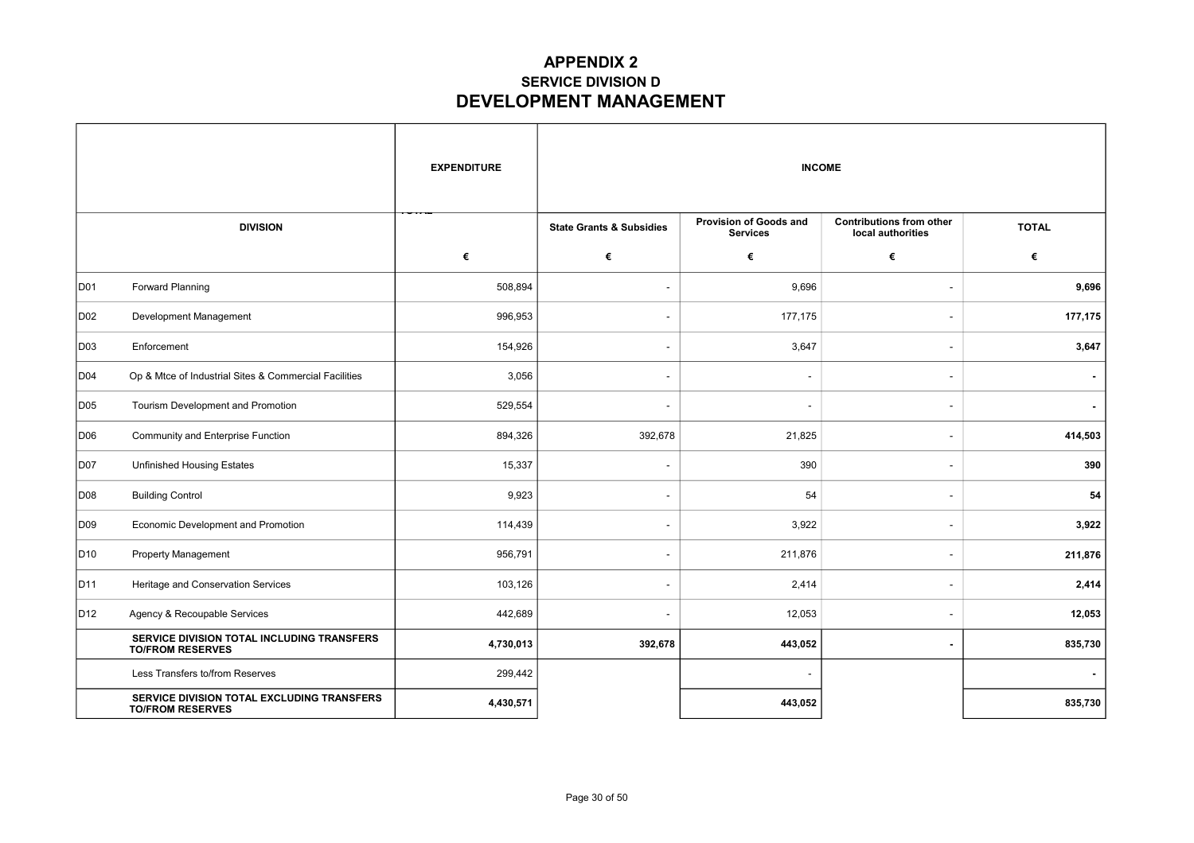# APPENDIX 2

## SERVICE DIVISION D

## DEVELOPMENT MANAGEMENT

| | | EXPENDITURE | INCOME | | | |
|---|---|---|---|---|---|---|
| DIVISION | | | State Grants & Subsidies | Provision of Goods and Services | Contributions from other local authorities | TOTAL |
| | | € | € | € | € | € |
| D01 | Forward Planning | 508,894 | - | 9,696 | - | **9,696** |
| D02 | Development Management | 996,953 | - | 177,175 | - | **177,175** |
| D03 | Enforcement | 154,926 | - | 3,647 | - | **3,647** |
| D04 | Op & Mtce of Industrial Sites & Commercial Facilities | 3,056 | - | - | - | **-** |
| D05 | Tourism Development and Promotion | 529,554 | - | - | - | **-** |
| D06 | Community and Enterprise Function | 894,326 | 392,678 | 21,825 | - | **414,503** |
| D07 | Unfinished Housing Estates | 15,337 | - | 390 | - | **390** |
| D08 | Building Control | 9,923 | - | 54 | - | **54** |
| D09 | Economic Development and Promotion | 114,439 | - | 3,922 | - | **3,922** |
| D10 | Property Management | 956,791 | - | 211,876 | - | **211,876** |
| D11 | Heritage and Conservation Services | 103,126 | - | 2,414 | - | **2,414** |
| D12 | Agency & Recoupable Services | 442,689 | - | 12,053 | - | **12,053** |
| | **SERVICE DIVISION TOTAL INCLUDING TRANSFERS TO/FROM RESERVES** | **4,730,013** | **392,678** | **443,052** | **-** | **835,730** |
| | Less Transfers to/from Reserves | 299,442 | | - | | **-** |
| | **SERVICE DIVISION TOTAL EXCLUDING TRANSFERS TO/FROM RESERVES** | **4,430,571** | | **443,052** | | **835,730** |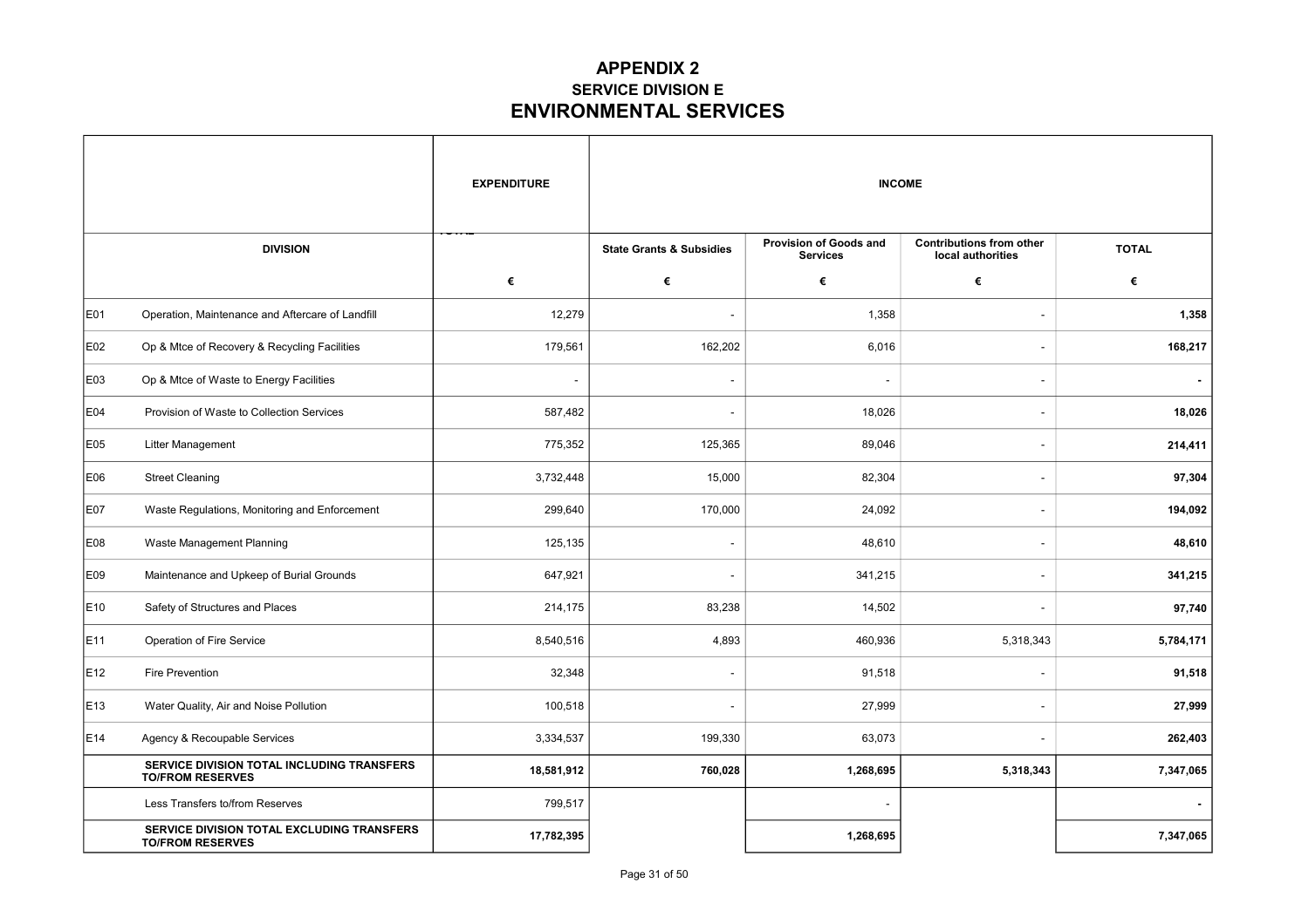# APPENDIX 2

## SERVICE DIVISION E

## ENVIRONMENTAL SERVICES

| | | EXPENDITURE | INCOME | | | |
|---|---|---|---|---|---|---|
| | DIVISION | | State Grants & Subsidies | Provision of Goods and Services | Contributions from other local authorities | TOTAL |
| | | € | € | € | € | € |
| E01 | Operation, Maintenance and Aftercare of Landfill | 12,279 | - | 1,358 | - | **1,358** |
| E02 | Op & Mtce of Recovery & Recycling Facilities | 179,561 | 162,202 | 6,016 | - | **168,217** |
| E03 | Op & Mtce of Waste to Energy Facilities | - | - | - | - | **-** |
| E04 | Provision of Waste to Collection Services | 587,482 | - | 18,026 | - | **18,026** |
| E05 | Litter Management | 775,352 | 125,365 | 89,046 | - | **214,411** |
| E06 | Street Cleaning | 3,732,448 | 15,000 | 82,304 | - | **97,304** |
| E07 | Waste Regulations, Monitoring and Enforcement | 299,640 | 170,000 | 24,092 | - | **194,092** |
| E08 | Waste Management Planning | 125,135 | - | 48,610 | - | **48,610** |
| E09 | Maintenance and Upkeep of Burial Grounds | 647,921 | - | 341,215 | - | **341,215** |
| E10 | Safety of Structures and Places | 214,175 | 83,238 | 14,502 | - | **97,740** |
| E11 | Operation of Fire Service | 8,540,516 | 4,893 | 460,936 | 5,318,343 | **5,784,171** |
| E12 | Fire Prevention | 32,348 | - | 91,518 | - | **91,518** |
| E13 | Water Quality, Air and Noise Pollution | 100,518 | - | 27,999 | - | **27,999** |
| E14 | Agency & Recoupable Services | 3,334,537 | 199,330 | 63,073 | - | **262,403** |
| | **SERVICE DIVISION TOTAL INCLUDING TRANSFERS TO/FROM RESERVES** | **18,581,912** | **760,028** | **1,268,695** | **5,318,343** | **7,347,065** |
| | Less Transfers to/from Reserves | 799,517 | | - | | - |
| | **SERVICE DIVISION TOTAL EXCLUDING TRANSFERS TO/FROM RESERVES** | **17,782,395** | | **1,268,695** | | **7,347,065** |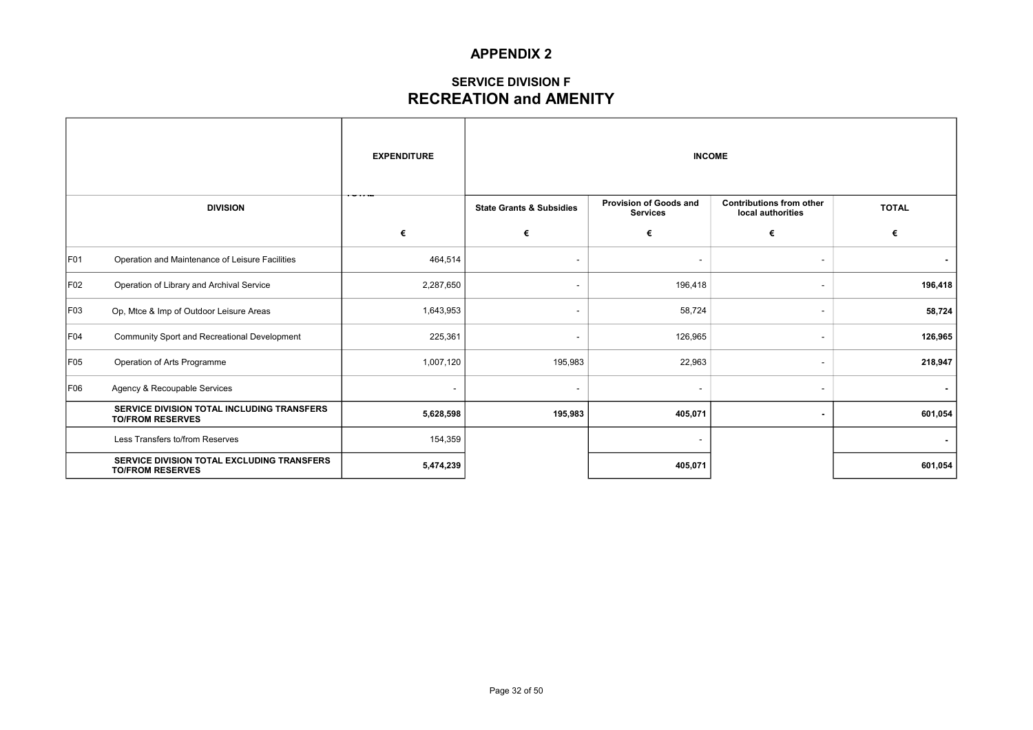# APPENDIX 2

## SERVICE DIVISION F
## RECREATION and AMENITY

| | DIVISION | EXPENDITURE | INCOME | | | |
|---|---|---|---|---|---|---|
| | | | State Grants & Subsidies | Provision of Goods and Services | Contributions from other local authorities | TOTAL |
| | | € | € | € | € | € |
| F01 | Operation and Maintenance of Leisure Facilities | 464,514 | - | - | - | **-** |
| F02 | Operation of Library and Archival Service | 2,287,650 | - | 196,418 | - | **196,418** |
| F03 | Op, Mtce & Imp of Outdoor Leisure Areas | 1,643,953 | - | 58,724 | - | **58,724** |
| F04 | Community Sport and Recreational Development | 225,361 | - | 126,965 | - | **126,965** |
| F05 | Operation of Arts Programme | 1,007,120 | 195,983 | 22,963 | - | **218,947** |
| F06 | Agency & Recoupable Services | - | - | - | - | **-** |
| | **SERVICE DIVISION TOTAL INCLUDING TRANSFERS TO/FROM RESERVES** | **5,628,598** | **195,983** | **405,071** | **-** | **601,054** |
| | Less Transfers to/from Reserves | 154,359 | | - | | **-** |
| | **SERVICE DIVISION TOTAL EXCLUDING TRANSFERS TO/FROM RESERVES** | **5,474,239** | | **405,071** | | **601,054** |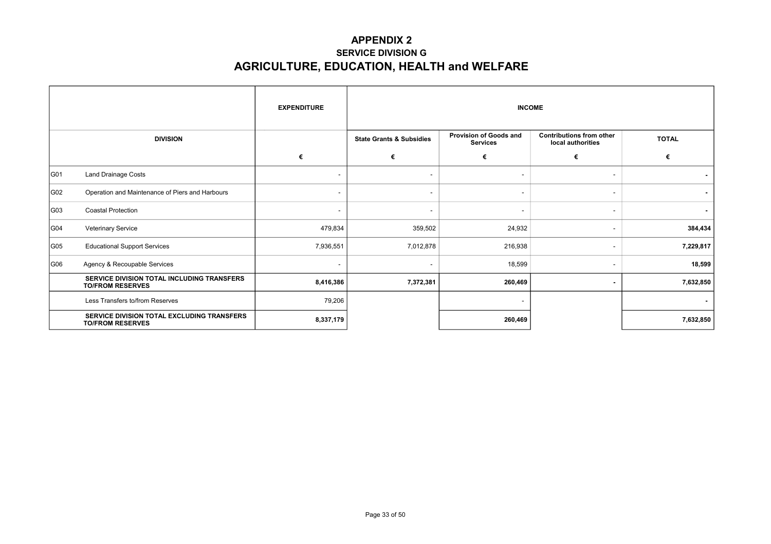# APPENDIX 2

## SERVICE DIVISION G

# AGRICULTURE, EDUCATION, HEALTH and WELFARE

| | | EXPENDITURE | INCOME | | | |
|---|---|---|---|---|---|---|
| DIVISION | | | State Grants & Subsidies | Provision of Goods and Services | Contributions from other local authorities | TOTAL |
| | | € | € | € | € | € |
| G01 | Land Drainage Costs | - | - | - | - | **-** |
| G02 | Operation and Maintenance of Piers and Harbours | - | - | - | - | **-** |
| G03 | Coastal Protection | - | - | - | - | **-** |
| G04 | Veterinary Service | 479,834 | 359,502 | 24,932 | - | **384,434** |
| G05 | Educational Support Services | 7,936,551 | 7,012,878 | 216,938 | - | **7,229,817** |
| G06 | Agency & Recoupable Services | - | - | 18,599 | - | **18,599** |
| | **SERVICE DIVISION TOTAL INCLUDING TRANSFERS TO/FROM RESERVES** | **8,416,386** | **7,372,381** | **260,469** | **-** | **7,632,850** |
| | Less Transfers to/from Reserves | 79,206 | | - | | **-** |
| | **SERVICE DIVISION TOTAL EXCLUDING TRANSFERS TO/FROM RESERVES** | **8,337,179** | | **260,469** | | **7,632,850** |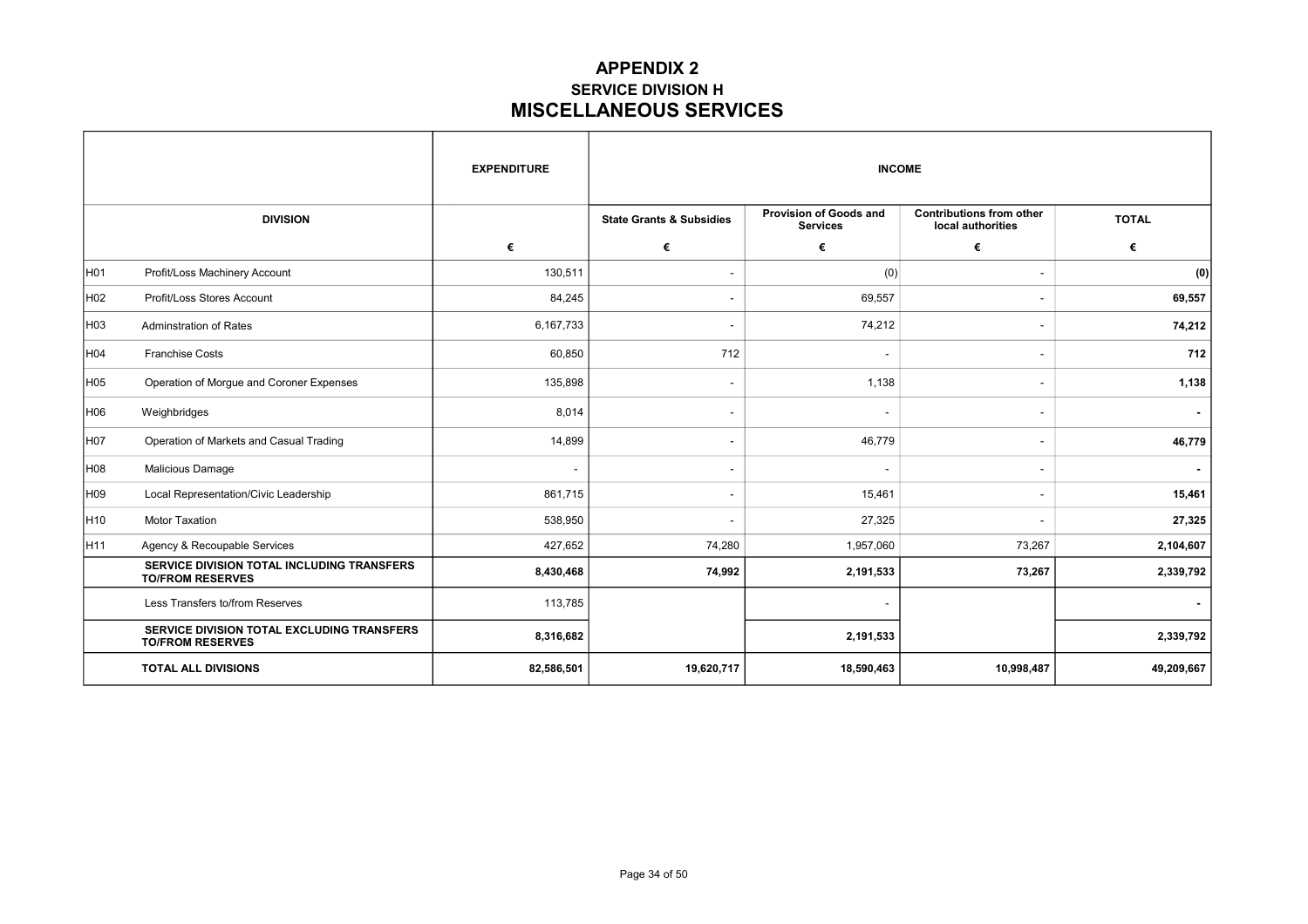# APPENDIX 2

## SERVICE DIVISION H

## MISCELLANEOUS SERVICES

| | | EXPENDITURE | INCOME | | | |
|---|---|---|---|---|---|---|
| | DIVISION | | State Grants & Subsidies | Provision of Goods and Services | Contributions from other local authorities | TOTAL |
| | | € | € | € | € | € |
| H01 | Profit/Loss Machinery Account | 130,511 | - | (0) | - | **(0)** |
| H02 | Profit/Loss Stores Account | 84,245 | - | 69,557 | - | **69,557** |
| H03 | Adminstration of Rates | 6,167,733 | - | 74,212 | - | **74,212** |
| H04 | Franchise Costs | 60,850 | 712 | - | - | **712** |
| H05 | Operation of Morgue and Coroner Expenses | 135,898 | - | 1,138 | - | **1,138** |
| H06 | Weighbridges | 8,014 | - | - | - | **-** |
| H07 | Operation of Markets and Casual Trading | 14,899 | - | 46,779 | - | **46,779** |
| H08 | Malicious Damage | - | - | - | - | **-** |
| H09 | Local Representation/Civic Leadership | 861,715 | - | 15,461 | - | **15,461** |
| H10 | Motor Taxation | 538,950 | - | 27,325 | - | **27,325** |
| H11 | Agency & Recoupable Services | 427,652 | 74,280 | 1,957,060 | 73,267 | **2,104,607** |
| | **SERVICE DIVISION TOTAL INCLUDING TRANSFERS TO/FROM RESERVES** | **8,430,468** | **74,992** | **2,191,533** | **73,267** | **2,339,792** |
| | Less Transfers to/from Reserves | 113,785 | | - | | **-** |
| | **SERVICE DIVISION TOTAL EXCLUDING TRANSFERS TO/FROM RESERVES** | **8,316,682** | | **2,191,533** | | **2,339,792** |
| | **TOTAL ALL DIVISIONS** | **82,586,501** | **19,620,717** | **18,590,463** | **10,998,487** | **49,209,667** |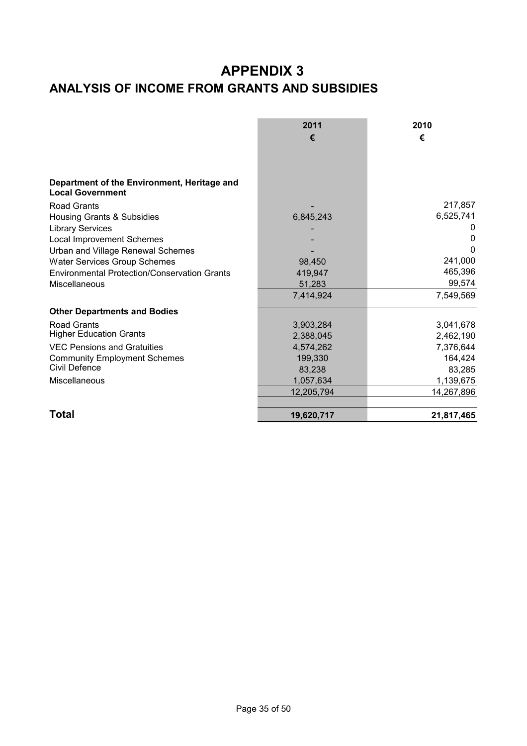# APPENDIX 3

## ANALYSIS OF INCOME FROM GRANTS AND SUBSIDIES

| | 2011 € | 2010 € |
|---|---|---|
| **Department of the Environment, Heritage and Local Government** | | |
| Road Grants | - | 217,857 |
| Housing Grants & Subsidies | 6,845,243 | 6,525,741 |
| Library Services | - | 0 |
| Local Improvement Schemes | - | 0 |
| Urban and Village Renewal Schemes | - | 0 |
| Water Services Group Schemes | 98,450 | 241,000 |
| Environmental Protection/Conservation Grants | 419,947 | 465,396 |
| Miscellaneous | 51,283 | 99,574 |
| | 7,414,924 | 7,549,569 |
| **Other Departments and Bodies** | | |
| Road Grants | 3,903,284 | 3,041,678 |
| Higher Education Grants | 2,388,045 | 2,462,190 |
| VEC Pensions and Gratuities | 4,574,262 | 7,376,644 |
| Community Employment Schemes | 199,330 | 164,424 |
| Civil Defence | 83,238 | 83,285 |
| Miscellaneous | 1,057,634 | 1,139,675 |
| | 12,205,794 | 14,267,896 |
| **Total** | **19,620,717** | **21,817,465** |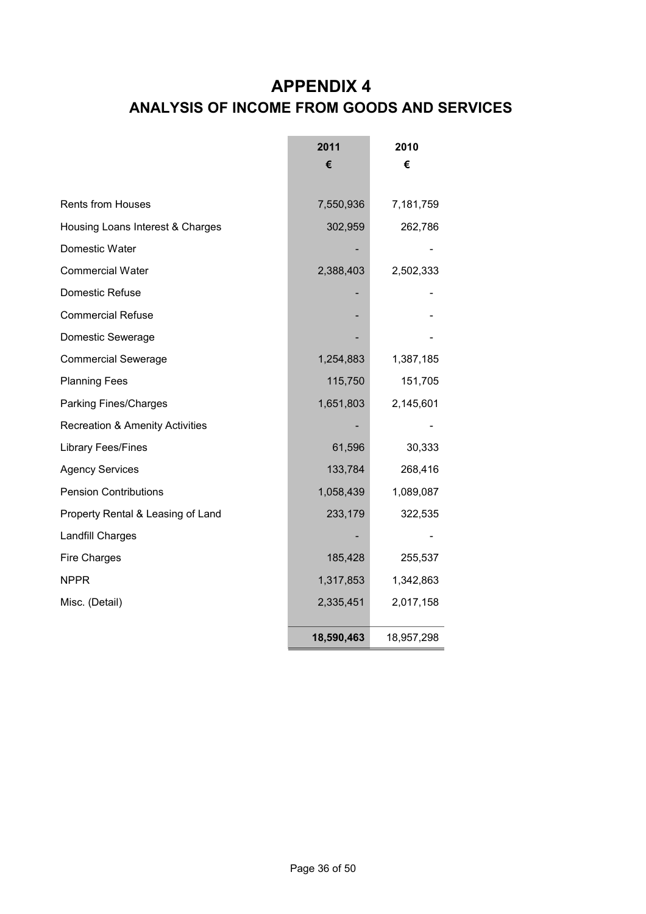# APPENDIX 4

## ANALYSIS OF INCOME FROM GOODS AND SERVICES

| | 2011<br>€ | 2010<br>€ |
|---|---|---|
| Rents from Houses | 7,550,936 | 7,181,759 |
| Housing Loans Interest & Charges | 302,959 | 262,786 |
| Domestic Water | - | - |
| Commercial Water | 2,388,403 | 2,502,333 |
| Domestic Refuse | - | - |
| Commercial Refuse | - | - |
| Domestic Sewerage | - | - |
| Commercial Sewerage | 1,254,883 | 1,387,185 |
| Planning Fees | 115,750 | 151,705 |
| Parking Fines/Charges | 1,651,803 | 2,145,601 |
| Recreation & Amenity Activities | - | - |
| Library Fees/Fines | 61,596 | 30,333 |
| Agency Services | 133,784 | 268,416 |
| Pension Contributions | 1,058,439 | 1,089,087 |
| Property Rental & Leasing of Land | 233,179 | 322,535 |
| Landfill Charges | - | - |
| Fire Charges | 185,428 | 255,537 |
| NPPR | 1,317,853 | 1,342,863 |
| Misc. (Detail) | 2,335,451 | 2,017,158 |
| | **18,590,463** | 18,957,298 |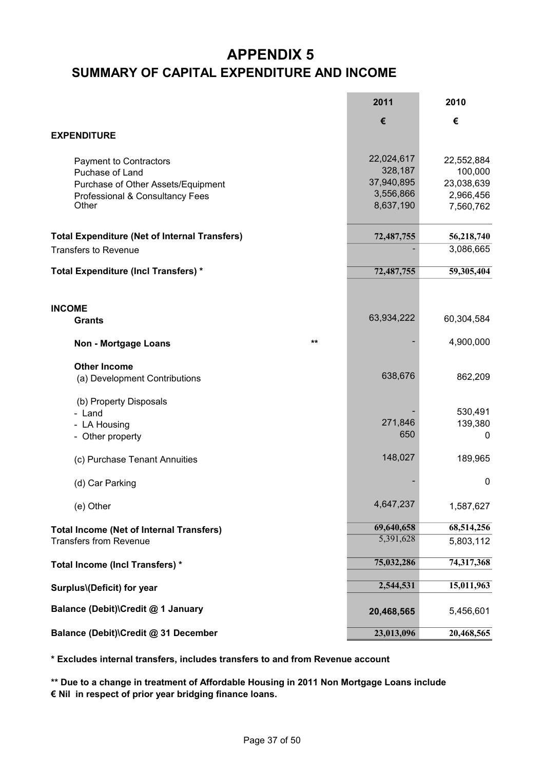# APPENDIX 5

## SUMMARY OF CAPITAL EXPENDITURE AND INCOME

| | 2011 | 2010 |
|---|---|---|
| | € | € |
| **EXPENDITURE** | | |
| Payment to Contractors | 22,024,617 | 22,552,884 |
| Puchase of Land | 328,187 | 100,000 |
| Purchase of Other Assets/Equipment | 37,940,895 | 23,038,639 |
| Professional & Consultancy Fees | 3,556,866 | 2,966,456 |
| Other | 8,637,190 | 7,560,762 |
| **Total Expenditure (Net of Internal Transfers)** | **72,487,755** | **56,218,740** |
| Transfers to Revenue | - | 3,086,665 |
| **Total Expenditure (Incl Transfers) *** | **72,487,755** | **59,305,404** |
| **INCOME** | | |
| **Grants** | 63,934,222 | 60,304,584 |
| **Non - Mortgage Loans** ** | - | 4,900,000 |
| **Other Income** | | |
| (a) Development Contributions | 638,676 | 862,209 |
| (b) Property Disposals | | |
| - Land | - | 530,491 |
| - LA Housing | 271,846 | 139,380 |
| - Other property | 650 | 0 |
| (c) Purchase Tenant Annuities | 148,027 | 189,965 |
| (d) Car Parking | - | 0 |
| (e) Other | 4,647,237 | 1,587,627 |
| **Total Income (Net of Internal Transfers)** | **69,640,658** | **68,514,256** |
| Transfers from Revenue | 5,391,628 | 5,803,112 |
| **Total Income (Incl Transfers) *** | **75,032,286** | **74,317,368** |
| **Surplus\(Deficit) for year** | **2,544,531** | **15,011,963** |
| **Balance (Debit)\Credit @ 1 January** | **20,468,565** | 5,456,601 |
| **Balance (Debit)\Credit @ 31 December** | **23,013,096** | **20,468,565** |

**\* Excludes internal transfers, includes transfers to and from Revenue account**

**\*\* Due to a change in treatment of Affordable Housing in 2011 Non Mortgage Loans include € Nil in respect of prior year bridging finance loans.**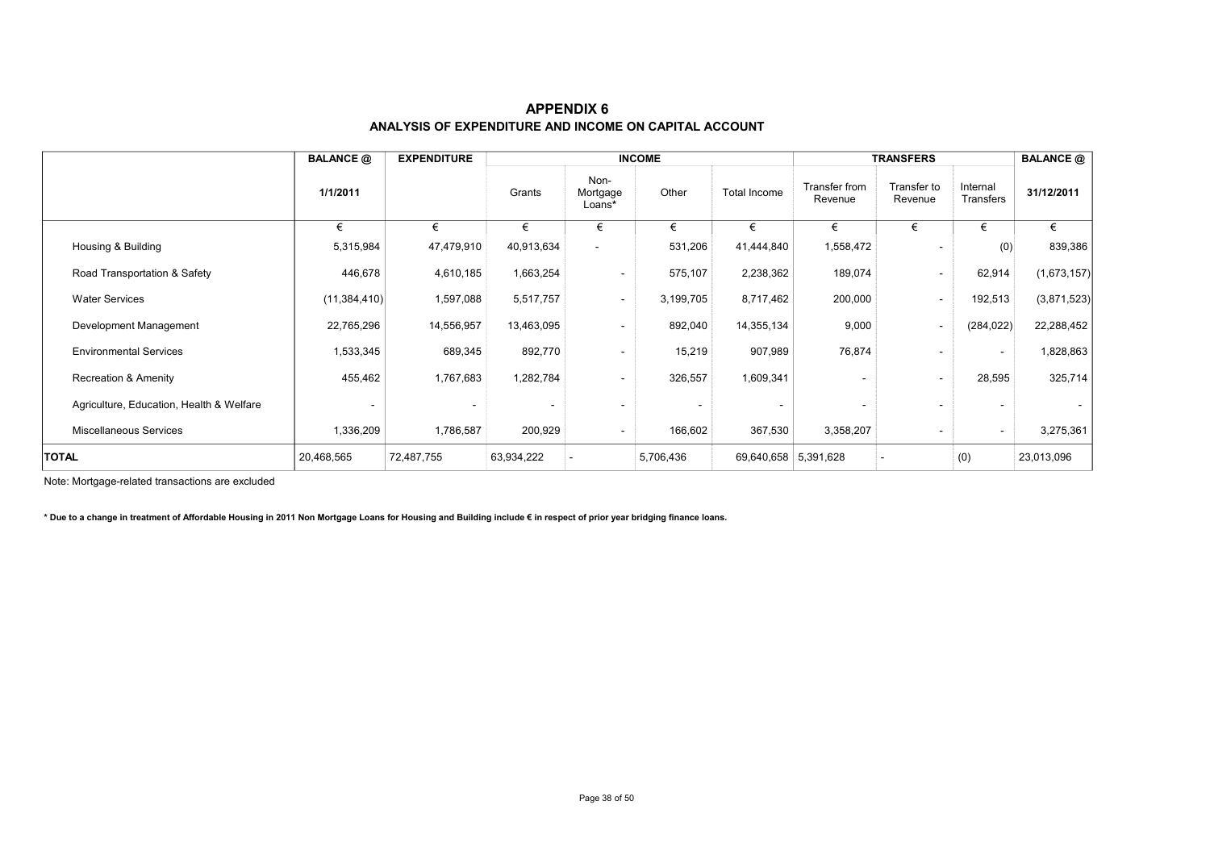# APPENDIX 6

## ANALYSIS OF EXPENDITURE AND INCOME ON CAPITAL ACCOUNT

| | BALANCE @ | EXPENDITURE | INCOME | | | | TRANSFERS | | | BALANCE @ |
|---|---|---|---|---|---|---|---|---|---|---|
| | 1/1/2011 | | Grants | Non-Mortgage Loans* | Other | Total Income | Transfer from Revenue | Transfer to Revenue | Internal Transfers | 31/12/2011 |
| | € | € | € | € | € | € | € | € | € | € |
| Housing & Building | 5,315,984 | 47,479,910 | 40,913,634 | - | 531,206 | 41,444,840 | 1,558,472 | - | (0) | 839,386 |
| Road Transportation & Safety | 446,678 | 4,610,185 | 1,663,254 | - | 575,107 | 2,238,362 | 189,074 | - | 62,914 | (1,673,157) |
| Water Services | (11,384,410) | 1,597,088 | 5,517,757 | - | 3,199,705 | 8,717,462 | 200,000 | - | 192,513 | (3,871,523) |
| Development Management | 22,765,296 | 14,556,957 | 13,463,095 | - | 892,040 | 14,355,134 | 9,000 | - | (284,022) | 22,288,452 |
| Environmental Services | 1,533,345 | 689,345 | 892,770 | - | 15,219 | 907,989 | 76,874 | - | - | 1,828,863 |
| Recreation & Amenity | 455,462 | 1,767,683 | 1,282,784 | - | 326,557 | 1,609,341 | - | - | 28,595 | 325,714 |
| Agriculture, Education, Health & Welfare | - | - | - | - | - | - | - | - | - | - |
| Miscellaneous Services | 1,336,209 | 1,786,587 | 200,929 | - | 166,602 | 367,530 | 3,358,207 | - | - | 3,275,361 |
| **TOTAL** | 20,468,565 | 72,487,755 | 63,934,222 | - | 5,706,436 | 69,640,658 | 5,391,628 | - | (0) | 23,013,096 |

Note: Mortgage-related transactions are excluded

**\* Due to a change in treatment of Affordable Housing in 2011 Non Mortgage Loans for Housing and Building include € in respect of prior year bridging finance loans.**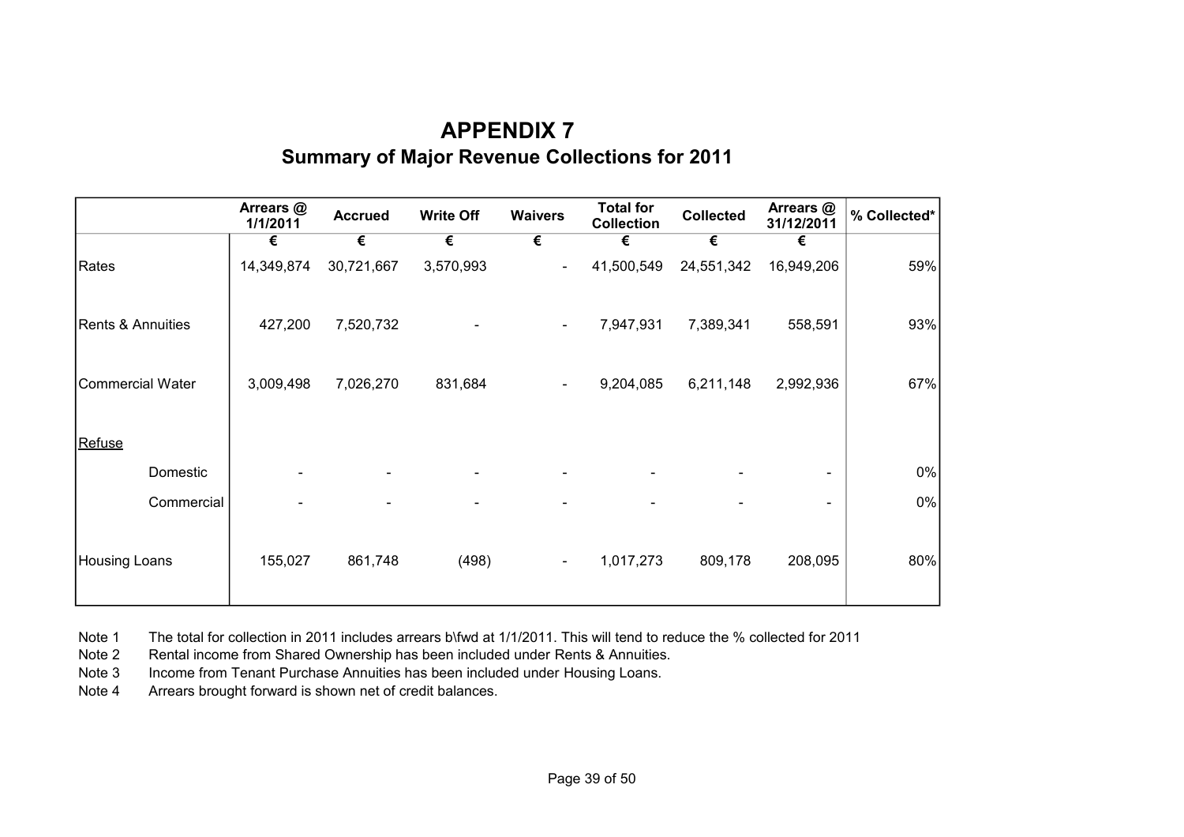# APPENDIX 7

## Summary of Major Revenue Collections for 2011

| | Arrears @ 1/1/2011 | Accrued | Write Off | Waivers | Total for Collection | Collected | Arrears @ 31/12/2011 | % Collected* |
|---|---|---|---|---|---|---|---|---|
| | € | € | € | € | € | € | € | |
| Rates | 14,349,874 | 30,721,667 | 3,570,993 | - | 41,500,549 | 24,551,342 | 16,949,206 | 59% |
| Rents & Annuities | 427,200 | 7,520,732 | - | - | 7,947,931 | 7,389,341 | 558,591 | 93% |
| Commercial Water | 3,009,498 | 7,026,270 | 831,684 | - | 9,204,085 | 6,211,148 | 2,992,936 | 67% |
| Refuse | | | | | | | | |
| Domestic | - | - | - | - | - | - | - | 0% |
| Commercial | - | - | - | - | - | - | - | 0% |
| Housing Loans | 155,027 | 861,748 | (498) | - | 1,017,273 | 809,178 | 208,095 | 80% |

Note 1 The total for collection in 2011 includes arrears b\fwd at 1/1/2011. This will tend to reduce the % collected for 2011

Note 2 Rental income from Shared Ownership has been included under Rents & Annuities.

Note 3 Income from Tenant Purchase Annuities has been included under Housing Loans.

Note 4 Arrears brought forward is shown net of credit balances.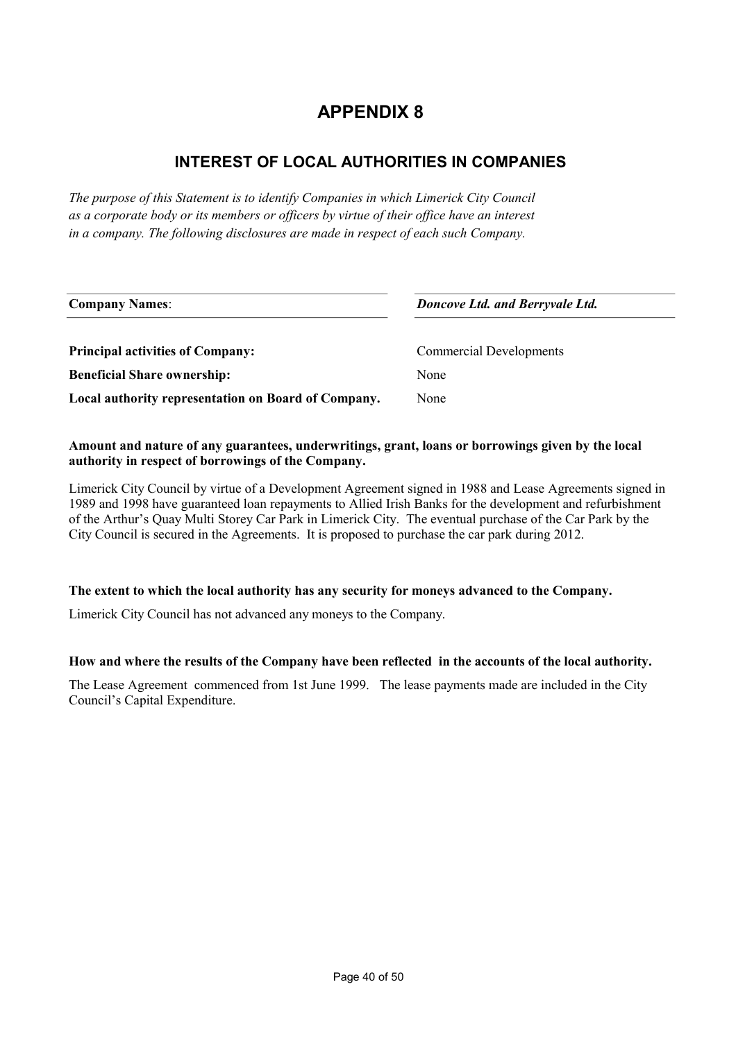# APPENDIX 8

## INTEREST OF LOCAL AUTHORITIES IN COMPANIES

*The purpose of this Statement is to identify Companies in which Limerick City Council as a corporate body or its members or officers by virtue of their office have an interest in a company. The following disclosures are made in respect of each such Company.*

| **Company Names**: | ***Doncove Ltd. and Berryvale Ltd.*** |
|---|---|
| **Principal activities of Company:** | Commercial Developments |
| **Beneficial Share ownership:** | None |
| **Local authority representation on Board of Company.** | None |

**Amount and nature of any guarantees, underwritings, grant, loans or borrowings given by the local authority in respect of borrowings of the Company.**

Limerick City Council by virtue of a Development Agreement signed in 1988 and Lease Agreements signed in 1989 and 1998 have guaranteed loan repayments to Allied Irish Banks for the development and refurbishment of the Arthur's Quay Multi Storey Car Park in Limerick City. The eventual purchase of the Car Park by the City Council is secured in the Agreements. It is proposed to purchase the car park during 2012.

**The extent to which the local authority has any security for moneys advanced to the Company.**

Limerick City Council has not advanced any moneys to the Company.

**How and where the results of the Company have been reflected in the accounts of the local authority.**

The Lease Agreement commenced from 1st June 1999. The lease payments made are included in the City Council's Capital Expenditure.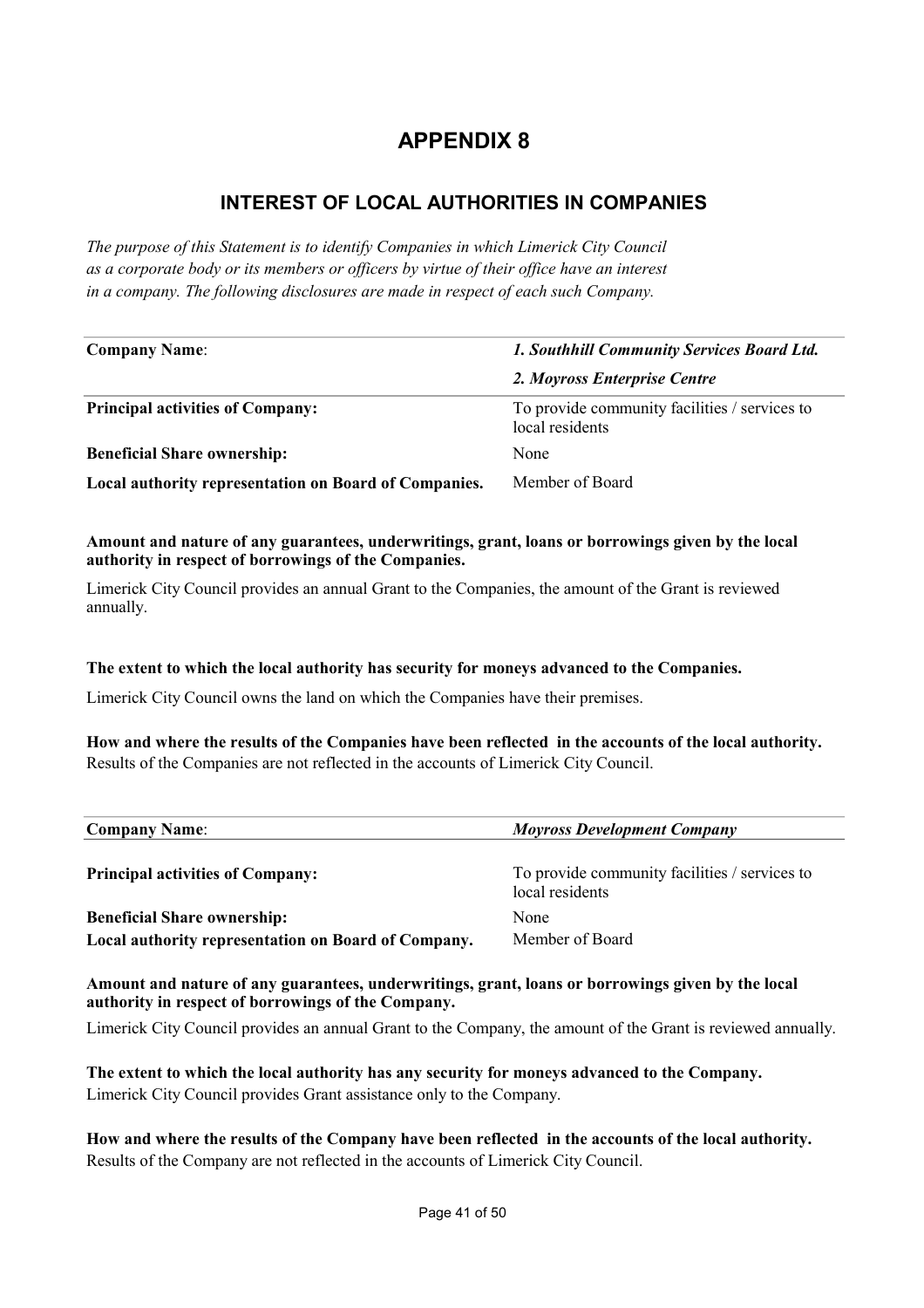# APPENDIX 8

## INTEREST OF LOCAL AUTHORITIES IN COMPANIES

*The purpose of this Statement is to identify Companies in which Limerick City Council as a corporate body or its members or officers by virtue of their office have an interest in a company. The following disclosures are made in respect of each such Company.*

| **Company Name**: | ***1. Southhill Community Services Board Ltd.*** |
|---|---|
| | ***2. Moyross Enterprise Centre*** |
| **Principal activities of Company:** | To provide community facilities / services to local residents |
| **Beneficial Share ownership:** | None |
| **Local authority representation on Board of Companies.** | Member of Board |

**Amount and nature of any guarantees, underwritings, grant, loans or borrowings given by the local authority in respect of borrowings of the Companies.**

Limerick City Council provides an annual Grant to the Companies, the amount of the Grant is reviewed annually.

**The extent to which the local authority has security for moneys advanced to the Companies.**

Limerick City Council owns the land on which the Companies have their premises.

**How and where the results of the Companies have been reflected in the accounts of the local authority.**

Results of the Companies are not reflected in the accounts of Limerick City Council.

| **Company Name**: | ***Moyross Development Company*** |
|---|---|
| **Principal activities of Company:** | To provide community facilities / services to local residents |
| **Beneficial Share ownership:** | None |
| **Local authority representation on Board of Company.** | Member of Board |

**Amount and nature of any guarantees, underwritings, grant, loans or borrowings given by the local authority in respect of borrowings of the Company.**

Limerick City Council provides an annual Grant to the Company, the amount of the Grant is reviewed annually.

**The extent to which the local authority has any security for moneys advanced to the Company.**

Limerick City Council provides Grant assistance only to the Company.

**How and where the results of the Company have been reflected in the accounts of the local authority.**

Results of the Company are not reflected in the accounts of Limerick City Council.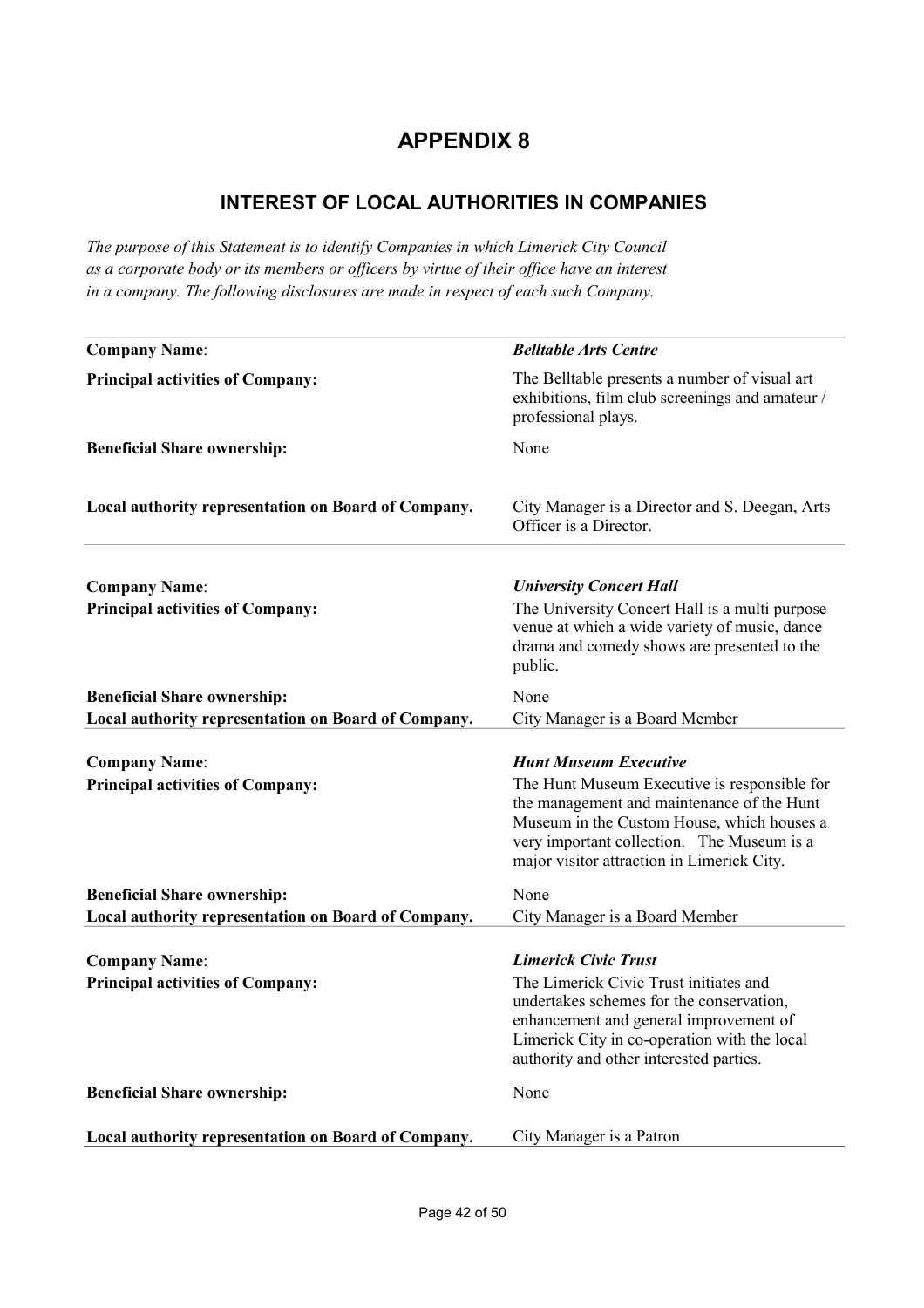# APPENDIX 8

## INTEREST OF LOCAL AUTHORITIES IN COMPANIES

*The purpose of this Statement is to identify Companies in which Limerick City Council as a corporate body or its members or officers by virtue of their office have an interest in a company. The following disclosures are made in respect of each such Company.*

| | |
|---|---|
| **Company Name**: | ***Belltable Arts Centre*** |
| **Principal activities of Company:** | The Belltable presents a number of visual art exhibitions, film club screenings and amateur / professional plays. |
| **Beneficial Share ownership:** | None |
| **Local authority representation on Board of Company.** | City Manager is a Director and S. Deegan, Arts Officer is a Director. |

| | |
|---|---|
| **Company Name**: | ***University Concert Hall*** |
| **Principal activities of Company:** | The University Concert Hall is a multi purpose venue at which a wide variety of music, dance drama and comedy shows are presented to the public. |
| **Beneficial Share ownership:** | None |
| **Local authority representation on Board of Company.** | City Manager is a Board Member |

| | |
|---|---|
| **Company Name**: | ***Hunt Museum Executive*** |
| **Principal activities of Company:** | The Hunt Museum Executive is responsible for the management and maintenance of the Hunt Museum in the Custom House, which houses a very important collection. The Museum is a major visitor attraction in Limerick City. |
| **Beneficial Share ownership:** | None |
| **Local authority representation on Board of Company.** | City Manager is a Board Member |

| | |
|---|---|
| **Company Name**: | ***Limerick Civic Trust*** |
| **Principal activities of Company:** | The Limerick Civic Trust initiates and undertakes schemes for the conservation, enhancement and general improvement of Limerick City in co-operation with the local authority and other interested parties. |
| **Beneficial Share ownership:** | None |
| **Local authority representation on Board of Company.** | City Manager is a Patron |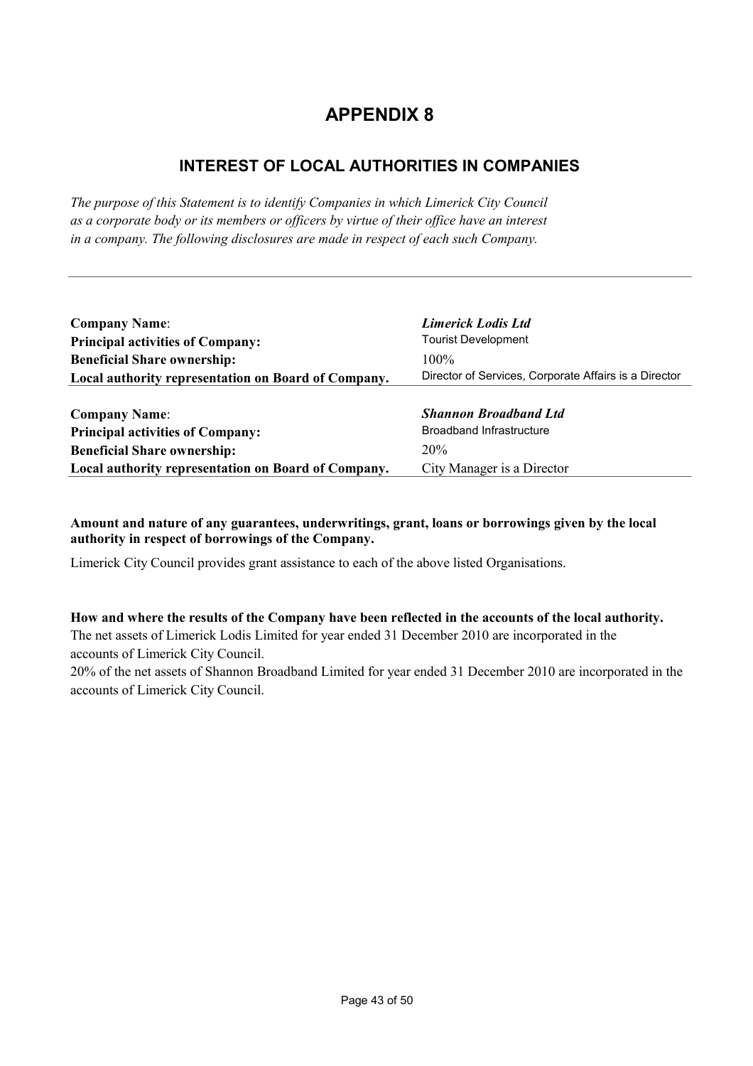# APPENDIX 8

## INTEREST OF LOCAL AUTHORITIES IN COMPANIES

*The purpose of this Statement is to identify Companies in which Limerick City Council as a corporate body or its members or officers by virtue of their office have an interest in a company. The following disclosures are made in respect of each such Company.*

---

| | |
|---|---|
| **Company Name**: | ***Limerick Lodis Ltd*** |
| **Principal activities of Company:** | Tourist Development |
| **Beneficial Share ownership:** | 100% |
| **Local authority representation on Board of Company.** | Director of Services, Corporate Affairs is a Director |
| **Company Name**: | ***Shannon Broadband Ltd*** |
| **Principal activities of Company:** | Broadband Infrastructure |
| **Beneficial Share ownership:** | 20% |
| **Local authority representation on Board of Company.** | City Manager is a Director |

**Amount and nature of any guarantees, underwritings, grant, loans or borrowings given by the local authority in respect of borrowings of the Company.**

Limerick City Council provides grant assistance to each of the above listed Organisations.

**How and where the results of the Company have been reflected in the accounts of the local authority.**

The net assets of Limerick Lodis Limited for year ended 31 December 2010 are incorporated in the accounts of Limerick City Council.

20% of the net assets of Shannon Broadband Limited for year ended 31 December 2010 are incorporated in the accounts of Limerick City Council.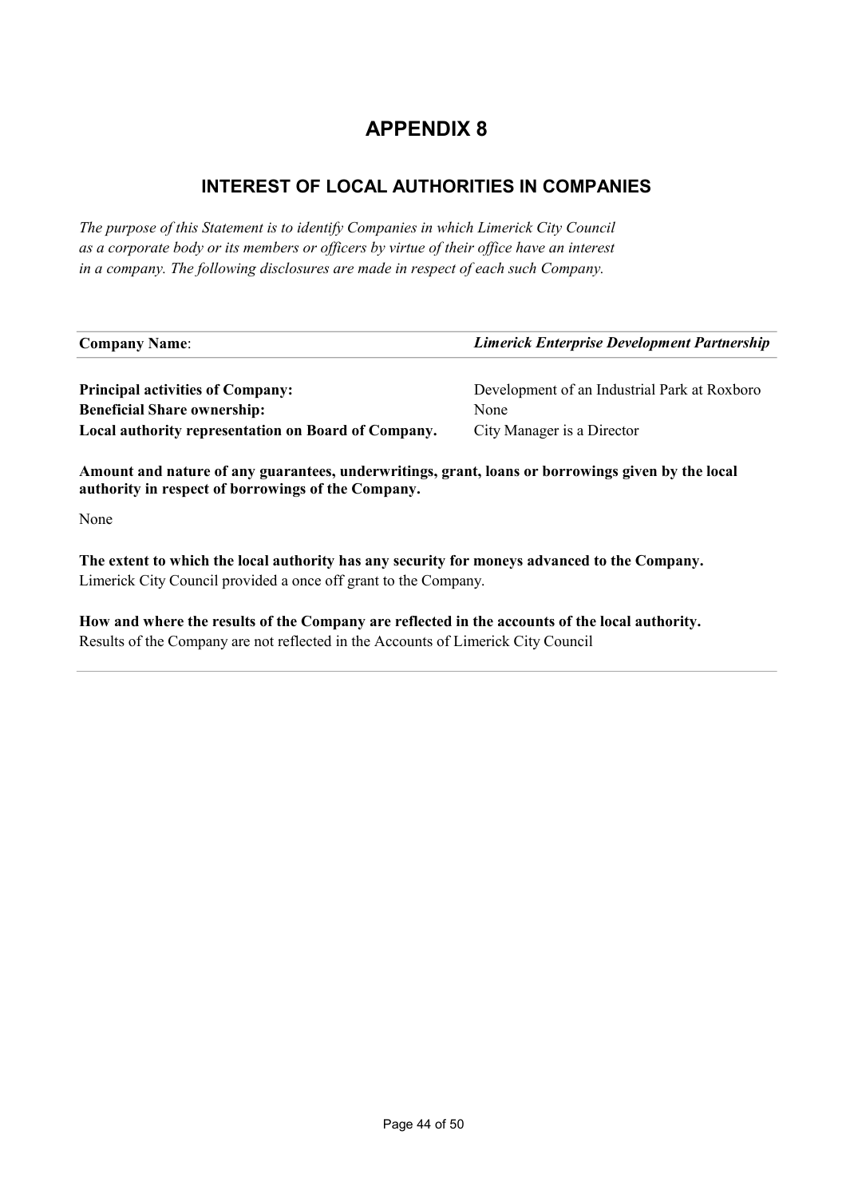# APPENDIX 8

## INTEREST OF LOCAL AUTHORITIES IN COMPANIES

*The purpose of this Statement is to identify Companies in which Limerick City Council as a corporate body or its members or officers by virtue of their office have an interest in a company. The following disclosures are made in respect of each such Company.*

---

| **Company Name**: | ***Limerick Enterprise Development Partnership*** |
|---|---|
| **Principal activities of Company:** | Development of an Industrial Park at Roxboro |
| **Beneficial Share ownership:** | None |
| **Local authority representation on Board of Company.** | City Manager is a Director |

**Amount and nature of any guarantees, underwritings, grant, loans or borrowings given by the local authority in respect of borrowings of the Company.**

None

**The extent to which the local authority has any security for moneys advanced to the Company.**
Limerick City Council provided a once off grant to the Company.

**How and where the results of the Company are reflected in the accounts of the local authority.**
Results of the Company are not reflected in the Accounts of Limerick City Council

---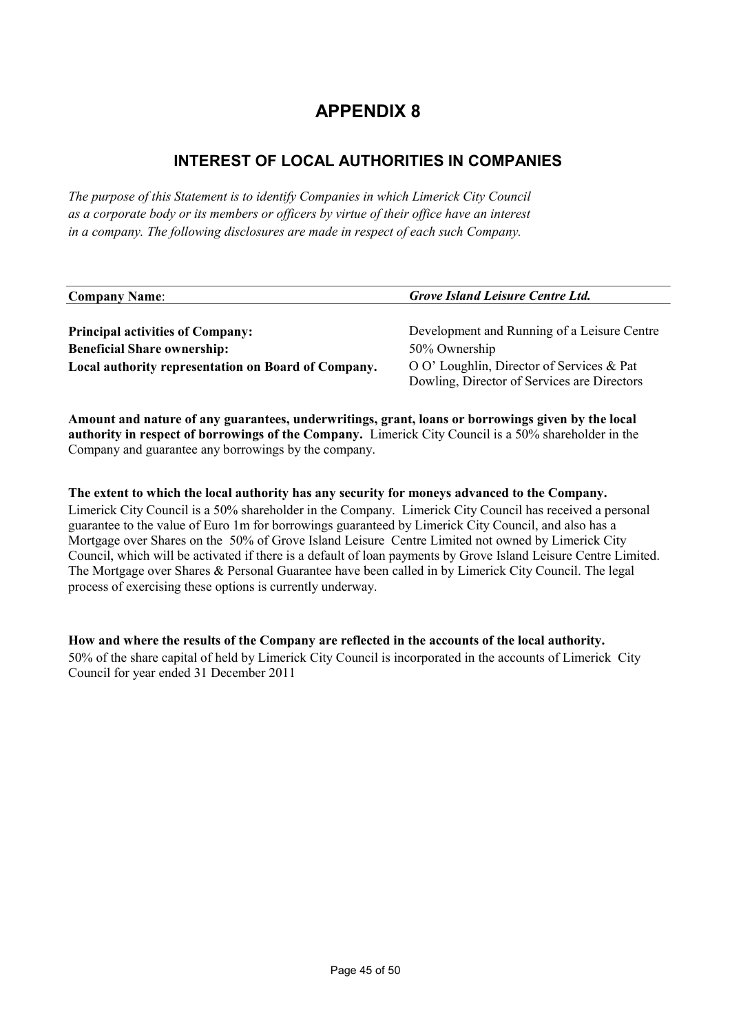# APPENDIX 8

## INTEREST OF LOCAL AUTHORITIES IN COMPANIES

*The purpose of this Statement is to identify Companies in which Limerick City Council as a corporate body or its members or officers by virtue of their office have an interest in a company. The following disclosures are made in respect of each such Company.*

| **Company Name**: | ***Grove Island Leisure Centre Ltd.*** |
|---|---|
| **Principal activities of Company:** | Development and Running of a Leisure Centre |
| **Beneficial Share ownership:** | 50% Ownership |
| **Local authority representation on Board of Company.** | O O' Loughlin, Director of Services & Pat Dowling, Director of Services are Directors |

**Amount and nature of any guarantees, underwritings, grant, loans or borrowings given by the local authority in respect of borrowings of the Company.** Limerick City Council is a 50% shareholder in the Company and guarantee any borrowings by the company.

**The extent to which the local authority has any security for moneys advanced to the Company.**
Limerick City Council is a 50% shareholder in the Company. Limerick City Council has received a personal guarantee to the value of Euro 1m for borrowings guaranteed by Limerick City Council, and also has a Mortgage over Shares on the 50% of Grove Island Leisure Centre Limited not owned by Limerick City Council, which will be activated if there is a default of loan payments by Grove Island Leisure Centre Limited. The Mortgage over Shares & Personal Guarantee have been called in by Limerick City Council. The legal process of exercising these options is currently underway.

**How and where the results of the Company are reflected in the accounts of the local authority.**
50% of the share capital of held by Limerick City Council is incorporated in the accounts of Limerick City Council for year ended 31 December 2011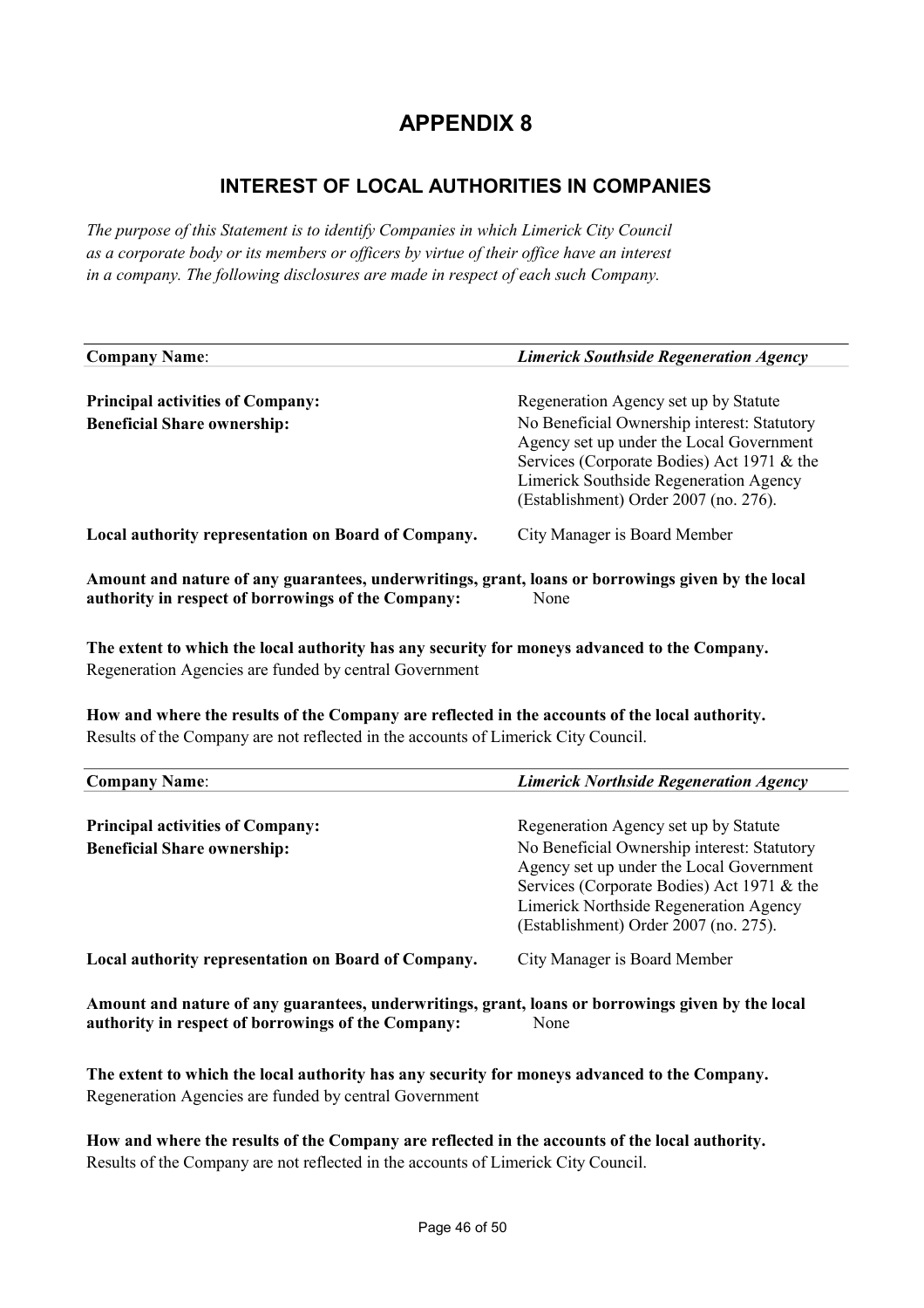# APPENDIX 8

## INTEREST OF LOCAL AUTHORITIES IN COMPANIES

*The purpose of this Statement is to identify Companies in which Limerick City Council as a corporate body or its members or officers by virtue of their office have an interest in a company. The following disclosures are made in respect of each such Company.*

| **Company Name**: | ***Limerick Southside Regeneration Agency*** |
|---|---|
| **Principal activities of Company:** | Regeneration Agency set up by Statute |
| **Beneficial Share ownership:** | No Beneficial Ownership interest: Statutory Agency set up under the Local Government Services (Corporate Bodies) Act 1971 & the Limerick Southside Regeneration Agency (Establishment) Order 2007 (no. 276). |
| **Local authority representation on Board of Company.** | City Manager is Board Member |

**Amount and nature of any guarantees, underwritings, grant, loans or borrowings given by the local authority in respect of borrowings of the Company:** None

**The extent to which the local authority has any security for moneys advanced to the Company.**
Regeneration Agencies are funded by central Government

**How and where the results of the Company are reflected in the accounts of the local authority.**
Results of the Company are not reflected in the accounts of Limerick City Council.

| **Company Name**: | ***Limerick Northside Regeneration Agency*** |
|---|---|
| **Principal activities of Company:** | Regeneration Agency set up by Statute |
| **Beneficial Share ownership:** | No Beneficial Ownership interest: Statutory Agency set up under the Local Government Services (Corporate Bodies) Act 1971 & the Limerick Northside Regeneration Agency (Establishment) Order 2007 (no. 275). |
| **Local authority representation on Board of Company.** | City Manager is Board Member |

**Amount and nature of any guarantees, underwritings, grant, loans or borrowings given by the local authority in respect of borrowings of the Company:** None

**The extent to which the local authority has any security for moneys advanced to the Company.**
Regeneration Agencies are funded by central Government

**How and where the results of the Company are reflected in the accounts of the local authority.**
Results of the Company are not reflected in the accounts of Limerick City Council.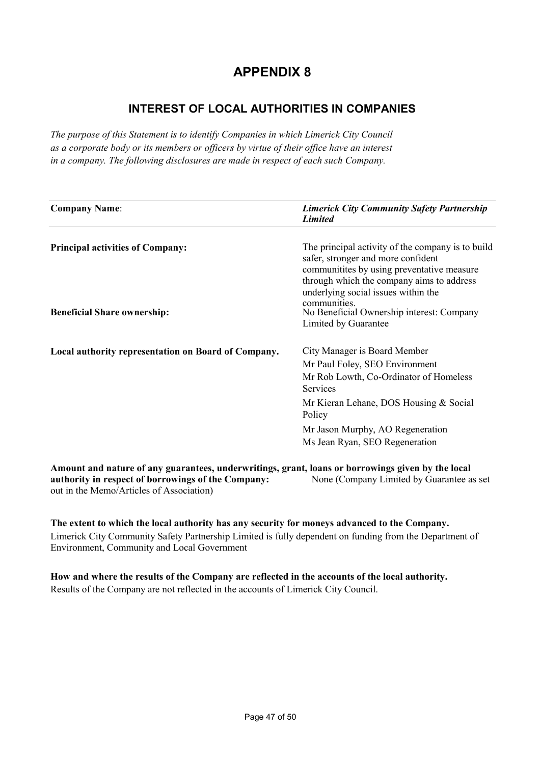# APPENDIX 8

## INTEREST OF LOCAL AUTHORITIES IN COMPANIES

*The purpose of this Statement is to identify Companies in which Limerick City Council as a corporate body or its members or officers by virtue of their office have an interest in a company. The following disclosures are made in respect of each such Company.*

| **Company Name**: | ***Limerick City Community Safety Partnership Limited*** |
|---|---|
| **Principal activities of Company:** | The principal activity of the company is to build safer, stronger and more confident communitites by using preventative measure through which the company aims to address underlying social issues within the communities. |
| **Beneficial Share ownership:** | No Beneficial Ownership interest: Company Limited by Guarantee |
| **Local authority representation on Board of Company.** | City Manager is Board Member<br>Mr Paul Foley, SEO Environment<br>Mr Rob Lowth, Co-Ordinator of Homeless Services<br>Mr Kieran Lehane, DOS Housing & Social Policy<br>Mr Jason Murphy, AO Regeneration<br>Ms Jean Ryan, SEO Regeneration |

**Amount and nature of any guarantees, underwritings, grant, loans or borrowings given by the local authority in respect of borrowings of the Company:** None (Company Limited by Guarantee as set out in the Memo/Articles of Association)

**The extent to which the local authority has any security for moneys advanced to the Company.**
Limerick City Community Safety Partnership Limited is fully dependent on funding from the Department of Environment, Community and Local Government

**How and where the results of the Company are reflected in the accounts of the local authority.**
Results of the Company are not reflected in the accounts of Limerick City Council.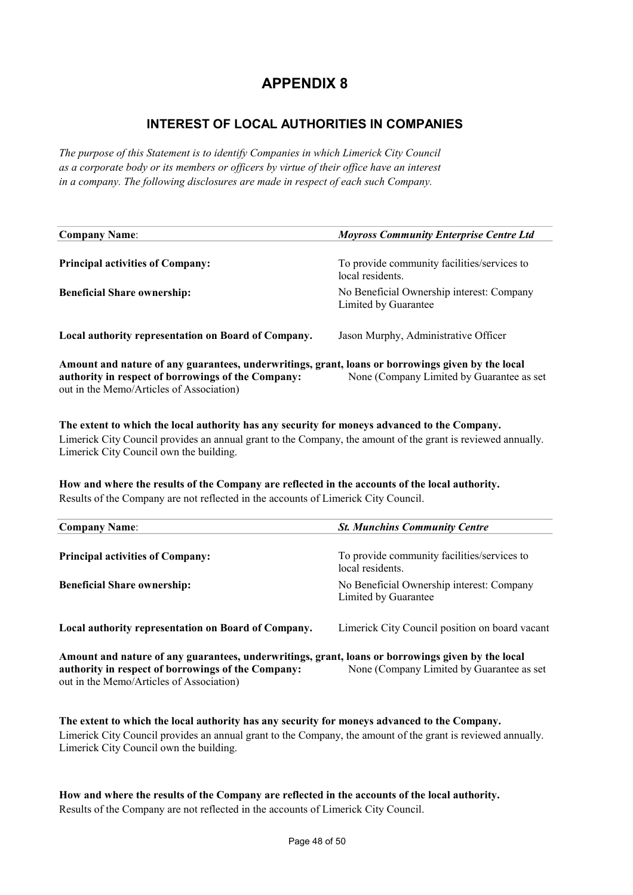# APPENDIX 8

## INTEREST OF LOCAL AUTHORITIES IN COMPANIES

*The purpose of this Statement is to identify Companies in which Limerick City Council as a corporate body or its members or officers by virtue of their office have an interest in a company. The following disclosures are made in respect of each such Company.*

| **Company Name**: | ***Moyross Community Enterprise Centre Ltd*** |
|---|---|
| **Principal activities of Company:** | To provide community facilities/services to local residents. |
| **Beneficial Share ownership:** | No Beneficial Ownership interest: Company Limited by Guarantee |
| **Local authority representation on Board of Company.** | Jason Murphy, Administrative Officer |

**Amount and nature of any guarantees, underwritings, grant, loans or borrowings given by the local authority in respect of borrowings of the Company:** None (Company Limited by Guarantee as set out in the Memo/Articles of Association)

**The extent to which the local authority has any security for moneys advanced to the Company.**
Limerick City Council provides an annual grant to the Company, the amount of the grant is reviewed annually. Limerick City Council own the building.

**How and where the results of the Company are reflected in the accounts of the local authority.**
Results of the Company are not reflected in the accounts of Limerick City Council.

| **Company Name**: | ***St. Munchins Community Centre*** |
|---|---|
| **Principal activities of Company:** | To provide community facilities/services to local residents. |
| **Beneficial Share ownership:** | No Beneficial Ownership interest: Company Limited by Guarantee |
| **Local authority representation on Board of Company.** | Limerick City Council position on board vacant |

**Amount and nature of any guarantees, underwritings, grant, loans or borrowings given by the local authority in respect of borrowings of the Company:** None (Company Limited by Guarantee as set out in the Memo/Articles of Association)

**The extent to which the local authority has any security for moneys advanced to the Company.**
Limerick City Council provides an annual grant to the Company, the amount of the grant is reviewed annually. Limerick City Council own the building.

**How and where the results of the Company are reflected in the accounts of the local authority.**
Results of the Company are not reflected in the accounts of Limerick City Council.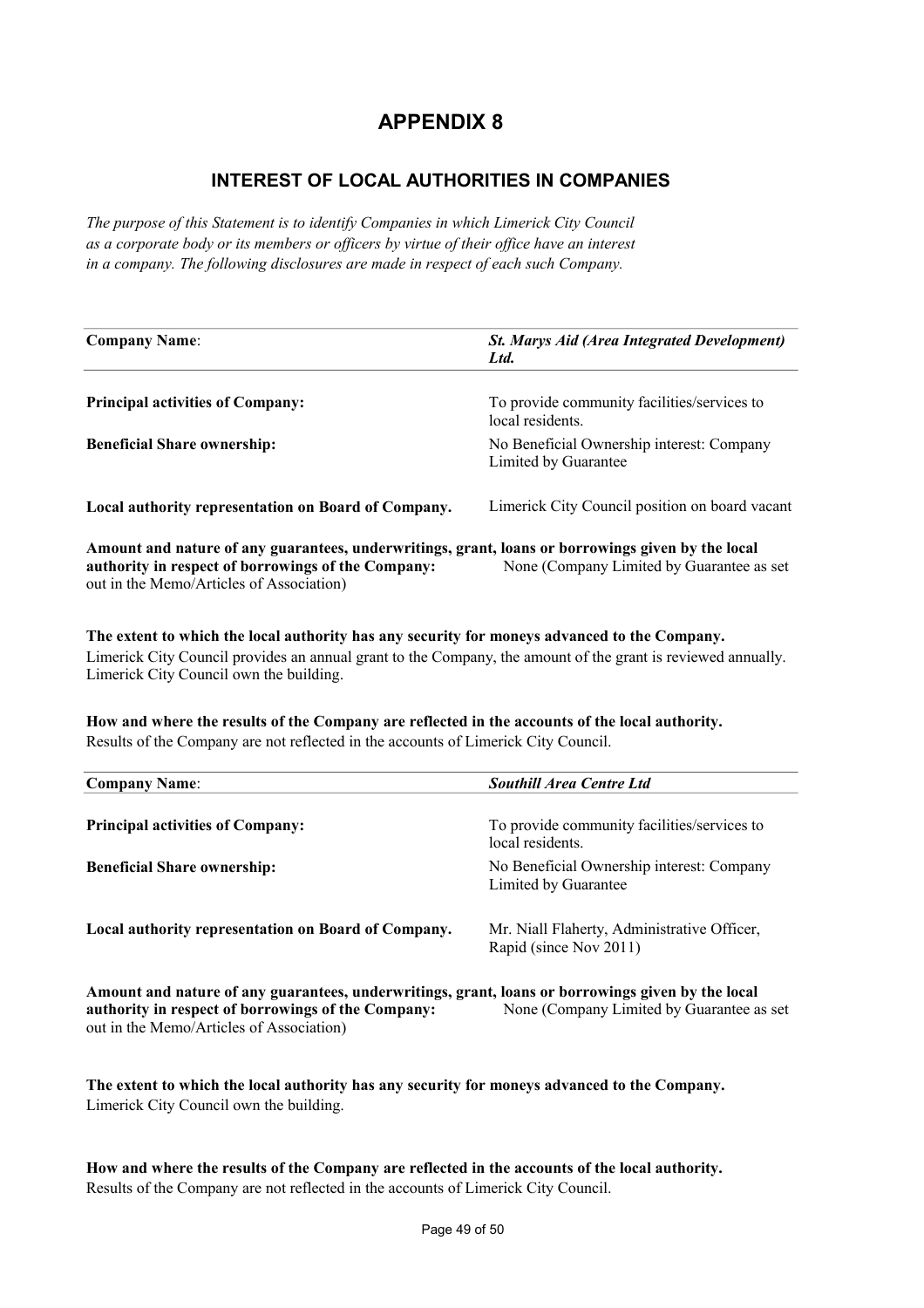# APPENDIX 8

## INTEREST OF LOCAL AUTHORITIES IN COMPANIES

*The purpose of this Statement is to identify Companies in which Limerick City Council as a corporate body or its members or officers by virtue of their office have an interest in a company. The following disclosures are made in respect of each such Company.*

| **Company Name**: | ***St. Marys Aid (Area Integrated Development) Ltd.*** |
|---|---|
| **Principal activities of Company:** | To provide community facilities/services to local residents. |
| **Beneficial Share ownership:** | No Beneficial Ownership interest: Company Limited by Guarantee |
| **Local authority representation on Board of Company.** | Limerick City Council position on board vacant |

**Amount and nature of any guarantees, underwritings, grant, loans or borrowings given by the local authority in respect of borrowings of the Company:** None (Company Limited by Guarantee as set out in the Memo/Articles of Association)

**The extent to which the local authority has any security for moneys advanced to the Company.**
Limerick City Council provides an annual grant to the Company, the amount of the grant is reviewed annually. Limerick City Council own the building.

**How and where the results of the Company are reflected in the accounts of the local authority.**
Results of the Company are not reflected in the accounts of Limerick City Council.

| **Company Name**: | ***Southill Area Centre Ltd*** |
|---|---|
| **Principal activities of Company:** | To provide community facilities/services to local residents. |
| **Beneficial Share ownership:** | No Beneficial Ownership interest: Company Limited by Guarantee |
| **Local authority representation on Board of Company.** | Mr. Niall Flaherty, Administrative Officer, Rapid (since Nov 2011) |

**Amount and nature of any guarantees, underwritings, grant, loans or borrowings given by the local authority in respect of borrowings of the Company:** None (Company Limited by Guarantee as set out in the Memo/Articles of Association)

**The extent to which the local authority has any security for moneys advanced to the Company.**
Limerick City Council own the building.

**How and where the results of the Company are reflected in the accounts of the local authority.**
Results of the Company are not reflected in the accounts of Limerick City Council.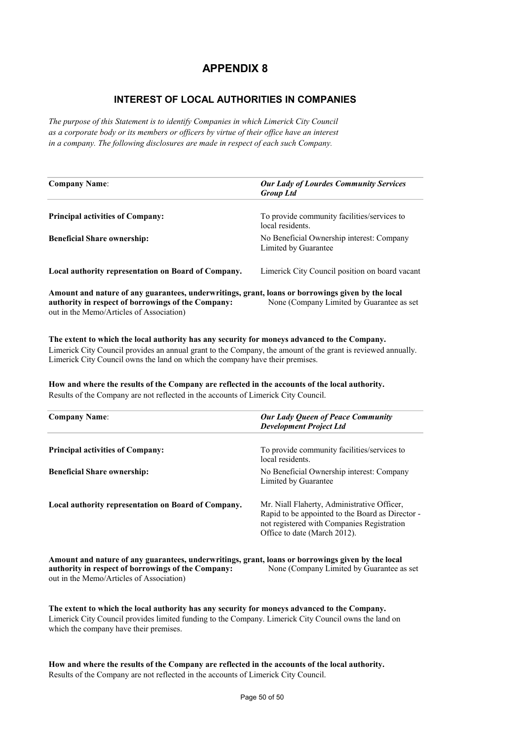# APPENDIX 8

## INTEREST OF LOCAL AUTHORITIES IN COMPANIES

*The purpose of this Statement is to identify Companies in which Limerick City Council as a corporate body or its members or officers by virtue of their office have an interest in a company. The following disclosures are made in respect of each such Company.*

| | |
|---|---|
| **Company Name**: | ***Our Lady of Lourdes Community Services Group Ltd*** |
| **Principal activities of Company:** | To provide community facilities/services to local residents. |
| **Beneficial Share ownership:** | No Beneficial Ownership interest: Company Limited by Guarantee |
| **Local authority representation on Board of Company.** | Limerick City Council position on board vacant |

**Amount and nature of any guarantees, underwritings, grant, loans or borrowings given by the local authority in respect of borrowings of the Company:** None (Company Limited by Guarantee as set out in the Memo/Articles of Association)

**The extent to which the local authority has any security for moneys advanced to the Company.**
Limerick City Council provides an annual grant to the Company, the amount of the grant is reviewed annually. Limerick City Council owns the land on which the company have their premises.

**How and where the results of the Company are reflected in the accounts of the local authority.**
Results of the Company are not reflected in the accounts of Limerick City Council.

| | |
|---|---|
| **Company Name**: | ***Our Lady Queen of Peace Community Development Project Ltd*** |
| **Principal activities of Company:** | To provide community facilities/services to local residents. |
| **Beneficial Share ownership:** | No Beneficial Ownership interest: Company Limited by Guarantee |
| **Local authority representation on Board of Company.** | Mr. Niall Flaherty, Administrative Officer, Rapid to be appointed to the Board as Director - not registered with Companies Registration Office to date (March 2012). |

**Amount and nature of any guarantees, underwritings, grant, loans or borrowings given by the local authority in respect of borrowings of the Company:** None (Company Limited by Guarantee as set out in the Memo/Articles of Association)

**The extent to which the local authority has any security for moneys advanced to the Company.**
Limerick City Council provides limited funding to the Company. Limerick City Council owns the land on which the company have their premises.

**How and where the results of the Company are reflected in the accounts of the local authority.**
Results of the Company are not reflected in the accounts of Limerick City Council.